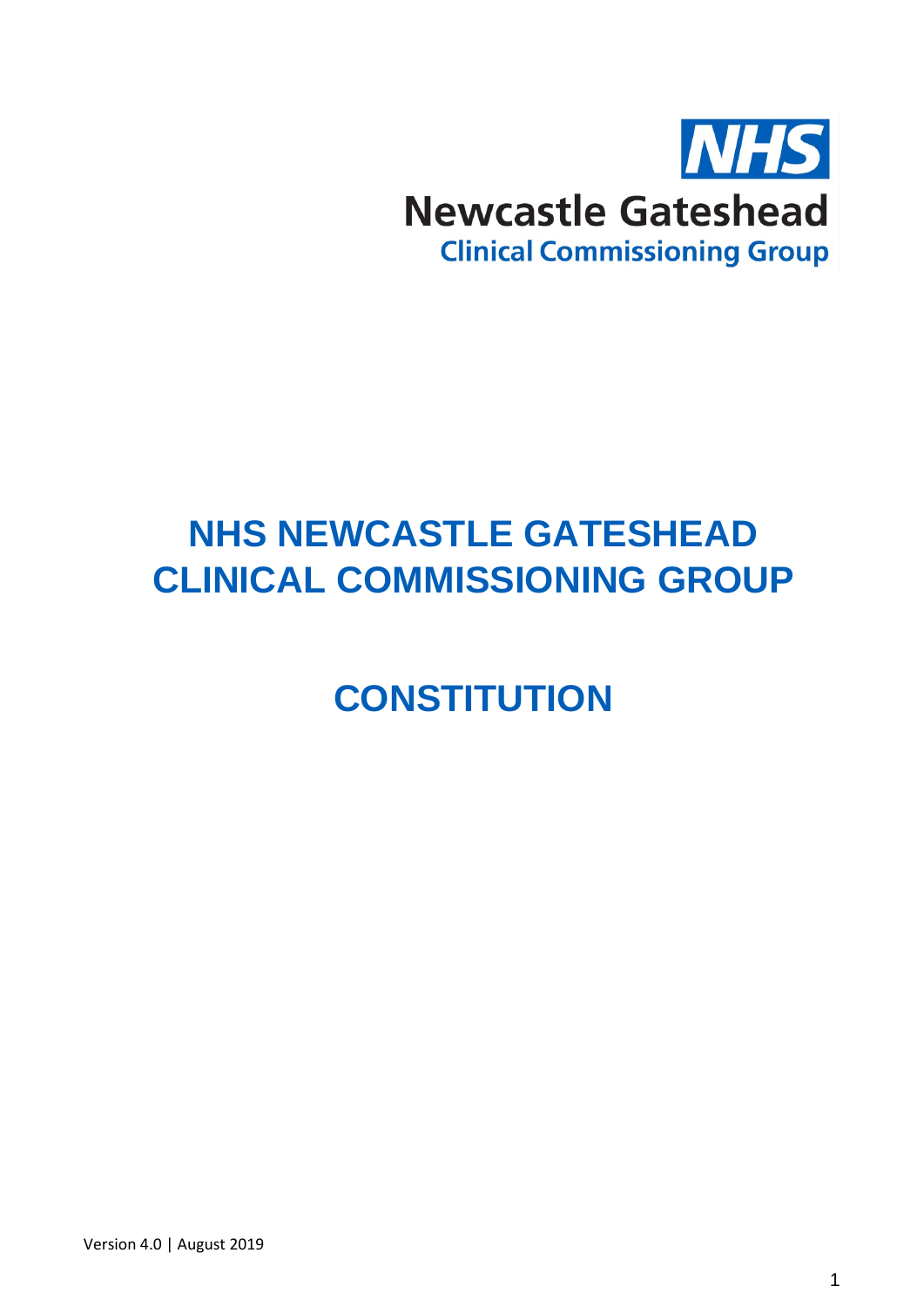NHS

Newcastle Gateshead

Clinical Commissioning Group

# NHS NEWCASTLE GATESHEAD CLINICAL COMMISSIONING GROUP

# CONSTITUTION

Version 4.0 | August 2019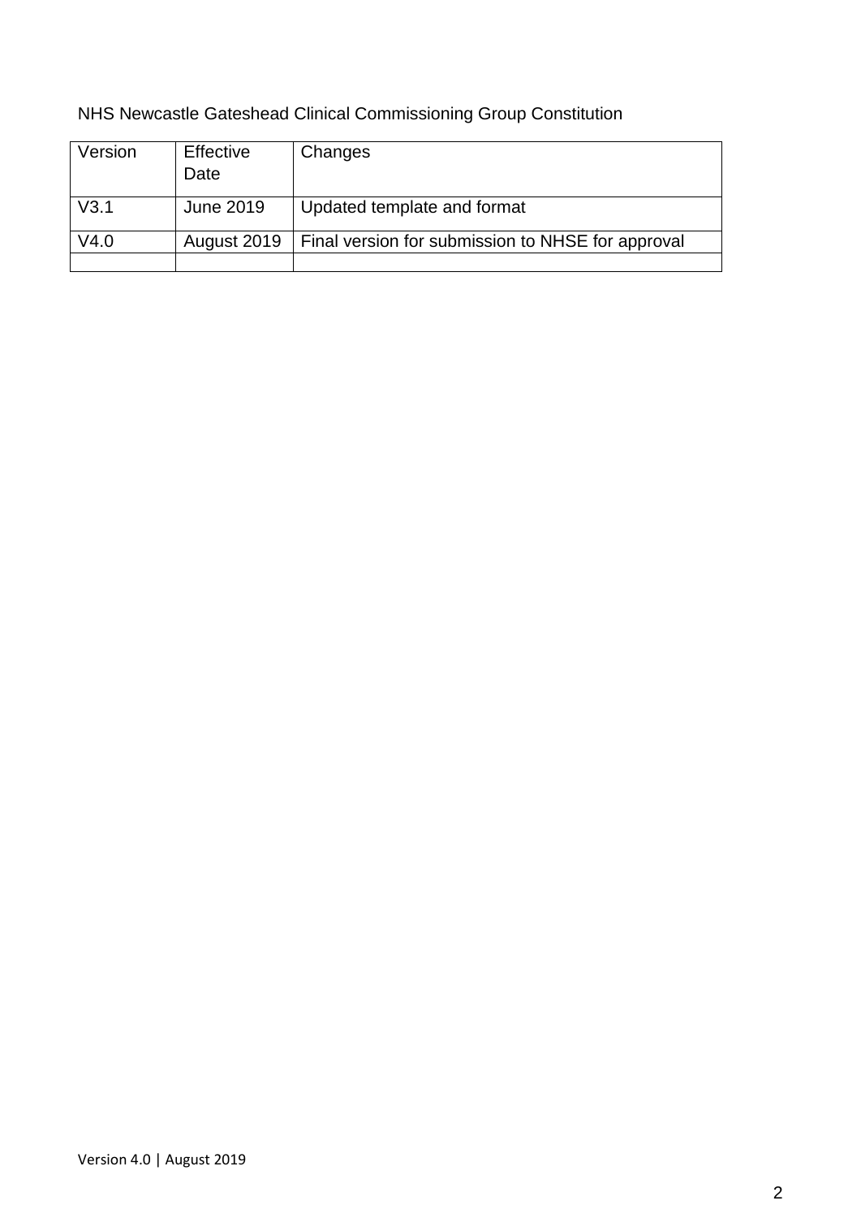NHS Newcastle Gateshead Clinical Commissioning Group Constitution

| Version | Effective Date | Changes |
| --- | --- | --- |
| V3.1 | June 2019 | Updated template and format |
| V4.0 | August 2019 | Final version for submission to NHSE for approval |
| | | |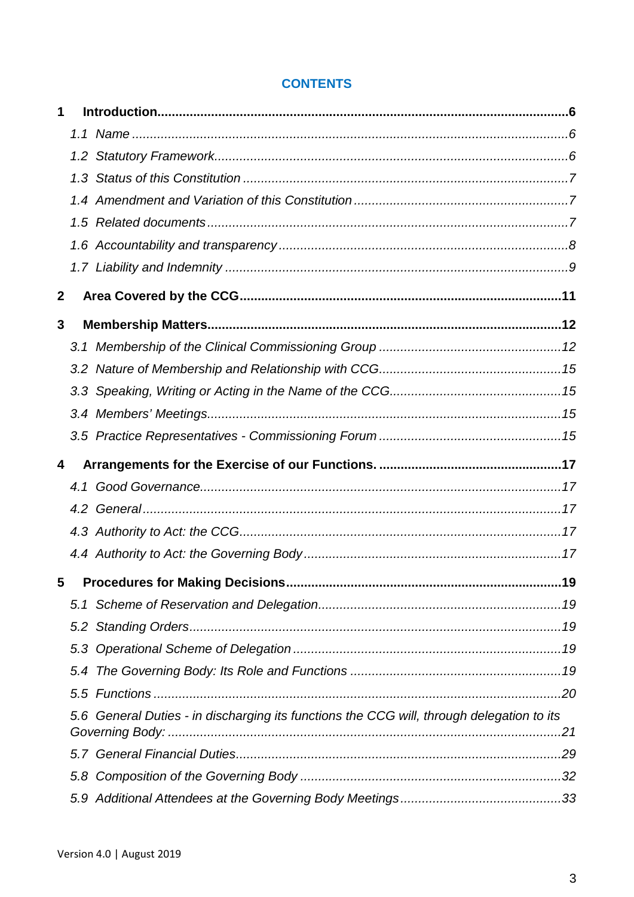## CONTENTS

**1 Introduction ........................................................ 6**

*1.1 Name ........................................................ 6*

*1.2 Statutory Framework ........................................................ 6*

*1.3 Status of this Constitution ........................................................ 7*

*1.4 Amendment and Variation of this Constitution ........................................................ 7*

*1.5 Related documents ........................................................ 7*

*1.6 Accountability and transparency ........................................................ 8*

*1.7 Liability and Indemnity ........................................................ 9*

**2 Area Covered by the CCG ........................................................ 11**

**3 Membership Matters ........................................................ 12**

*3.1 Membership of the Clinical Commissioning Group ........................................................ 12*

*3.2 Nature of Membership and Relationship with CCG ........................................................ 15*

*3.3 Speaking, Writing or Acting in the Name of the CCG ........................................................ 15*

*3.4 Members' Meetings ........................................................ 15*

*3.5 Practice Representatives - Commissioning Forum ........................................................ 15*

**4 Arrangements for the Exercise of our Functions. ........................................................ 17**

*4.1 Good Governance ........................................................ 17*

*4.2 General ........................................................ 17*

*4.3 Authority to Act: the CCG ........................................................ 17*

*4.4 Authority to Act: the Governing Body ........................................................ 17*

**5 Procedures for Making Decisions ........................................................ 19**

*5.1 Scheme of Reservation and Delegation ........................................................ 19*

*5.2 Standing Orders ........................................................ 19*

*5.3 Operational Scheme of Delegation ........................................................ 19*

*5.4 The Governing Body: Its Role and Functions ........................................................ 19*

*5.5 Functions ........................................................ 20*

*5.6 General Duties - in discharging its functions the CCG will, through delegation to its Governing Body: ........................................................ 21*

*5.7 General Financial Duties ........................................................ 29*

*5.8 Composition of the Governing Body ........................................................ 32*

*5.9 Additional Attendees at the Governing Body Meetings ........................................................ 33*

Version 4.0 | August 2019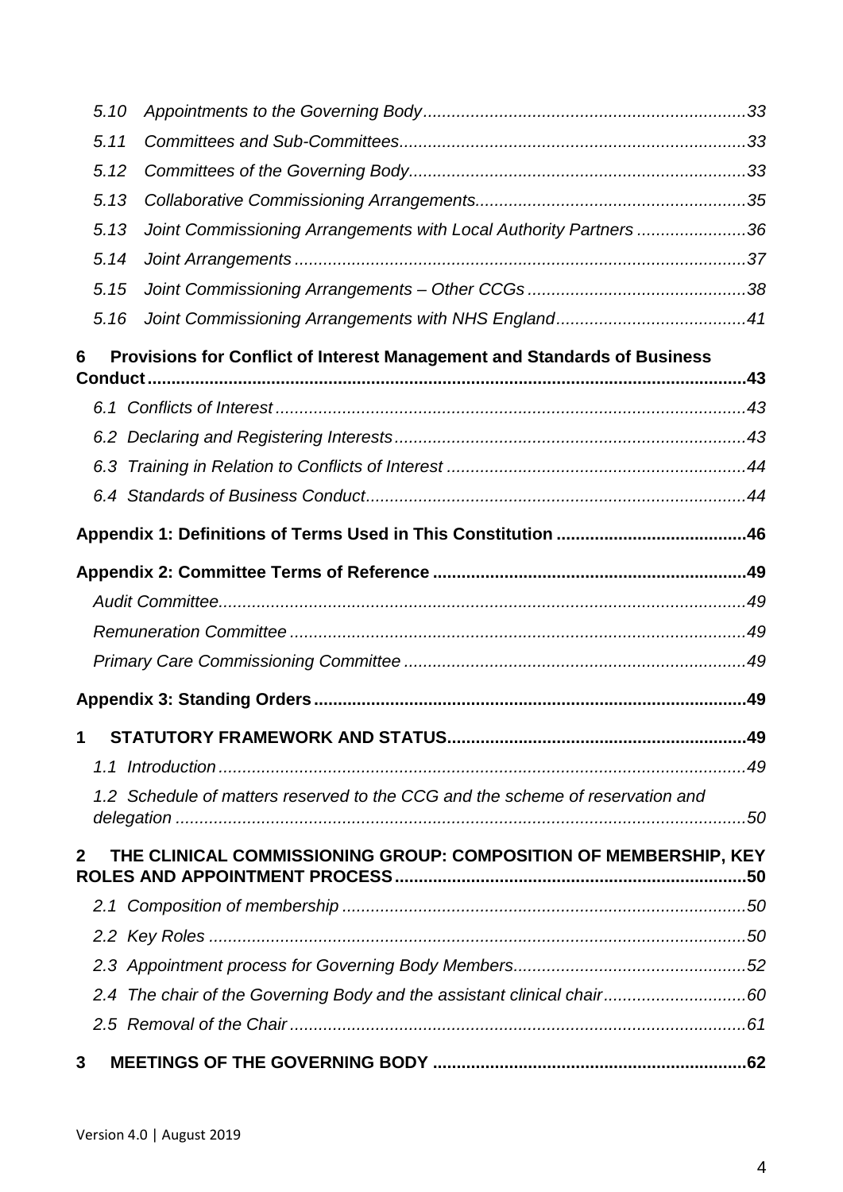*5.10 Appointments to the Governing Body ...................................................................33*

*5.11 Committees and Sub-Committees........................................................................33*

*5.12 Committees of the Governing Body......................................................................33*

*5.13 Collaborative Commissioning Arrangements.........................................................35*

*5.13 Joint Commissioning Arrangements with Local Authority Partners .......................36*

*5.14 Joint Arrangements ..............................................................................................37*

*5.15 Joint Commissioning Arrangements – Other CCGs ..............................................38*

*5.16 Joint Commissioning Arrangements with NHS England........................................41*

**6 Provisions for Conflict of Interest Management and Standards of Business Conduct...........................................................................................................................43**

*6.1 Conflicts of Interest ..................................................................................................43*

*6.2 Declaring and Registering Interests.........................................................................43*

*6.3 Training in Relation to Conflicts of Interest ..............................................................44*

*6.4 Standards of Business Conduct...............................................................................44*

**Appendix 1: Definitions of Terms Used in This Constitution ........................................46**

**Appendix 2: Committee Terms of Reference .................................................................49**

*Audit Committee.............................................................................................................49*

*Remuneration Committee ..............................................................................................49*

*Primary Care Commissioning Committee .......................................................................49*

**Appendix 3: Standing Orders..........................................................................................49**

**1 STATUTORY FRAMEWORK AND STATUS...............................................................49**

*1.1 Introduction .............................................................................................................49*

*1.2 Schedule of matters reserved to the CCG and the scheme of reservation and delegation .......................................................................................................................50*

**2 THE CLINICAL COMMISSIONING GROUP: COMPOSITION OF MEMBERSHIP, KEY ROLES AND APPOINTMENT PROCESS.........................................................................50**

*2.1 Composition of membership ....................................................................................50*

*2.2 Key Roles ................................................................................................................50*

*2.3 Appointment process for Governing Body Members................................................52*

*2.4 The chair of the Governing Body and the assistant clinical chair.............................60*

*2.5 Removal of the Chair ...............................................................................................61*

**3 MEETINGS OF THE GOVERNING BODY ..................................................................62**

Version 4.0 | August 2019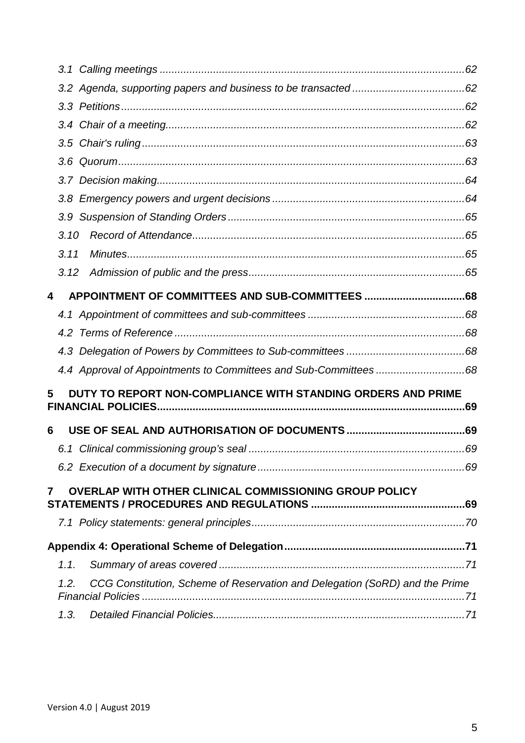*3.1 Calling meetings ...................................................................................................... 62*

*3.2 Agenda, supporting papers and business to be transacted ...................................... 62*

*3.3 Petitions ................................................................................................................... 62*

*3.4 Chair of a meeting.................................................................................................... 62*

*3.5 Chair's ruling ............................................................................................................ 63*

*3.6 Quorum .................................................................................................................... 63*

*3.7 Decision making....................................................................................................... 64*

*3.8 Emergency powers and urgent decisions ................................................................ 64*

*3.9 Suspension of Standing Orders ................................................................................ 65*

*3.10 Record of Attendance........................................................................................... 65*

*3.11 Minutes................................................................................................................. 65*

*3.12 Admission of public and the press......................................................................... 65*

**4 APPOINTMENT OF COMMITTEES AND SUB-COMMITTEES .................................. 68**

*4.1 Appointment of committees and sub-committees ..................................................... 68*

*4.2 Terms of Reference .................................................................................................. 68*

*4.3 Delegation of Powers by Committees to Sub-committees ........................................ 68*

*4.4 Approval of Appointments to Committees and Sub-Committees .............................. 68*

**5 DUTY TO REPORT NON-COMPLIANCE WITH STANDING ORDERS AND PRIME FINANCIAL POLICIES....................................................................................................... 69**

**6 USE OF SEAL AND AUTHORISATION OF DOCUMENTS ........................................ 69**

*6.1 Clinical commissioning group's seal ......................................................................... 69*

*6.2 Execution of a document by signature ...................................................................... 69*

**7 OVERLAP WITH OTHER CLINICAL COMMISSIONING GROUP POLICY STATEMENTS / PROCEDURES AND REGULATIONS .................................................... 69**

*7.1 Policy statements: general principles ........................................................................ 70*

**Appendix 4: Operational Scheme of Delegation ............................................................ 71**

*1.1. Summary of areas covered ................................................................................... 71*

*1.2. CCG Constitution, Scheme of Reservation and Delegation (SoRD) and the Prime Financial Policies ............................................................................................................. 71*

*1.3. Detailed Financial Policies..................................................................................... 71*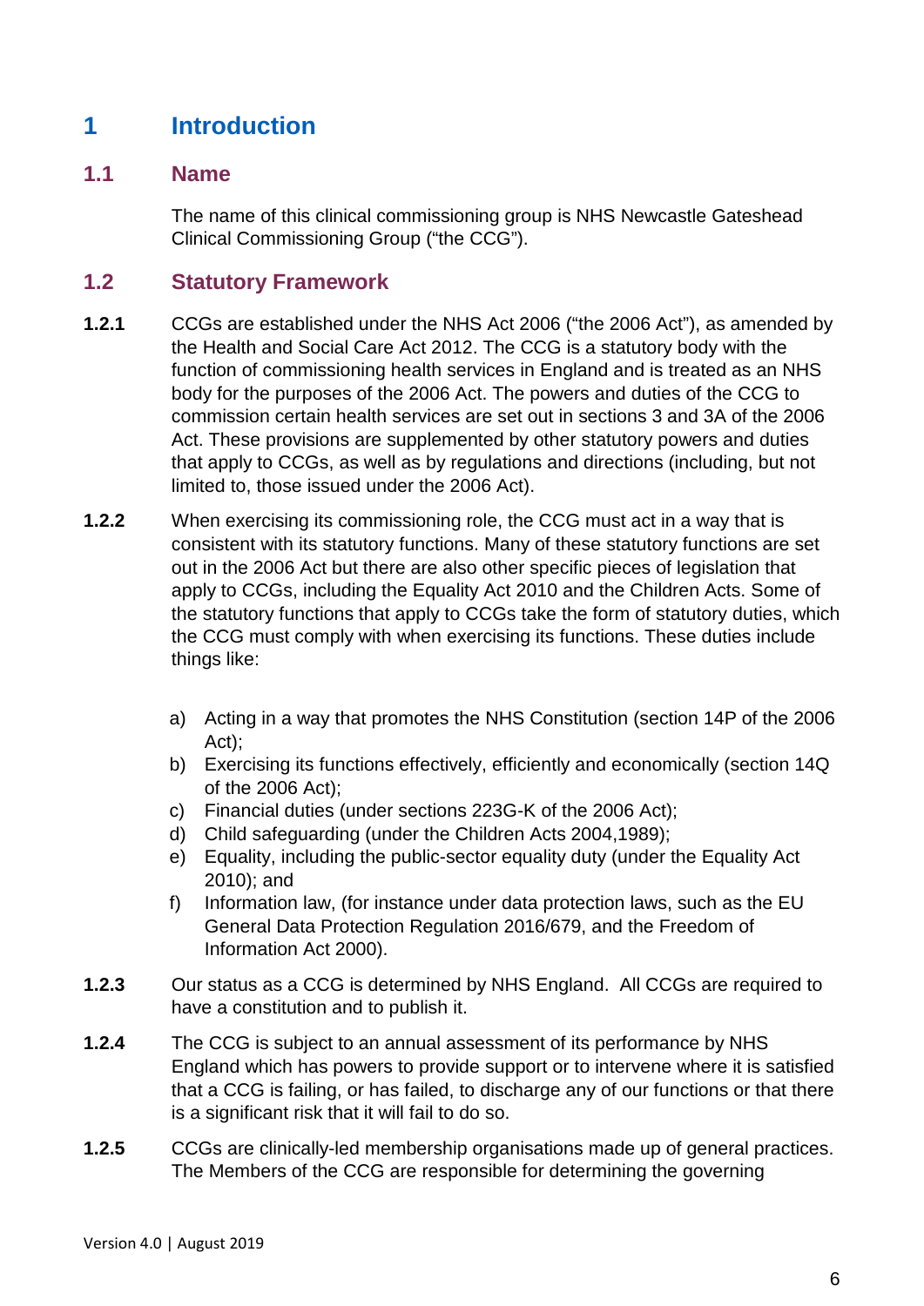# 1 Introduction

## 1.1 Name

The name of this clinical commissioning group is NHS Newcastle Gateshead Clinical Commissioning Group ("the CCG").

## 1.2 Statutory Framework

**1.2.1** CCGs are established under the NHS Act 2006 ("the 2006 Act"), as amended by the Health and Social Care Act 2012. The CCG is a statutory body with the function of commissioning health services in England and is treated as an NHS body for the purposes of the 2006 Act. The powers and duties of the CCG to commission certain health services are set out in sections 3 and 3A of the 2006 Act. These provisions are supplemented by other statutory powers and duties that apply to CCGs, as well as by regulations and directions (including, but not limited to, those issued under the 2006 Act).

**1.2.2** When exercising its commissioning role, the CCG must act in a way that is consistent with its statutory functions. Many of these statutory functions are set out in the 2006 Act but there are also other specific pieces of legislation that apply to CCGs, including the Equality Act 2010 and the Children Acts. Some of the statutory functions that apply to CCGs take the form of statutory duties, which the CCG must comply with when exercising its functions. These duties include things like:

a) Acting in a way that promotes the NHS Constitution (section 14P of the 2006 Act);
b) Exercising its functions effectively, efficiently and economically (section 14Q of the 2006 Act);
c) Financial duties (under sections 223G-K of the 2006 Act);
d) Child safeguarding (under the Children Acts 2004,1989);
e) Equality, including the public-sector equality duty (under the Equality Act 2010); and
f) Information law, (for instance under data protection laws, such as the EU General Data Protection Regulation 2016/679, and the Freedom of Information Act 2000).

**1.2.3** Our status as a CCG is determined by NHS England. All CCGs are required to have a constitution and to publish it.

**1.2.4** The CCG is subject to an annual assessment of its performance by NHS England which has powers to provide support or to intervene where it is satisfied that a CCG is failing, or has failed, to discharge any of our functions or that there is a significant risk that it will fail to do so.

**1.2.5** CCGs are clinically-led membership organisations made up of general practices. The Members of the CCG are responsible for determining the governing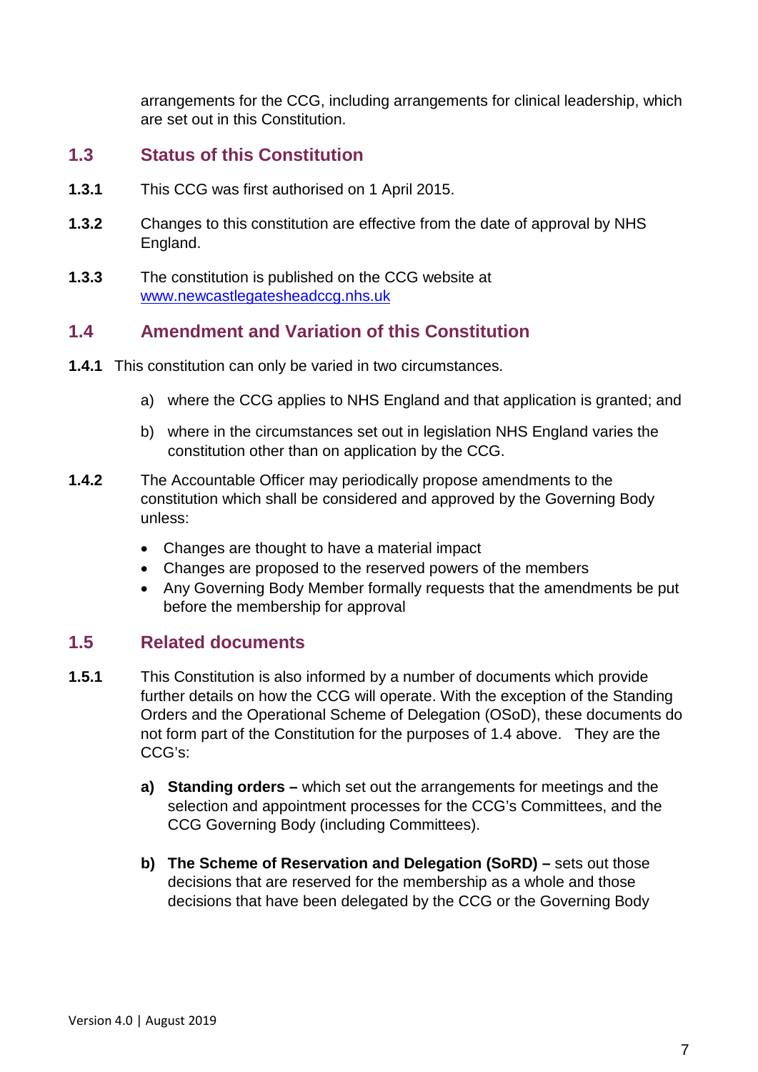arrangements for the CCG, including arrangements for clinical leadership, which are set out in this Constitution.

## 1.3 Status of this Constitution

**1.3.1** This CCG was first authorised on 1 April 2015.

**1.3.2** Changes to this constitution are effective from the date of approval by NHS England.

**1.3.3** The constitution is published on the CCG website at [www.newcastlegatesheadccg.nhs.uk](http://www.newcastlegatesheadccg.nhs.uk)

## 1.4 Amendment and Variation of this Constitution

**1.4.1** This constitution can only be varied in two circumstances.

a) where the CCG applies to NHS England and that application is granted; and

b) where in the circumstances set out in legislation NHS England varies the constitution other than on application by the CCG.

**1.4.2** The Accountable Officer may periodically propose amendments to the constitution which shall be considered and approved by the Governing Body unless:

- Changes are thought to have a material impact
- Changes are proposed to the reserved powers of the members
- Any Governing Body Member formally requests that the amendments be put before the membership for approval

## 1.5 Related documents

**1.5.1** This Constitution is also informed by a number of documents which provide further details on how the CCG will operate. With the exception of the Standing Orders and the Operational Scheme of Delegation (OSoD), these documents do not form part of the Constitution for the purposes of 1.4 above. They are the CCG's:

**a) Standing orders –** which set out the arrangements for meetings and the selection and appointment processes for the CCG's Committees, and the CCG Governing Body (including Committees).

**b) The Scheme of Reservation and Delegation (SoRD) –** sets out those decisions that are reserved for the membership as a whole and those decisions that have been delegated by the CCG or the Governing Body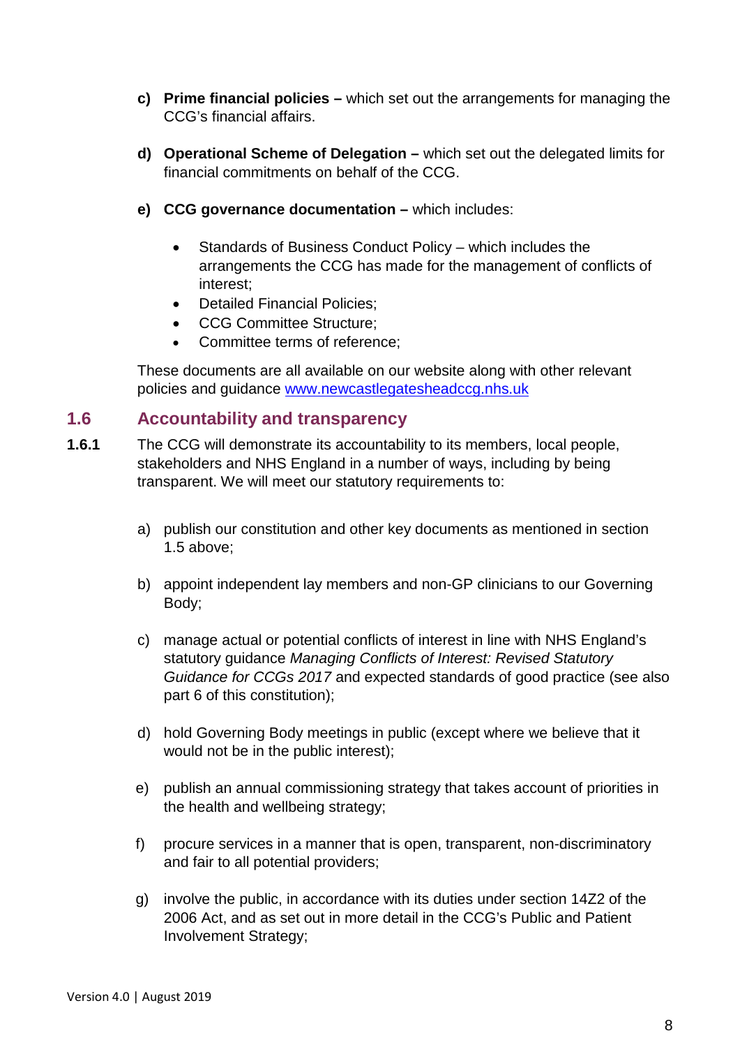c) **Prime financial policies –** which set out the arrangements for managing the CCG's financial affairs.

d) **Operational Scheme of Delegation –** which set out the delegated limits for financial commitments on behalf of the CCG.

e) **CCG governance documentation –** which includes:

- Standards of Business Conduct Policy – which includes the arrangements the CCG has made for the management of conflicts of interest;
- Detailed Financial Policies;
- CCG Committee Structure;
- Committee terms of reference;

These documents are all available on our website along with other relevant policies and guidance [www.newcastlegatesheadccg.nhs.uk](http://www.newcastlegatesheadccg.nhs.uk)

## 1.6 Accountability and transparency

**1.6.1** The CCG will demonstrate its accountability to its members, local people, stakeholders and NHS England in a number of ways, including by being transparent. We will meet our statutory requirements to:

a) publish our constitution and other key documents as mentioned in section 1.5 above;

b) appoint independent lay members and non-GP clinicians to our Governing Body;

c) manage actual or potential conflicts of interest in line with NHS England's statutory guidance *Managing Conflicts of Interest: Revised Statutory Guidance for CCGs 2017* and expected standards of good practice (see also part 6 of this constitution);

d) hold Governing Body meetings in public (except where we believe that it would not be in the public interest);

e) publish an annual commissioning strategy that takes account of priorities in the health and wellbeing strategy;

f) procure services in a manner that is open, transparent, non-discriminatory and fair to all potential providers;

g) involve the public, in accordance with its duties under section 14Z2 of the 2006 Act, and as set out in more detail in the CCG's Public and Patient Involvement Strategy;

Version 4.0 | August 2019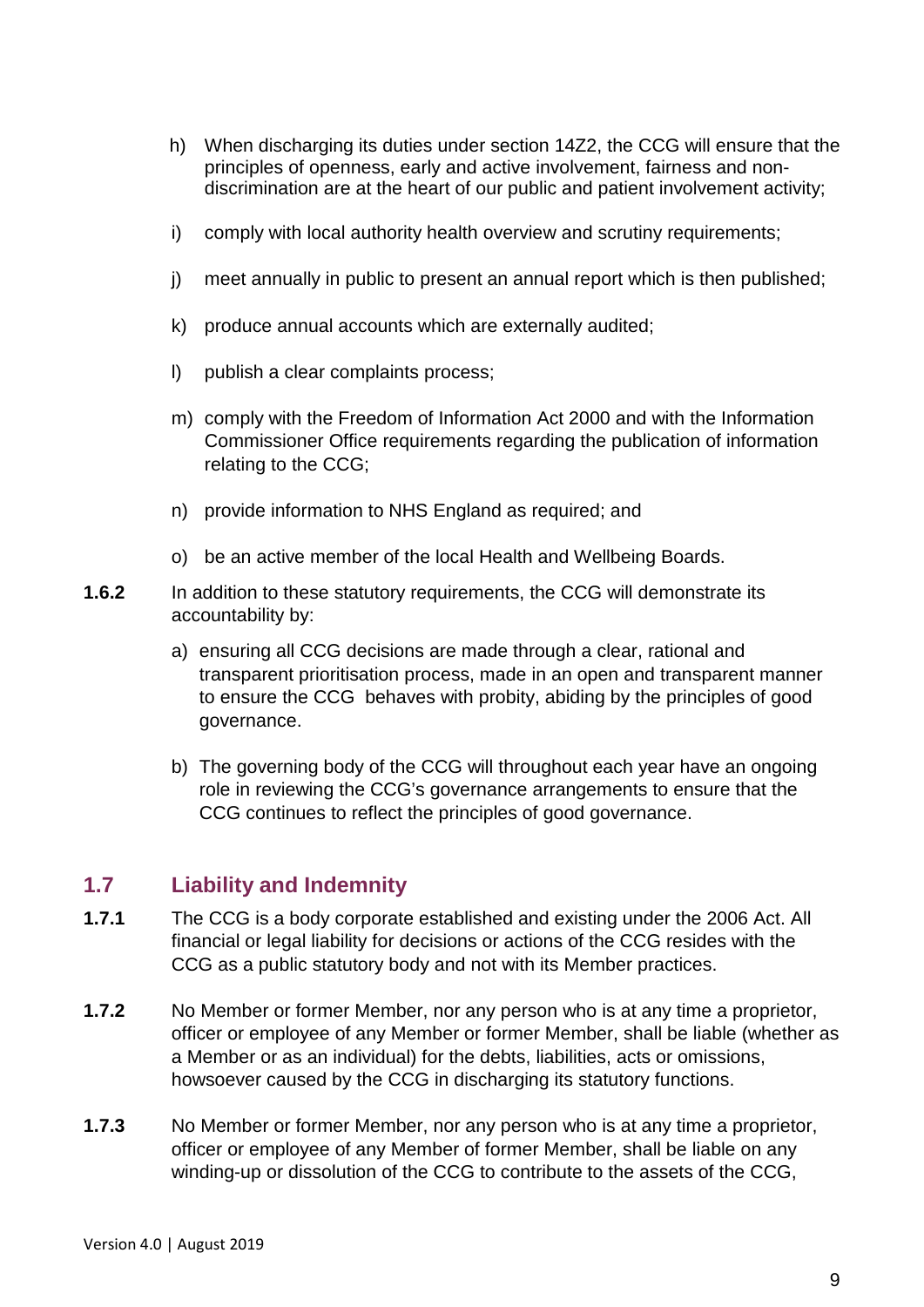h) When discharging its duties under section 14Z2, the CCG will ensure that the principles of openness, early and active involvement, fairness and non-discrimination are at the heart of our public and patient involvement activity;

i) comply with local authority health overview and scrutiny requirements;

j) meet annually in public to present an annual report which is then published;

k) produce annual accounts which are externally audited;

l) publish a clear complaints process;

m) comply with the Freedom of Information Act 2000 and with the Information Commissioner Office requirements regarding the publication of information relating to the CCG;

n) provide information to NHS England as required; and

o) be an active member of the local Health and Wellbeing Boards.

**1.6.2** In addition to these statutory requirements, the CCG will demonstrate its accountability by:

a) ensuring all CCG decisions are made through a clear, rational and transparent prioritisation process, made in an open and transparent manner to ensure the CCG behaves with probity, abiding by the principles of good governance.

b) The governing body of the CCG will throughout each year have an ongoing role in reviewing the CCG's governance arrangements to ensure that the CCG continues to reflect the principles of good governance.

## 1.7 Liability and Indemnity

**1.7.1** The CCG is a body corporate established and existing under the 2006 Act. All financial or legal liability for decisions or actions of the CCG resides with the CCG as a public statutory body and not with its Member practices.

**1.7.2** No Member or former Member, nor any person who is at any time a proprietor, officer or employee of any Member or former Member, shall be liable (whether as a Member or as an individual) for the debts, liabilities, acts or omissions, howsoever caused by the CCG in discharging its statutory functions.

**1.7.3** No Member or former Member, nor any person who is at any time a proprietor, officer or employee of any Member of former Member, shall be liable on any winding-up or dissolution of the CCG to contribute to the assets of the CCG,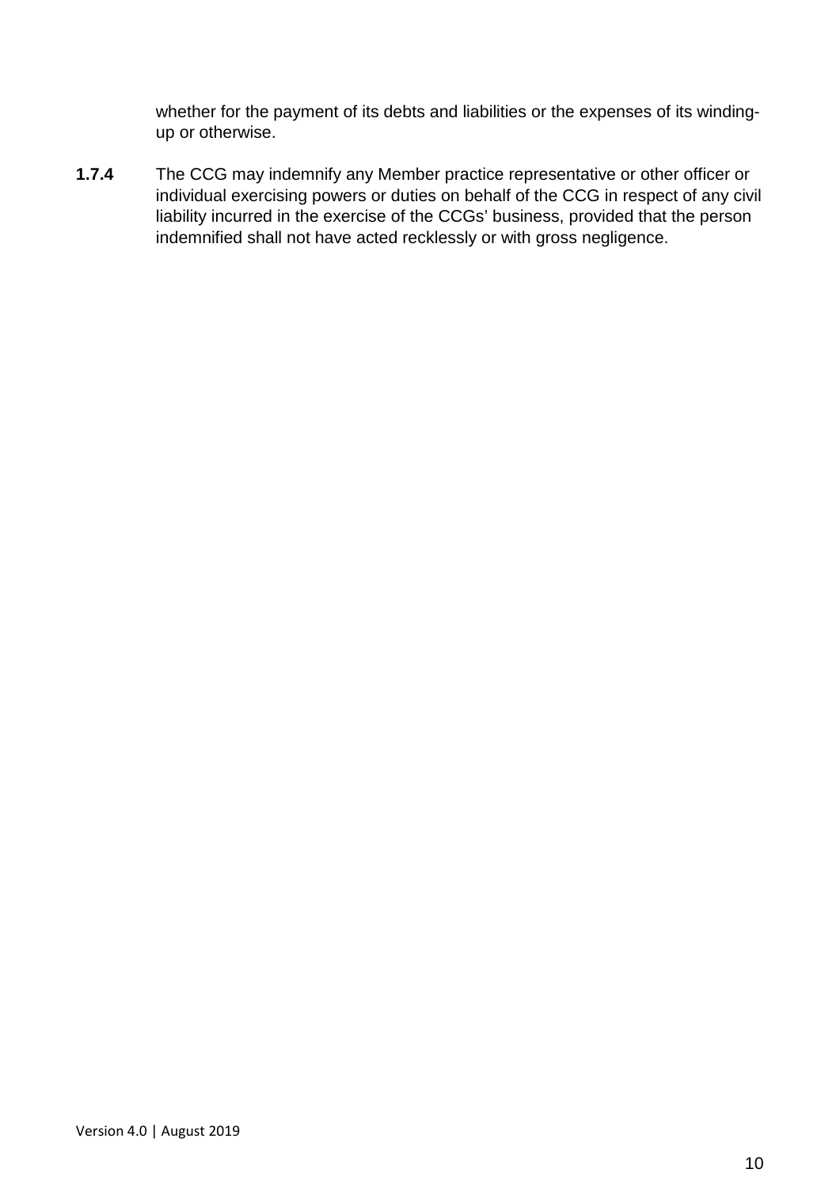whether for the payment of its debts and liabilities or the expenses of its winding-up or otherwise.

**1.7.4** The CCG may indemnify any Member practice representative or other officer or individual exercising powers or duties on behalf of the CCG in respect of any civil liability incurred in the exercise of the CCGs' business, provided that the person indemnified shall not have acted recklessly or with gross negligence.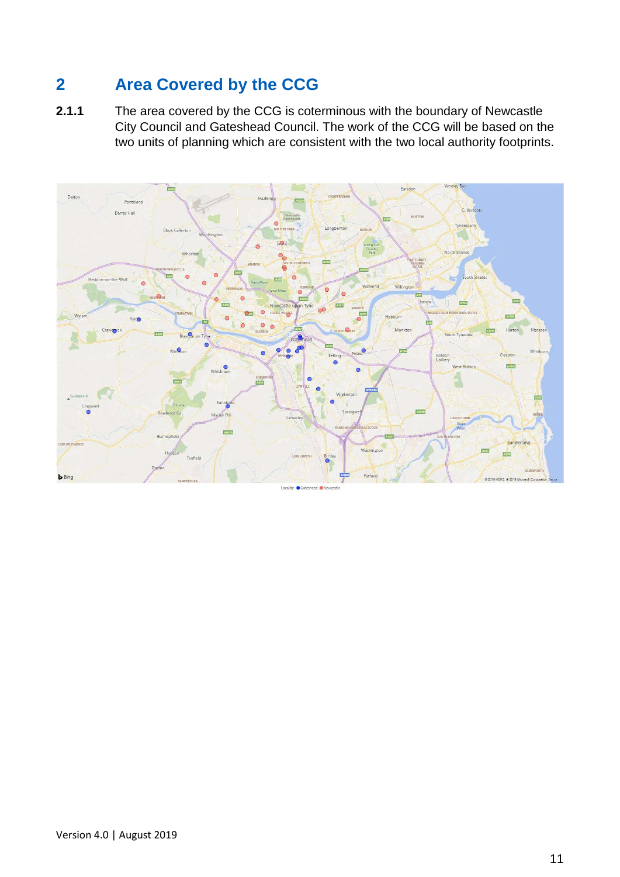## 2 Area Covered by the CCG

**2.1.1** The area covered by the CCG is coterminous with the boundary of Newcastle City Council and Gateshead Council. The work of the CCG will be based on the two units of planning which are consistent with the two local authority footprints.

Locality ● Gateshead ● Newcastle

Version 4.0 | August 2019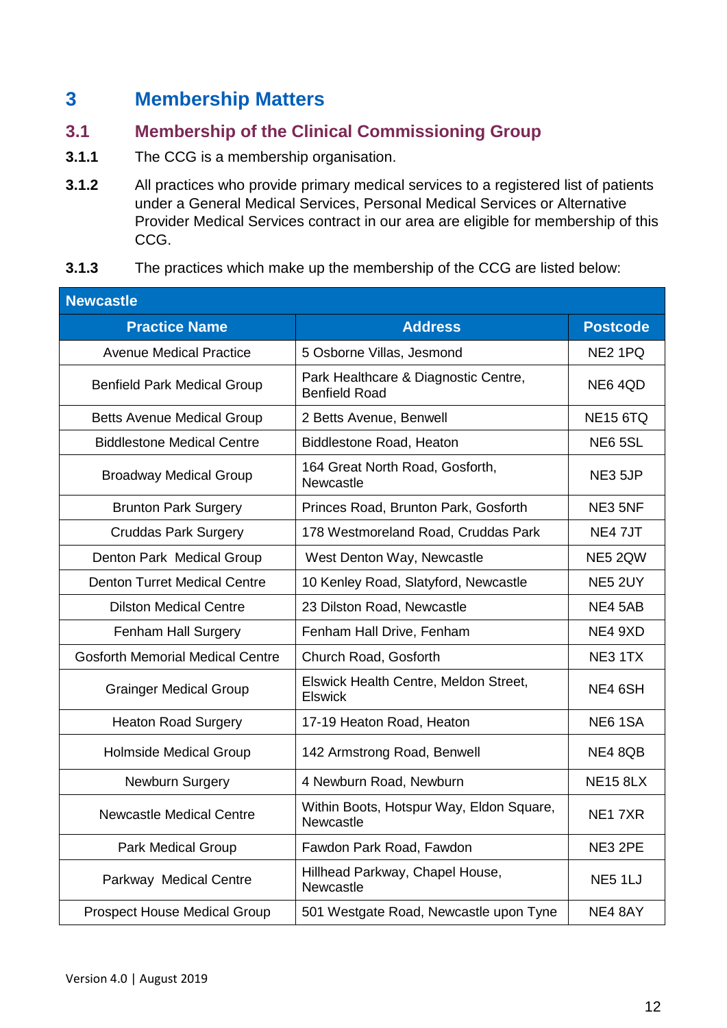# 3 Membership Matters

## 3.1 Membership of the Clinical Commissioning Group

**3.1.1** The CCG is a membership organisation.

**3.1.2** All practices who provide primary medical services to a registered list of patients under a General Medical Services, Personal Medical Services or Alternative Provider Medical Services contract in our area are eligible for membership of this CCG.

**3.1.3** The practices which make up the membership of the CCG are listed below:

| Newcastle | | |
|---|---|---|
| **Practice Name** | **Address** | **Postcode** |
| Avenue Medical Practice | 5 Osborne Villas, Jesmond | NE2 1PQ |
| Benfield Park Medical Group | Park Healthcare & Diagnostic Centre, Benfield Road | NE6 4QD |
| Betts Avenue Medical Group | 2 Betts Avenue, Benwell | NE15 6TQ |
| Biddlestone Medical Centre | Biddlestone Road, Heaton | NE6 5SL |
| Broadway Medical Group | 164 Great North Road, Gosforth, Newcastle | NE3 5JP |
| Brunton Park Surgery | Princes Road, Brunton Park, Gosforth | NE3 5NF |
| Cruddas Park Surgery | 178 Westmoreland Road, Cruddas Park | NE4 7JT |
| Denton Park Medical Group | West Denton Way, Newcastle | NE5 2QW |
| Denton Turret Medical Centre | 10 Kenley Road, Slatyford, Newcastle | NE5 2UY |
| Dilston Medical Centre | 23 Dilston Road, Newcastle | NE4 5AB |
| Fenham Hall Surgery | Fenham Hall Drive, Fenham | NE4 9XD |
| Gosforth Memorial Medical Centre | Church Road, Gosforth | NE3 1TX |
| Grainger Medical Group | Elswick Health Centre, Meldon Street, Elswick | NE4 6SH |
| Heaton Road Surgery | 17-19 Heaton Road, Heaton | NE6 1SA |
| Holmside Medical Group | 142 Armstrong Road, Benwell | NE4 8QB |
| Newburn Surgery | 4 Newburn Road, Newburn | NE15 8LX |
| Newcastle Medical Centre | Within Boots, Hotspur Way, Eldon Square, Newcastle | NE1 7XR |
| Park Medical Group | Fawdon Park Road, Fawdon | NE3 2PE |
| Parkway Medical Centre | Hillhead Parkway, Chapel House, Newcastle | NE5 1LJ |
| Prospect House Medical Group | 501 Westgate Road, Newcastle upon Tyne | NE4 8AY |

Version 4.0 | August 2019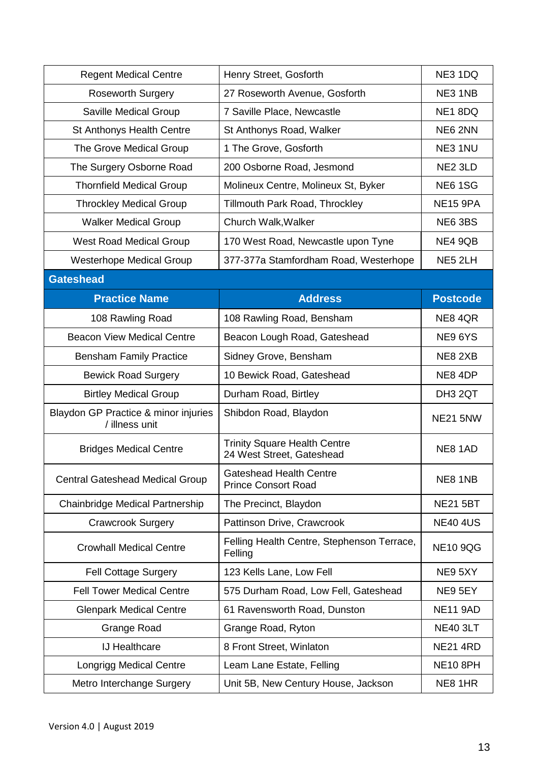| Regent Medical Centre | Henry Street, Gosforth | NE3 1DQ |
|---|---|---|
| Roseworth Surgery | 27 Roseworth Avenue, Gosforth | NE3 1NB |
| Saville Medical Group | 7 Saville Place, Newcastle | NE1 8DQ |
| St Anthonys Health Centre | St Anthonys Road, Walker | NE6 2NN |
| The Grove Medical Group | 1 The Grove, Gosforth | NE3 1NU |
| The Surgery Osborne Road | 200 Osborne Road, Jesmond | NE2 3LD |
| Thornfield Medical Group | Molineux Centre, Molineux St, Byker | NE6 1SG |
| Throckley Medical Group | Tillmouth Park Road, Throckley | NE15 9PA |
| Walker Medical Group | Church Walk,Walker | NE6 3BS |
| West Road Medical Group | 170 West Road, Newcastle upon Tyne | NE4 9QB |
| Westerhope Medical Group | 377-377a Stamfordham Road, Westerhope | NE5 2LH |

**Gateshead**

| Practice Name | Address | Postcode |
|---|---|---|
| 108 Rawling Road | 108 Rawling Road, Bensham | NE8 4QR |
| Beacon View Medical Centre | Beacon Lough Road, Gateshead | NE9 6YS |
| Bensham Family Practice | Sidney Grove, Bensham | NE8 2XB |
| Bewick Road Surgery | 10 Bewick Road, Gateshead | NE8 4DP |
| Birtley Medical Group | Durham Road, Birtley | DH3 2QT |
| Blaydon GP Practice & minor injuries / illness unit | Shibdon Road, Blaydon | NE21 5NW |
| Bridges Medical Centre | Trinity Square Health Centre 24 West Street, Gateshead | NE8 1AD |
| Central Gateshead Medical Group | Gateshead Health Centre Prince Consort Road | NE8 1NB |
| Chainbridge Medical Partnership | The Precinct, Blaydon | NE21 5BT |
| Crawcrook Surgery | Pattinson Drive, Crawcrook | NE40 4US |
| Crowhall Medical Centre | Felling Health Centre, Stephenson Terrace, Felling | NE10 9QG |
| Fell Cottage Surgery | 123 Kells Lane, Low Fell | NE9 5XY |
| Fell Tower Medical Centre | 575 Durham Road, Low Fell, Gateshead | NE9 5EY |
| Glenpark Medical Centre | 61 Ravensworth Road, Dunston | NE11 9AD |
| Grange Road | Grange Road, Ryton | NE40 3LT |
| IJ Healthcare | 8 Front Street, Winlaton | NE21 4RD |
| Longrigg Medical Centre | Leam Lane Estate, Felling | NE10 8PH |
| Metro Interchange Surgery | Unit 5B, New Century House, Jackson | NE8 1HR |

Version 4.0 | August 2019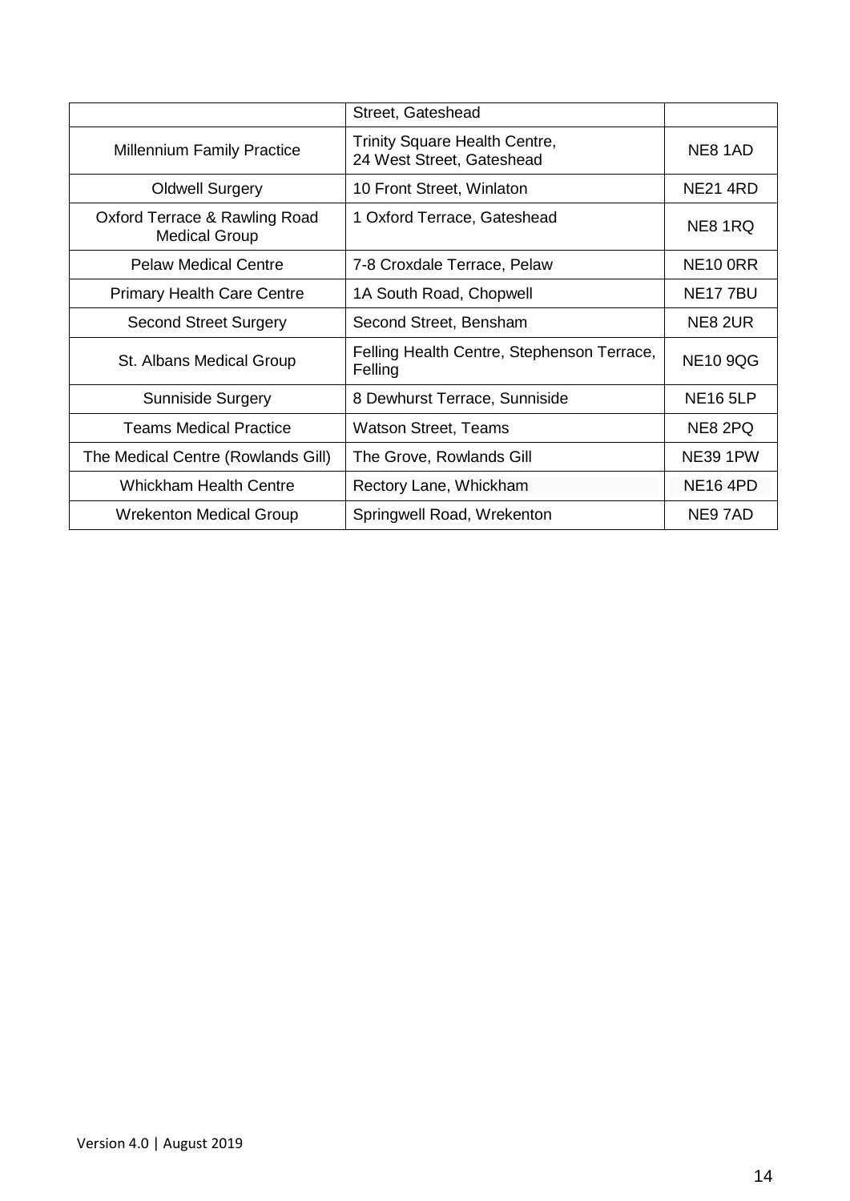| | | |
|---|---|---|
| | Street, Gateshead | |
| Millennium Family Practice | Trinity Square Health Centre, 24 West Street, Gateshead | NE8 1AD |
| Oldwell Surgery | 10 Front Street, Winlaton | NE21 4RD |
| Oxford Terrace & Rawling Road Medical Group | 1 Oxford Terrace, Gateshead | NE8 1RQ |
| Pelaw Medical Centre | 7-8 Croxdale Terrace, Pelaw | NE10 0RR |
| Primary Health Care Centre | 1A South Road, Chopwell | NE17 7BU |
| Second Street Surgery | Second Street, Bensham | NE8 2UR |
| St. Albans Medical Group | Felling Health Centre, Stephenson Terrace, Felling | NE10 9QG |
| Sunniside Surgery | 8 Dewhurst Terrace, Sunniside | NE16 5LP |
| Teams Medical Practice | Watson Street, Teams | NE8 2PQ |
| The Medical Centre (Rowlands Gill) | The Grove, Rowlands Gill | NE39 1PW |
| Whickham Health Centre | Rectory Lane, Whickham | NE16 4PD |
| Wrekenton Medical Group | Springwell Road, Wrekenton | NE9 7AD |

Version 4.0 | August 2019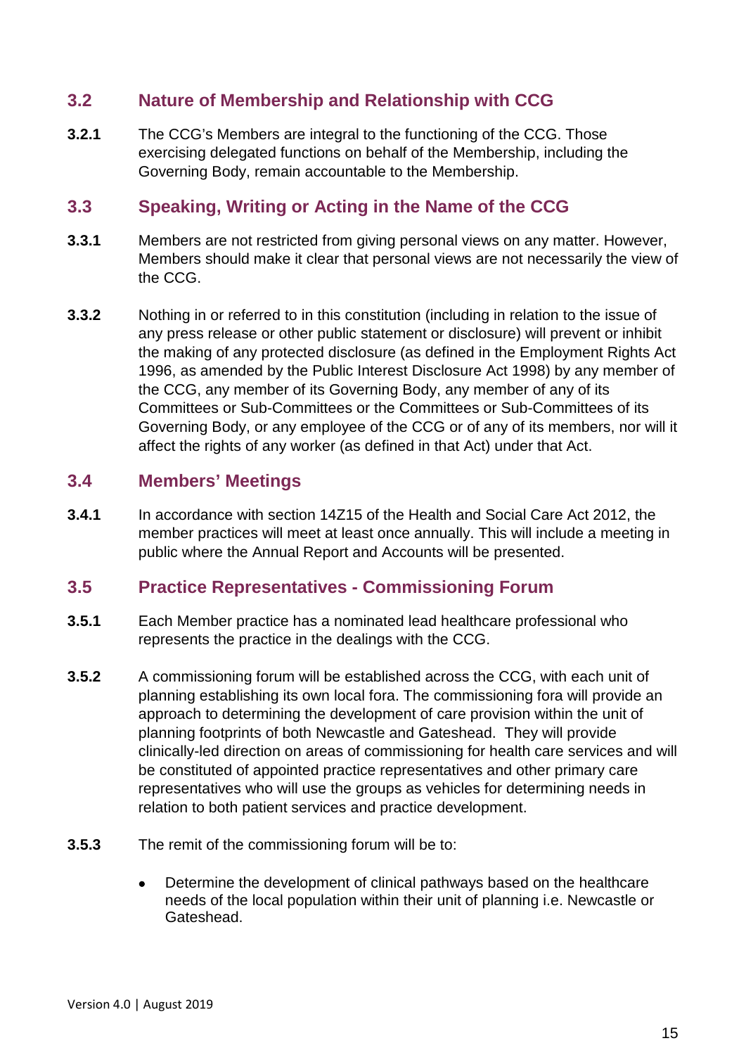## 3.2 Nature of Membership and Relationship with CCG

**3.2.1** The CCG's Members are integral to the functioning of the CCG. Those exercising delegated functions on behalf of the Membership, including the Governing Body, remain accountable to the Membership.

## 3.3 Speaking, Writing or Acting in the Name of the CCG

**3.3.1** Members are not restricted from giving personal views on any matter. However, Members should make it clear that personal views are not necessarily the view of the CCG.

**3.3.2** Nothing in or referred to in this constitution (including in relation to the issue of any press release or other public statement or disclosure) will prevent or inhibit the making of any protected disclosure (as defined in the Employment Rights Act 1996, as amended by the Public Interest Disclosure Act 1998) by any member of the CCG, any member of its Governing Body, any member of any of its Committees or Sub-Committees or the Committees or Sub-Committees of its Governing Body, or any employee of the CCG or of any of its members, nor will it affect the rights of any worker (as defined in that Act) under that Act.

## 3.4 Members' Meetings

**3.4.1** In accordance with section 14Z15 of the Health and Social Care Act 2012, the member practices will meet at least once annually. This will include a meeting in public where the Annual Report and Accounts will be presented.

## 3.5 Practice Representatives - Commissioning Forum

**3.5.1** Each Member practice has a nominated lead healthcare professional who represents the practice in the dealings with the CCG.

**3.5.2** A commissioning forum will be established across the CCG, with each unit of planning establishing its own local fora. The commissioning fora will provide an approach to determining the development of care provision within the unit of planning footprints of both Newcastle and Gateshead. They will provide clinically-led direction on areas of commissioning for health care services and will be constituted of appointed practice representatives and other primary care representatives who will use the groups as vehicles for determining needs in relation to both patient services and practice development.

**3.5.3** The remit of the commissioning forum will be to:

- Determine the development of clinical pathways based on the healthcare needs of the local population within their unit of planning i.e. Newcastle or Gateshead.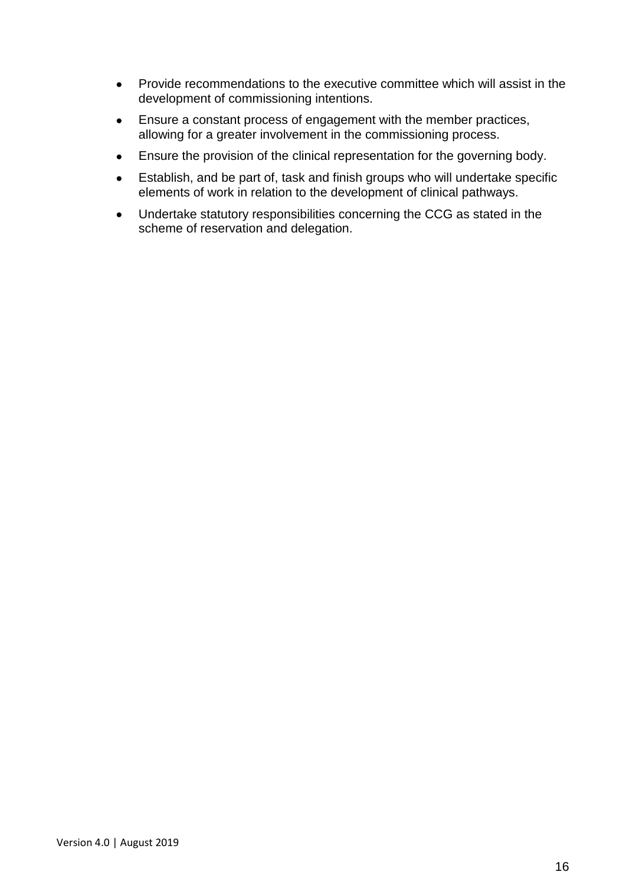- Provide recommendations to the executive committee which will assist in the development of commissioning intentions.
- Ensure a constant process of engagement with the member practices, allowing for a greater involvement in the commissioning process.
- Ensure the provision of the clinical representation for the governing body.
- Establish, and be part of, task and finish groups who will undertake specific elements of work in relation to the development of clinical pathways.
- Undertake statutory responsibilities concerning the CCG as stated in the scheme of reservation and delegation.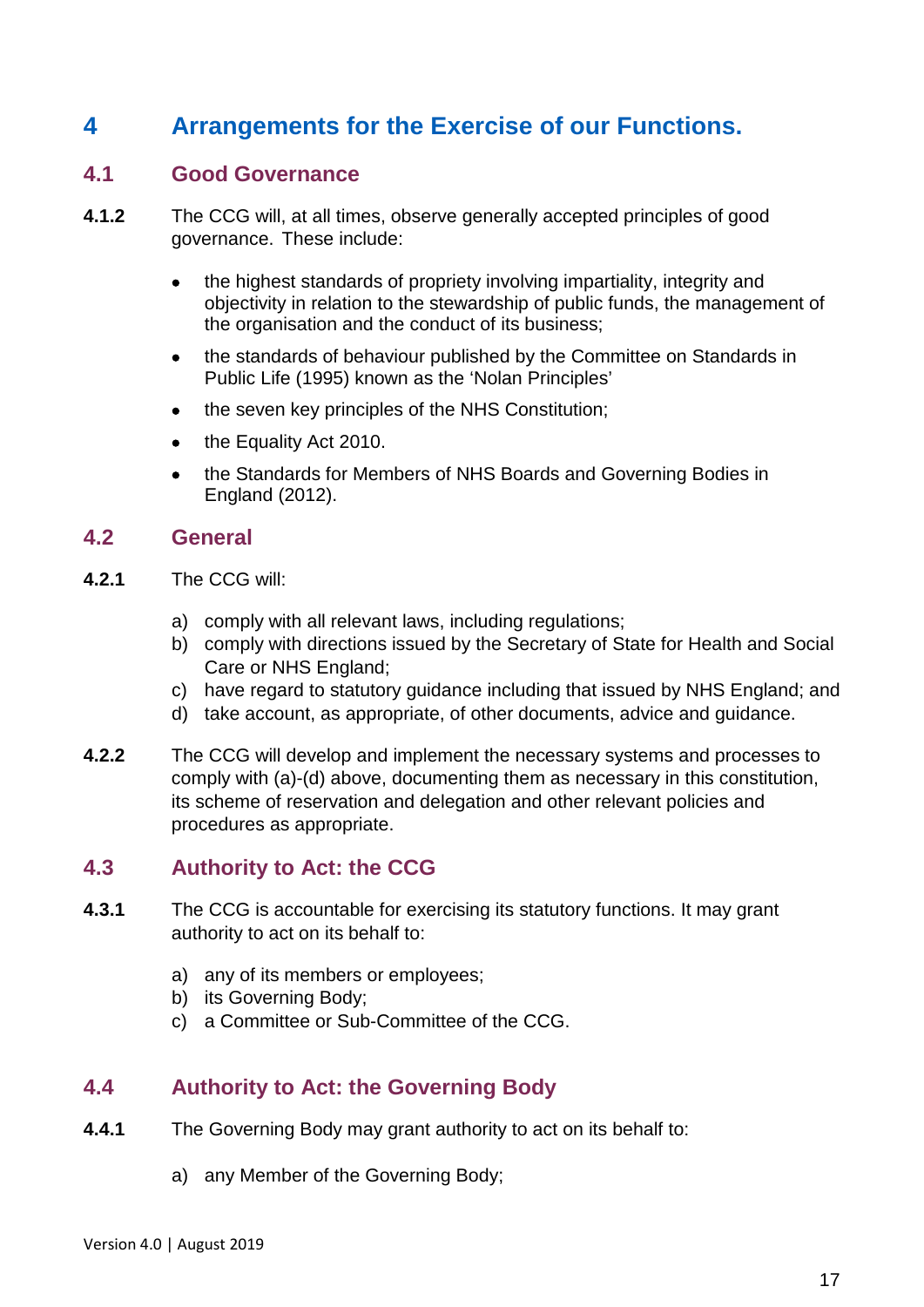# 4 Arrangements for the Exercise of our Functions.

## 4.1 Good Governance

**4.1.2** The CCG will, at all times, observe generally accepted principles of good governance. These include:

- the highest standards of propriety involving impartiality, integrity and objectivity in relation to the stewardship of public funds, the management of the organisation and the conduct of its business;
- the standards of behaviour published by the Committee on Standards in Public Life (1995) known as the 'Nolan Principles'
- the seven key principles of the NHS Constitution;
- the Equality Act 2010.
- the Standards for Members of NHS Boards and Governing Bodies in England (2012).

## 4.2 General

**4.2.1** The CCG will:

a) comply with all relevant laws, including regulations;
b) comply with directions issued by the Secretary of State for Health and Social Care or NHS England;
c) have regard to statutory guidance including that issued by NHS England; and
d) take account, as appropriate, of other documents, advice and guidance.

**4.2.2** The CCG will develop and implement the necessary systems and processes to comply with (a)-(d) above, documenting them as necessary in this constitution, its scheme of reservation and delegation and other relevant policies and procedures as appropriate.

## 4.3 Authority to Act: the CCG

**4.3.1** The CCG is accountable for exercising its statutory functions. It may grant authority to act on its behalf to:

a) any of its members or employees;
b) its Governing Body;
c) a Committee or Sub-Committee of the CCG.

## 4.4 Authority to Act: the Governing Body

**4.4.1** The Governing Body may grant authority to act on its behalf to:

a) any Member of the Governing Body;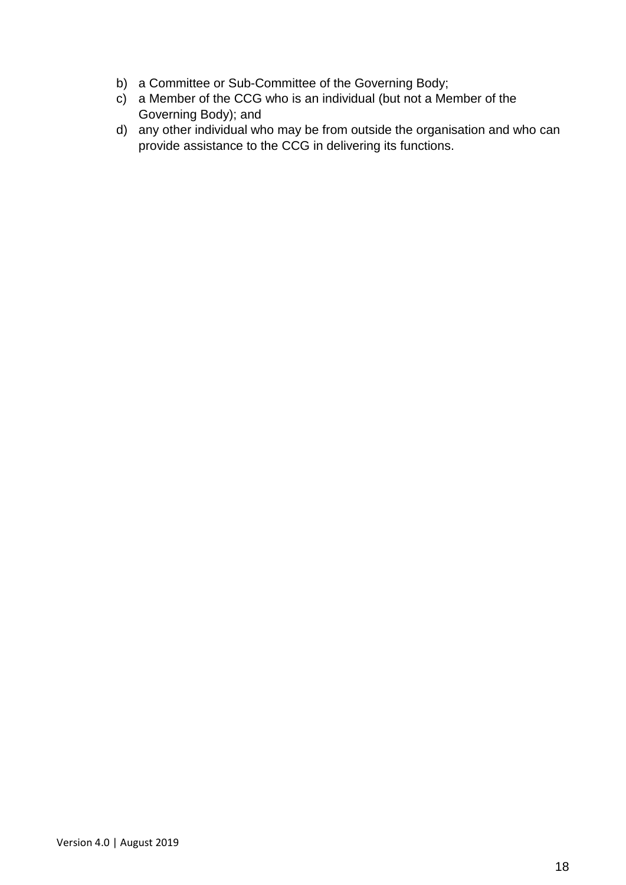b) a Committee or Sub-Committee of the Governing Body;
c) a Member of the CCG who is an individual (but not a Member of the Governing Body); and
d) any other individual who may be from outside the organisation and who can provide assistance to the CCG in delivering its functions.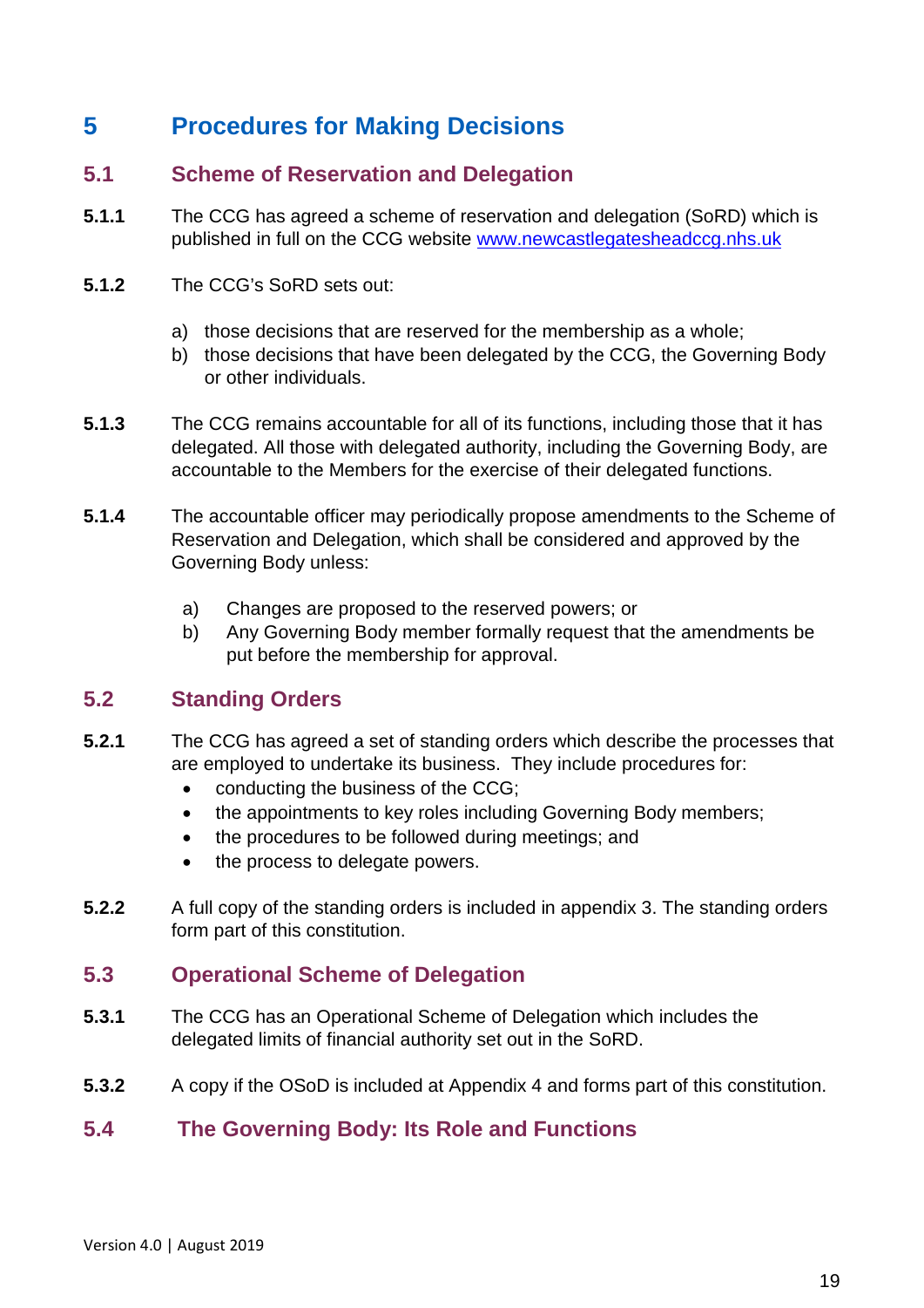# 5 Procedures for Making Decisions

## 5.1 Scheme of Reservation and Delegation

**5.1.1** The CCG has agreed a scheme of reservation and delegation (SoRD) which is published in full on the CCG website [www.newcastlegatesheadccg.nhs.uk](www.newcastlegatesheadccg.nhs.uk)

**5.1.2** The CCG's SoRD sets out:

a) those decisions that are reserved for the membership as a whole;
b) those decisions that have been delegated by the CCG, the Governing Body or other individuals.

**5.1.3** The CCG remains accountable for all of its functions, including those that it has delegated. All those with delegated authority, including the Governing Body, are accountable to the Members for the exercise of their delegated functions.

**5.1.4** The accountable officer may periodically propose amendments to the Scheme of Reservation and Delegation, which shall be considered and approved by the Governing Body unless:

a) Changes are proposed to the reserved powers; or
b) Any Governing Body member formally request that the amendments be put before the membership for approval.

## 5.2 Standing Orders

**5.2.1** The CCG has agreed a set of standing orders which describe the processes that are employed to undertake its business. They include procedures for:

- conducting the business of the CCG;
- the appointments to key roles including Governing Body members;
- the procedures to be followed during meetings; and
- the process to delegate powers.

**5.2.2** A full copy of the standing orders is included in appendix 3. The standing orders form part of this constitution.

## 5.3 Operational Scheme of Delegation

**5.3.1** The CCG has an Operational Scheme of Delegation which includes the delegated limits of financial authority set out in the SoRD.

**5.3.2** A copy if the OSoD is included at Appendix 4 and forms part of this constitution.

## 5.4 The Governing Body: Its Role and Functions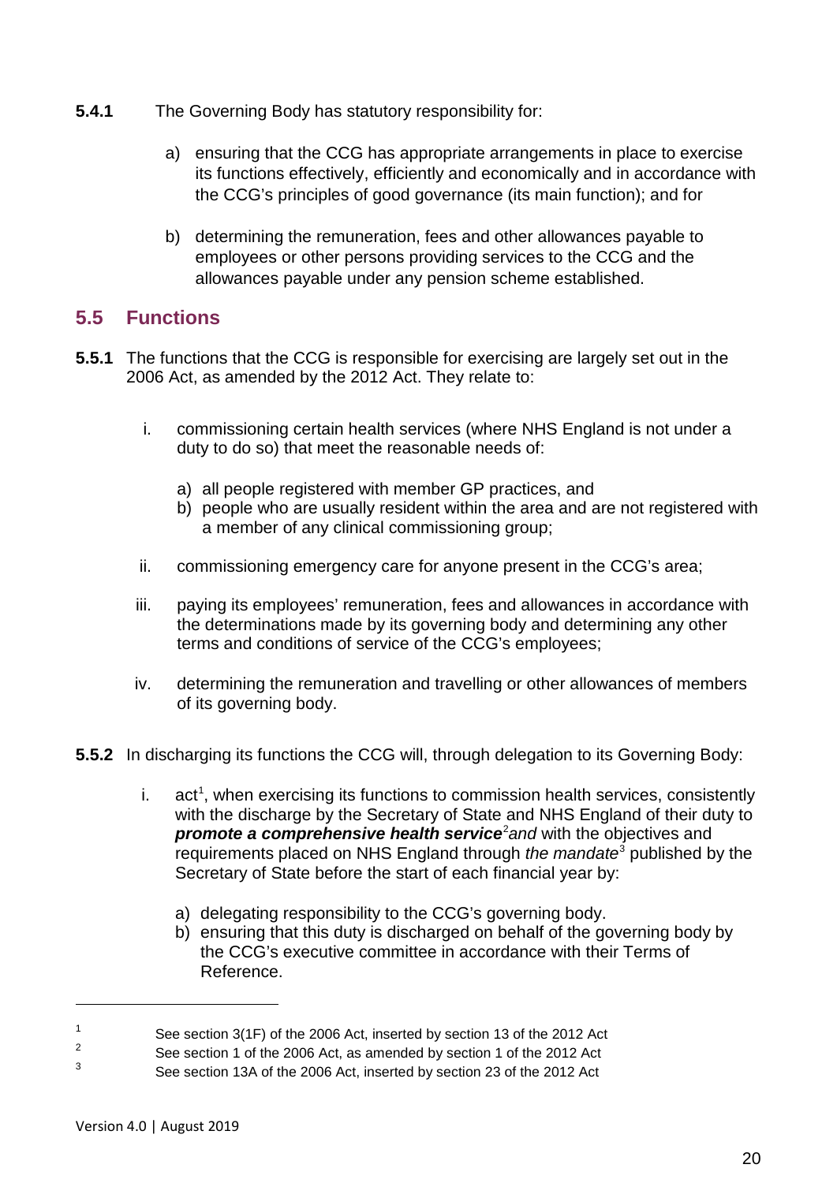**5.4.1** The Governing Body has statutory responsibility for:

a) ensuring that the CCG has appropriate arrangements in place to exercise its functions effectively, efficiently and economically and in accordance with the CCG's principles of good governance (its main function); and for

b) determining the remuneration, fees and other allowances payable to employees or other persons providing services to the CCG and the allowances payable under any pension scheme established.

## 5.5 Functions

**5.5.1** The functions that the CCG is responsible for exercising are largely set out in the 2006 Act, as amended by the 2012 Act. They relate to:

i. commissioning certain health services (where NHS England is not under a duty to do so) that meet the reasonable needs of:

   a) all people registered with member GP practices, and
   b) people who are usually resident within the area and are not registered with a member of any clinical commissioning group;

ii. commissioning emergency care for anyone present in the CCG's area;

iii. paying its employees' remuneration, fees and allowances in accordance with the determinations made by its governing body and determining any other terms and conditions of service of the CCG's employees;

iv. determining the remuneration and travelling or other allowances of members of its governing body.

**5.5.2** In discharging its functions the CCG will, through delegation to its Governing Body:

i. act[1], when exercising its functions to commission health services, consistently with the discharge by the Secretary of State and NHS England of their duty to ***promote a comprehensive health service***[2]*and* with the objectives and requirements placed on NHS England through *the mandate*[3] published by the Secretary of State before the start of each financial year by:

   a) delegating responsibility to the CCG's governing body.
   b) ensuring that this duty is discharged on behalf of the governing body by the CCG's executive committee in accordance with their Terms of Reference.

---

[1] See section 3(1F) of the 2006 Act, inserted by section 13 of the 2012 Act

[2] See section 1 of the 2006 Act, as amended by section 1 of the 2012 Act

[3] See section 13A of the 2006 Act, inserted by section 23 of the 2012 Act

Version 4.0 | August 2019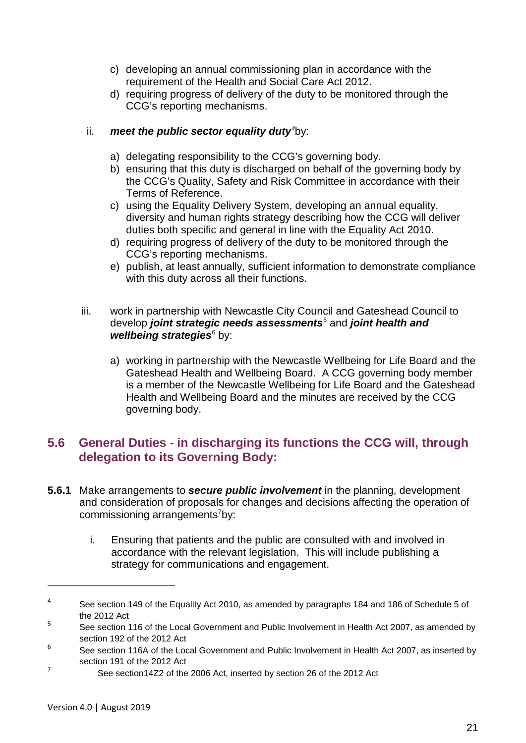c) developing an annual commissioning plan in accordance with the requirement of the Health and Social Care Act 2012.
d) requiring progress of delivery of the duty to be monitored through the CCG's reporting mechanisms.

ii. ***meet the public sector equality duty***[4] by:

a) delegating responsibility to the CCG's governing body.
b) ensuring that this duty is discharged on behalf of the governing body by the CCG's Quality, Safety and Risk Committee in accordance with their Terms of Reference.
c) using the Equality Delivery System, developing an annual equality, diversity and human rights strategy describing how the CCG will deliver duties both specific and general in line with the Equality Act 2010.
d) requiring progress of delivery of the duty to be monitored through the CCG's reporting mechanisms.
e) publish, at least annually, sufficient information to demonstrate compliance with this duty across all their functions.

iii. work in partnership with Newcastle City Council and Gateshead Council to develop ***joint strategic needs assessments***[5] and ***joint health and wellbeing strategies***[6] by:

a) working in partnership with the Newcastle Wellbeing for Life Board and the Gateshead Health and Wellbeing Board. A CCG governing body member is a member of the Newcastle Wellbeing for Life Board and the Gateshead Health and Wellbeing Board and the minutes are received by the CCG governing body.

## 5.6 General Duties - in discharging its functions the CCG will, through delegation to its Governing Body:

**5.6.1** Make arrangements to ***secure public involvement*** in the planning, development and consideration of proposals for changes and decisions affecting the operation of commissioning arrangements[7] by:

i. Ensuring that patients and the public are consulted with and involved in accordance with the relevant legislation. This will include publishing a strategy for communications and engagement.

---

[4] See section 149 of the Equality Act 2010, as amended by paragraphs 184 and 186 of Schedule 5 of the 2012 Act

[5] See section 116 of the Local Government and Public Involvement in Health Act 2007, as amended by section 192 of the 2012 Act

[6] See section 116A of the Local Government and Public Involvement in Health Act 2007, as inserted by section 191 of the 2012 Act

[7] See section14Z2 of the 2006 Act, inserted by section 26 of the 2012 Act

Version 4.0 | August 2019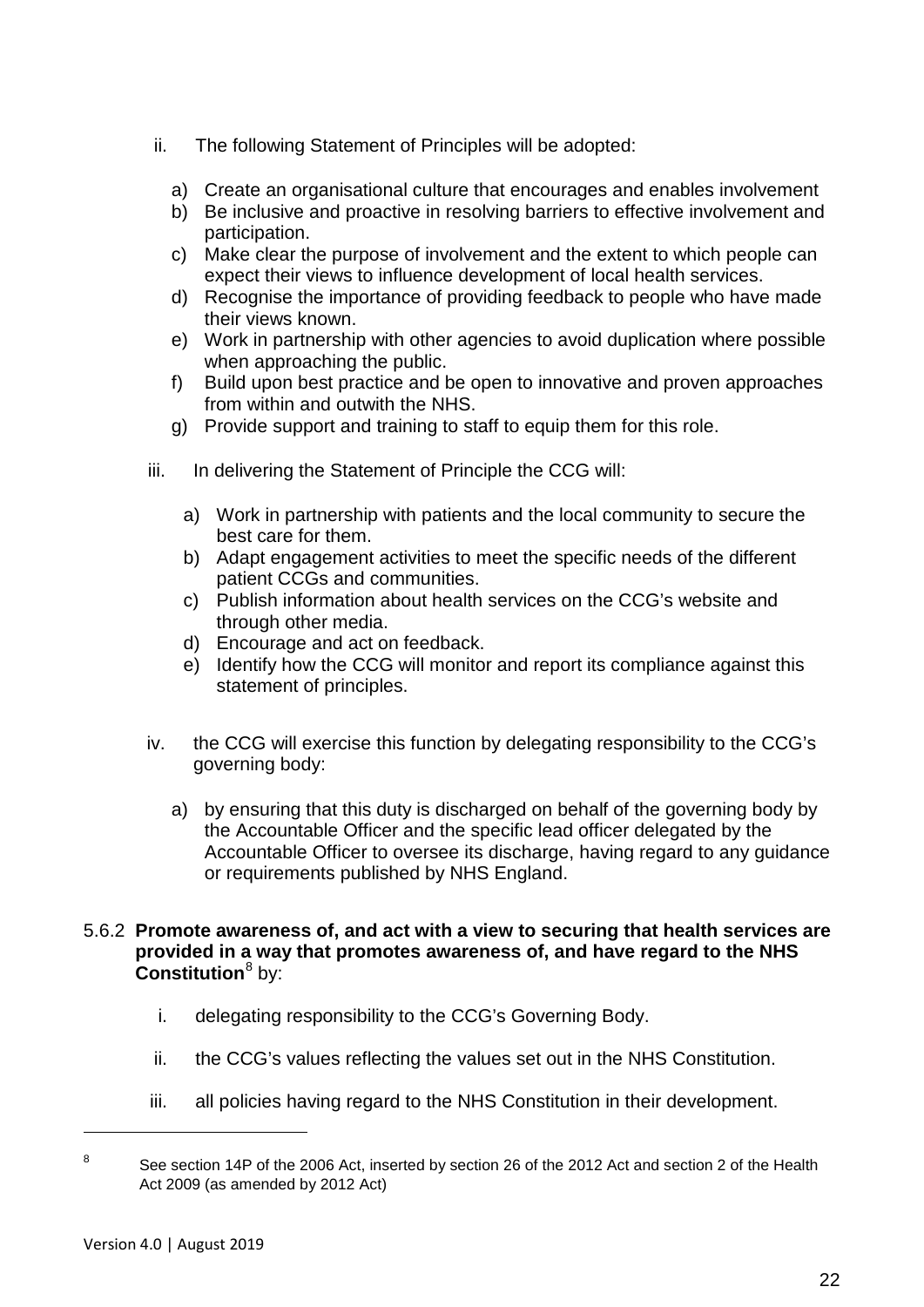ii. The following Statement of Principles will be adopted:

a) Create an organisational culture that encourages and enables involvement
b) Be inclusive and proactive in resolving barriers to effective involvement and participation.
c) Make clear the purpose of involvement and the extent to which people can expect their views to influence development of local health services.
d) Recognise the importance of providing feedback to people who have made their views known.
e) Work in partnership with other agencies to avoid duplication where possible when approaching the public.
f) Build upon best practice and be open to innovative and proven approaches from within and outwith the NHS.
g) Provide support and training to staff to equip them for this role.

iii. In delivering the Statement of Principle the CCG will:

a) Work in partnership with patients and the local community to secure the best care for them.
b) Adapt engagement activities to meet the specific needs of the different patient CCGs and communities.
c) Publish information about health services on the CCG's website and through other media.
d) Encourage and act on feedback.
e) Identify how the CCG will monitor and report its compliance against this statement of principles.

iv. the CCG will exercise this function by delegating responsibility to the CCG's governing body:

a) by ensuring that this duty is discharged on behalf of the governing body by the Accountable Officer and the specific lead officer delegated by the Accountable Officer to oversee its discharge, having regard to any guidance or requirements published by NHS England.

5.6.2 **Promote awareness of, and act with a view to securing that health services are provided in a way that promotes awareness of, and have regard to the NHS Constitution**[8] by:

i. delegating responsibility to the CCG's Governing Body.

ii. the CCG's values reflecting the values set out in the NHS Constitution.

iii. all policies having regard to the NHS Constitution in their development.

---

[8] See section 14P of the 2006 Act, inserted by section 26 of the 2012 Act and section 2 of the Health Act 2009 (as amended by 2012 Act)

Version 4.0 | August 2019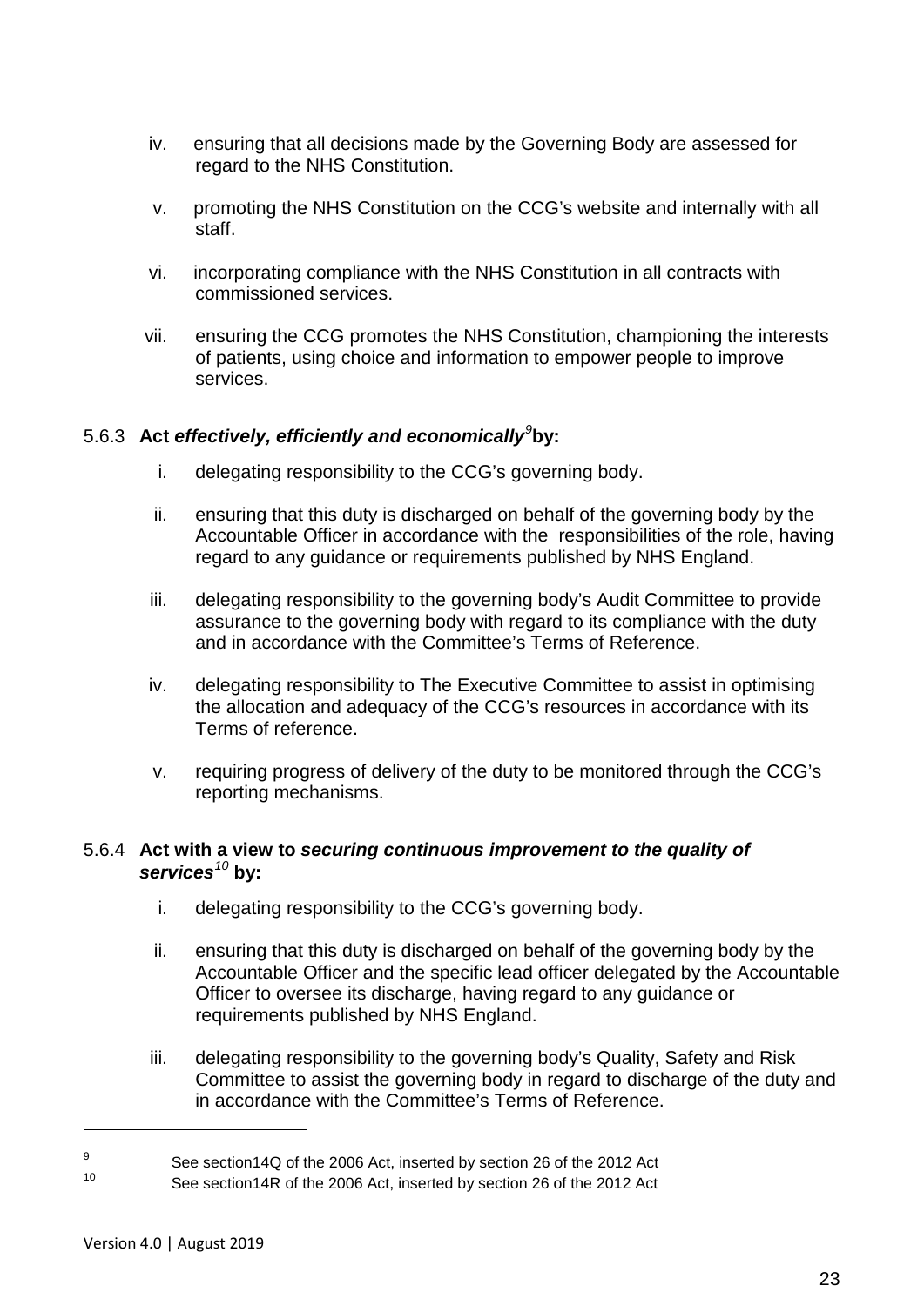iv. ensuring that all decisions made by the Governing Body are assessed for regard to the NHS Constitution.

v. promoting the NHS Constitution on the CCG's website and internally with all staff.

vi. incorporating compliance with the NHS Constitution in all contracts with commissioned services.

vii. ensuring the CCG promotes the NHS Constitution, championing the interests of patients, using choice and information to empower people to improve services.

5.6.3 **Act *effectively, efficiently and economically*[9] by:**

i. delegating responsibility to the CCG's governing body.

ii. ensuring that this duty is discharged on behalf of the governing body by the Accountable Officer in accordance with the responsibilities of the role, having regard to any guidance or requirements published by NHS England.

iii. delegating responsibility to the governing body's Audit Committee to provide assurance to the governing body with regard to its compliance with the duty and in accordance with the Committee's Terms of Reference.

iv. delegating responsibility to The Executive Committee to assist in optimising the allocation and adequacy of the CCG's resources in accordance with its Terms of reference.

v. requiring progress of delivery of the duty to be monitored through the CCG's reporting mechanisms.

5.6.4 **Act with a view to *securing continuous improvement to the quality of services*[10] by:**

i. delegating responsibility to the CCG's governing body.

ii. ensuring that this duty is discharged on behalf of the governing body by the Accountable Officer and the specific lead officer delegated by the Accountable Officer to oversee its discharge, having regard to any guidance or requirements published by NHS England.

iii. delegating responsibility to the governing body's Quality, Safety and Risk Committee to assist the governing body in regard to discharge of the duty and in accordance with the Committee's Terms of Reference.

---

[9] See section14Q of the 2006 Act, inserted by section 26 of the 2012 Act

[10] See section14R of the 2006 Act, inserted by section 26 of the 2012 Act

Version 4.0 | August 2019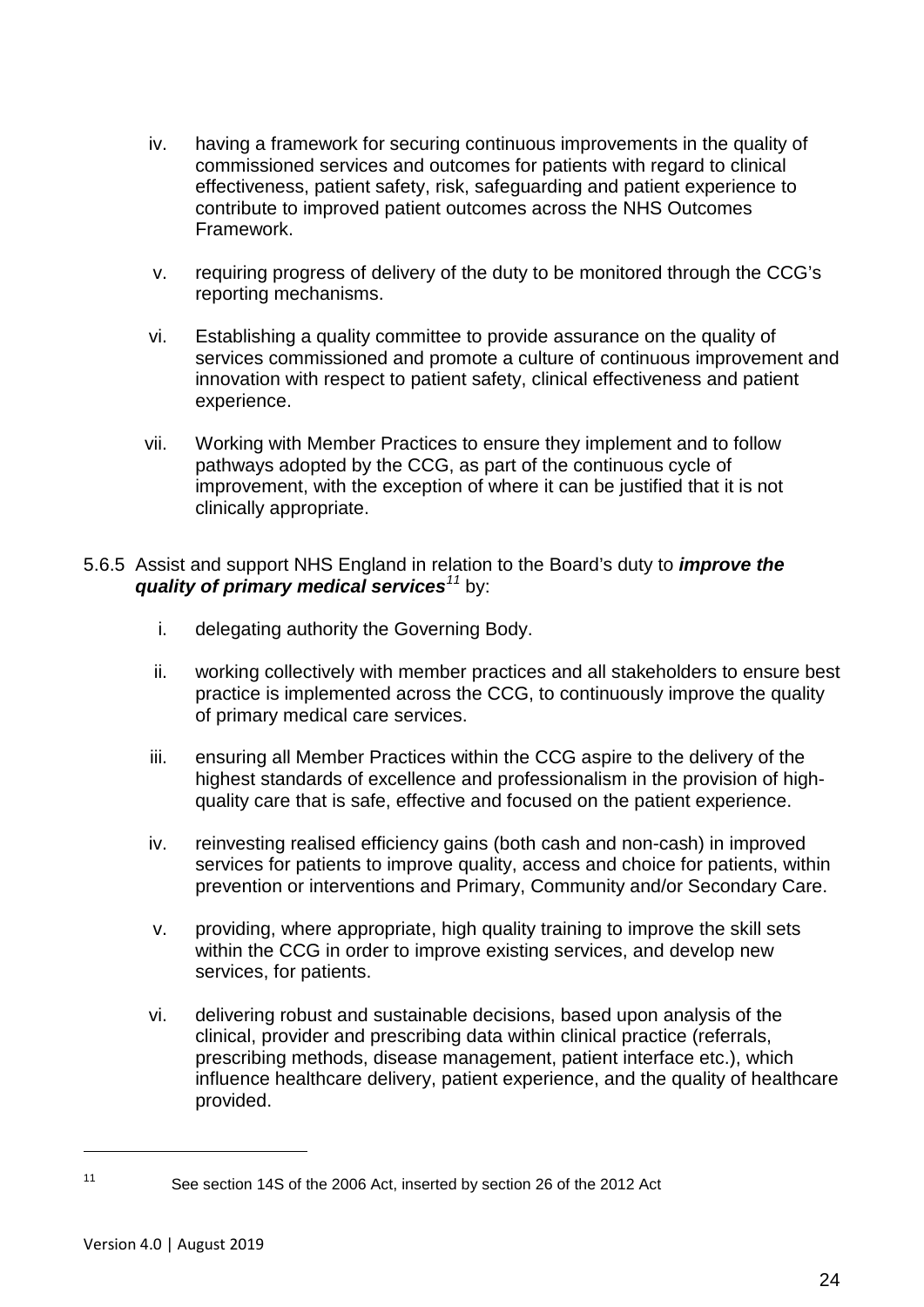iv. having a framework for securing continuous improvements in the quality of commissioned services and outcomes for patients with regard to clinical effectiveness, patient safety, risk, safeguarding and patient experience to contribute to improved patient outcomes across the NHS Outcomes Framework.

v. requiring progress of delivery of the duty to be monitored through the CCG's reporting mechanisms.

vi. Establishing a quality committee to provide assurance on the quality of services commissioned and promote a culture of continuous improvement and innovation with respect to patient safety, clinical effectiveness and patient experience.

vii. Working with Member Practices to ensure they implement and to follow pathways adopted by the CCG, as part of the continuous cycle of improvement, with the exception of where it can be justified that it is not clinically appropriate.

5.6.5 Assist and support NHS England in relation to the Board's duty to ***improve the quality of primary medical services***[11] by:

i. delegating authority the Governing Body.

ii. working collectively with member practices and all stakeholders to ensure best practice is implemented across the CCG, to continuously improve the quality of primary medical care services.

iii. ensuring all Member Practices within the CCG aspire to the delivery of the highest standards of excellence and professionalism in the provision of high-quality care that is safe, effective and focused on the patient experience.

iv. reinvesting realised efficiency gains (both cash and non-cash) in improved services for patients to improve quality, access and choice for patients, within prevention or interventions and Primary, Community and/or Secondary Care.

v. providing, where appropriate, high quality training to improve the skill sets within the CCG in order to improve existing services, and develop new services, for patients.

vi. delivering robust and sustainable decisions, based upon analysis of the clinical, provider and prescribing data within clinical practice (referrals, prescribing methods, disease management, patient interface etc.), which influence healthcare delivery, patient experience, and the quality of healthcare provided.

---

[11] See section 14S of the 2006 Act, inserted by section 26 of the 2012 Act

Version 4.0 | August 2019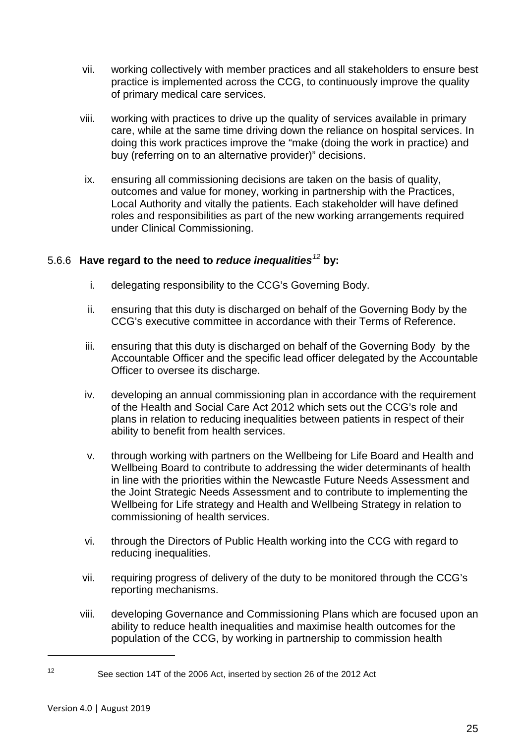vii. working collectively with member practices and all stakeholders to ensure best practice is implemented across the CCG, to continuously improve the quality of primary medical care services.

viii. working with practices to drive up the quality of services available in primary care, while at the same time driving down the reliance on hospital services. In doing this work practices improve the "make (doing the work in practice) and buy (referring on to an alternative provider)" decisions.

ix. ensuring all commissioning decisions are taken on the basis of quality, outcomes and value for money, working in partnership with the Practices, Local Authority and vitally the patients. Each stakeholder will have defined roles and responsibilities as part of the new working arrangements required under Clinical Commissioning.

5.6.6 **Have regard to the need to *reduce inequalities*[12] by:**

i. delegating responsibility to the CCG's Governing Body.

ii. ensuring that this duty is discharged on behalf of the Governing Body by the CCG's executive committee in accordance with their Terms of Reference.

iii. ensuring that this duty is discharged on behalf of the Governing Body by the Accountable Officer and the specific lead officer delegated by the Accountable Officer to oversee its discharge.

iv. developing an annual commissioning plan in accordance with the requirement of the Health and Social Care Act 2012 which sets out the CCG's role and plans in relation to reducing inequalities between patients in respect of their ability to benefit from health services.

v. through working with partners on the Wellbeing for Life Board and Health and Wellbeing Board to contribute to addressing the wider determinants of health in line with the priorities within the Newcastle Future Needs Assessment and the Joint Strategic Needs Assessment and to contribute to implementing the Wellbeing for Life strategy and Health and Wellbeing Strategy in relation to commissioning of health services.

vi. through the Directors of Public Health working into the CCG with regard to reducing inequalities.

vii. requiring progress of delivery of the duty to be monitored through the CCG's reporting mechanisms.

viii. developing Governance and Commissioning Plans which are focused upon an ability to reduce health inequalities and maximise health outcomes for the population of the CCG, by working in partnership to commission health

---

[12] See section 14T of the 2006 Act, inserted by section 26 of the 2012 Act

Version 4.0 | August 2019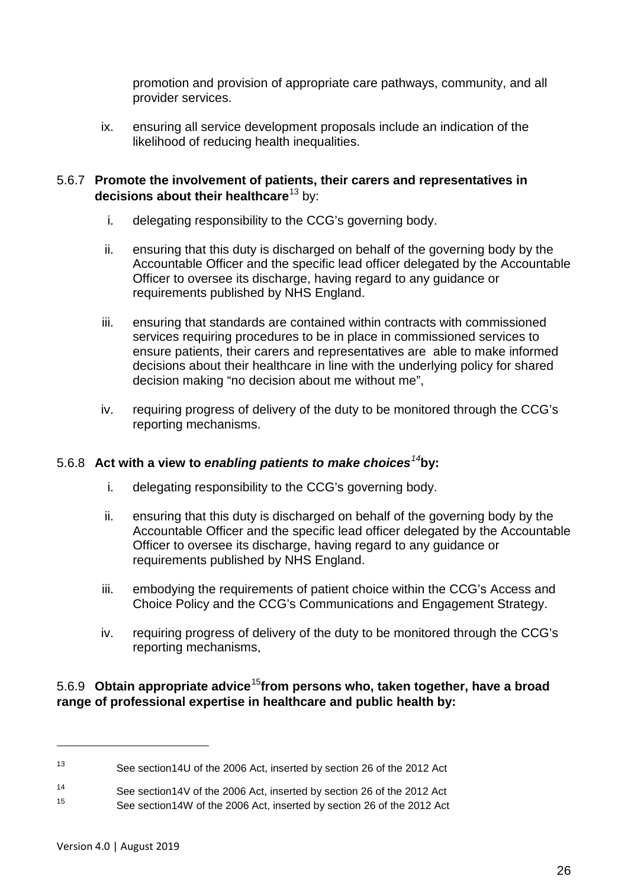promotion and provision of appropriate care pathways, community, and all provider services.

ix. ensuring all service development proposals include an indication of the likelihood of reducing health inequalities.

5.6.7 **Promote the involvement of patients, their carers and representatives in decisions about their healthcare**[13] by:

i. delegating responsibility to the CCG's governing body.

ii. ensuring that this duty is discharged on behalf of the governing body by the Accountable Officer and the specific lead officer delegated by the Accountable Officer to oversee its discharge, having regard to any guidance or requirements published by NHS England.

iii. ensuring that standards are contained within contracts with commissioned services requiring procedures to be in place in commissioned services to ensure patients, their carers and representatives are able to make informed decisions about their healthcare in line with the underlying policy for shared decision making "no decision about me without me",

iv. requiring progress of delivery of the duty to be monitored through the CCG's reporting mechanisms.

5.6.8 **Act with a view to *enabling patients to make choices*[14]by:**

i. delegating responsibility to the CCG's governing body.

ii. ensuring that this duty is discharged on behalf of the governing body by the Accountable Officer and the specific lead officer delegated by the Accountable Officer to oversee its discharge, having regard to any guidance or requirements published by NHS England.

iii. embodying the requirements of patient choice within the CCG's Access and Choice Policy and the CCG's Communications and Engagement Strategy.

iv. requiring progress of delivery of the duty to be monitored through the CCG's reporting mechanisms,

5.6.9 **Obtain appropriate advice[15]from persons who, taken together, have a broad range of professional expertise in healthcare and public health by:**

---

[13] See section14U of the 2006 Act, inserted by section 26 of the 2012 Act

[14] See section14V of the 2006 Act, inserted by section 26 of the 2012 Act

[15] See section14W of the 2006 Act, inserted by section 26 of the 2012 Act

Version 4.0 | August 2019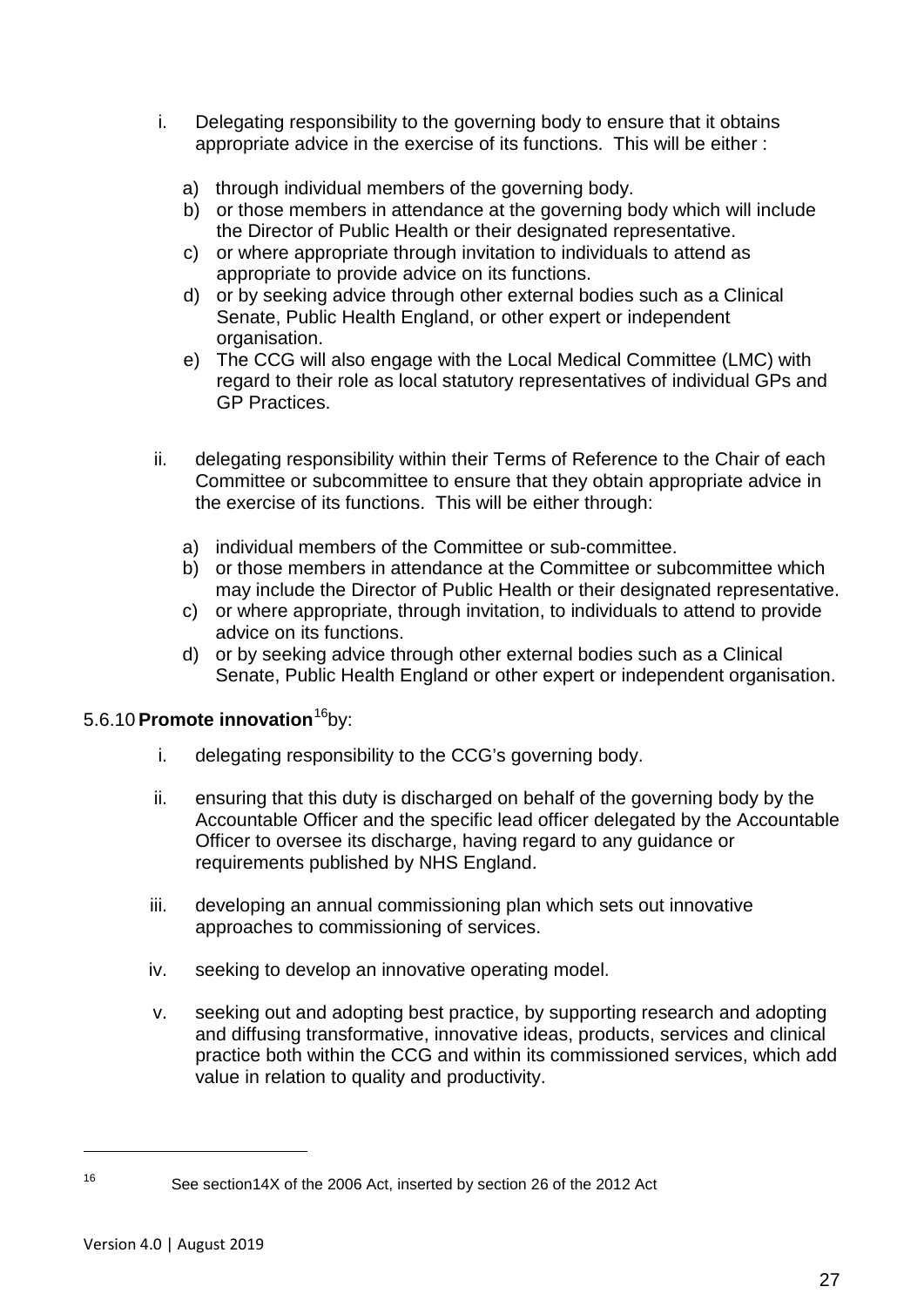i. Delegating responsibility to the governing body to ensure that it obtains appropriate advice in the exercise of its functions. This will be either :

   a) through individual members of the governing body.
   b) or those members in attendance at the governing body which will include the Director of Public Health or their designated representative.
   c) or where appropriate through invitation to individuals to attend as appropriate to provide advice on its functions.
   d) or by seeking advice through other external bodies such as a Clinical Senate, Public Health England, or other expert or independent organisation.
   e) The CCG will also engage with the Local Medical Committee (LMC) with regard to their role as local statutory representatives of individual GPs and GP Practices.

ii. delegating responsibility within their Terms of Reference to the Chair of each Committee or subcommittee to ensure that they obtain appropriate advice in the exercise of its functions. This will be either through:

   a) individual members of the Committee or sub-committee.
   b) or those members in attendance at the Committee or subcommittee which may include the Director of Public Health or their designated representative.
   c) or where appropriate, through invitation, to individuals to attend to provide advice on its functions.
   d) or by seeking advice through other external bodies such as a Clinical Senate, Public Health England or other expert or independent organisation.

5.6.10 **Promote innovation**[16] by:

i. delegating responsibility to the CCG's governing body.

ii. ensuring that this duty is discharged on behalf of the governing body by the Accountable Officer and the specific lead officer delegated by the Accountable Officer to oversee its discharge, having regard to any guidance or requirements published by NHS England.

iii. developing an annual commissioning plan which sets out innovative approaches to commissioning of services.

iv. seeking to develop an innovative operating model.

v. seeking out and adopting best practice, by supporting research and adopting and diffusing transformative, innovative ideas, products, services and clinical practice both within the CCG and within its commissioned services, which add value in relation to quality and productivity.

---

[16] See section14X of the 2006 Act, inserted by section 26 of the 2012 Act

Version 4.0 | August 2019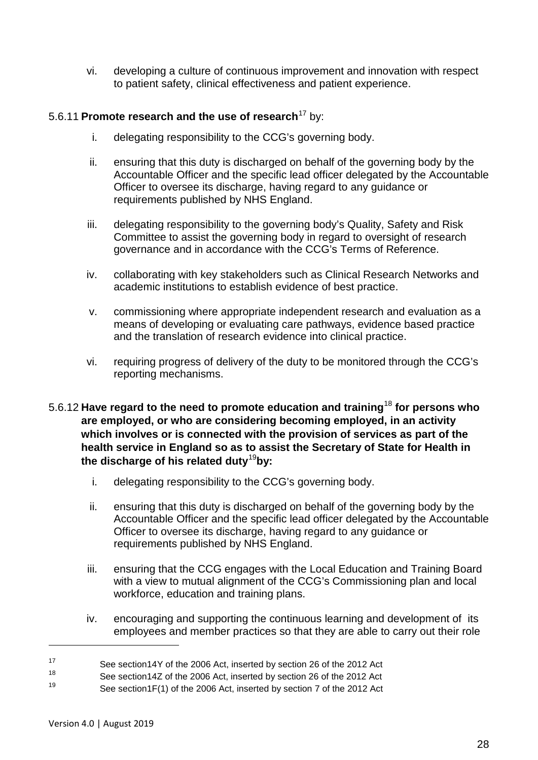vi. developing a culture of continuous improvement and innovation with respect to patient safety, clinical effectiveness and patient experience.

5.6.11 **Promote research and the use of research**[17] by:

i. delegating responsibility to the CCG's governing body.

ii. ensuring that this duty is discharged on behalf of the governing body by the Accountable Officer and the specific lead officer delegated by the Accountable Officer to oversee its discharge, having regard to any guidance or requirements published by NHS England.

iii. delegating responsibility to the governing body's Quality, Safety and Risk Committee to assist the governing body in regard to oversight of research governance and in accordance with the CCG's Terms of Reference.

iv. collaborating with key stakeholders such as Clinical Research Networks and academic institutions to establish evidence of best practice.

v. commissioning where appropriate independent research and evaluation as a means of developing or evaluating care pathways, evidence based practice and the translation of research evidence into clinical practice.

vi. requiring progress of delivery of the duty to be monitored through the CCG's reporting mechanisms.

5.6.12 **Have regard to the need to promote education and training**[18] **for persons who are employed, or who are considering becoming employed, in an activity which involves or is connected with the provision of services as part of the health service in England so as to assist the Secretary of State for Health in the discharge of his related duty**[19]**by:**

i. delegating responsibility to the CCG's governing body.

ii. ensuring that this duty is discharged on behalf of the governing body by the Accountable Officer and the specific lead officer delegated by the Accountable Officer to oversee its discharge, having regard to any guidance or requirements published by NHS England.

iii. ensuring that the CCG engages with the Local Education and Training Board with a view to mutual alignment of the CCG's Commissioning plan and local workforce, education and training plans.

iv. encouraging and supporting the continuous learning and development of its employees and member practices so that they are able to carry out their role

---

[17] See section14Y of the 2006 Act, inserted by section 26 of the 2012 Act

[18] See section14Z of the 2006 Act, inserted by section 26 of the 2012 Act

[19] See section1F(1) of the 2006 Act, inserted by section 7 of the 2012 Act

Version 4.0 | August 2019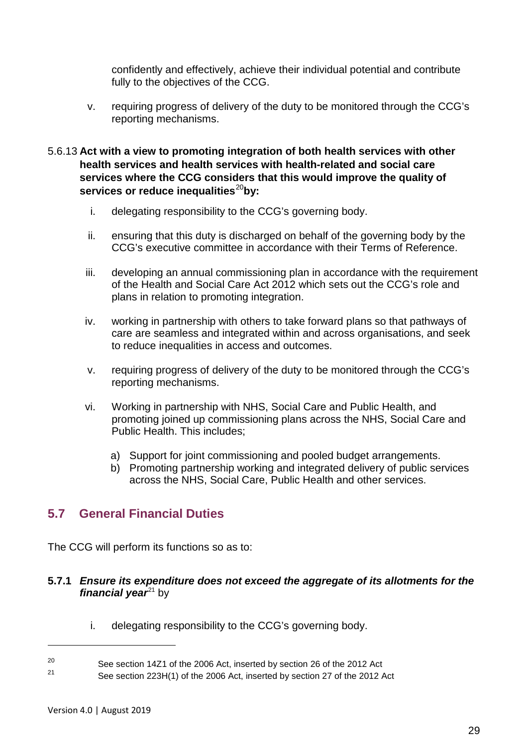confidently and effectively, achieve their individual potential and contribute fully to the objectives of the CCG.

v. requiring progress of delivery of the duty to be monitored through the CCG's reporting mechanisms.

5.6.13 **Act with a view to promoting integration of both health services with other health services and health services with health-related and social care services where the CCG considers that this would improve the quality of services or reduce inequalities**[20] **by:**

i. delegating responsibility to the CCG's governing body.

ii. ensuring that this duty is discharged on behalf of the governing body by the CCG's executive committee in accordance with their Terms of Reference.

iii. developing an annual commissioning plan in accordance with the requirement of the Health and Social Care Act 2012 which sets out the CCG's role and plans in relation to promoting integration.

iv. working in partnership with others to take forward plans so that pathways of care are seamless and integrated within and across organisations, and seek to reduce inequalities in access and outcomes.

v. requiring progress of delivery of the duty to be monitored through the CCG's reporting mechanisms.

vi. Working in partnership with NHS, Social Care and Public Health, and promoting joined up commissioning plans across the NHS, Social Care and Public Health. This includes;

   a) Support for joint commissioning and pooled budget arrangements.
   b) Promoting partnership working and integrated delivery of public services across the NHS, Social Care, Public Health and other services.

## 5.7 General Financial Duties

The CCG will perform its functions so as to:

**5.7.1** ***Ensure its expenditure does not exceed the aggregate of its allotments for the financial year***[21] by

i. delegating responsibility to the CCG's governing body.

---

[20] See section 14Z1 of the 2006 Act, inserted by section 26 of the 2012 Act

[21] See section 223H(1) of the 2006 Act, inserted by section 27 of the 2012 Act

Version 4.0 | August 2019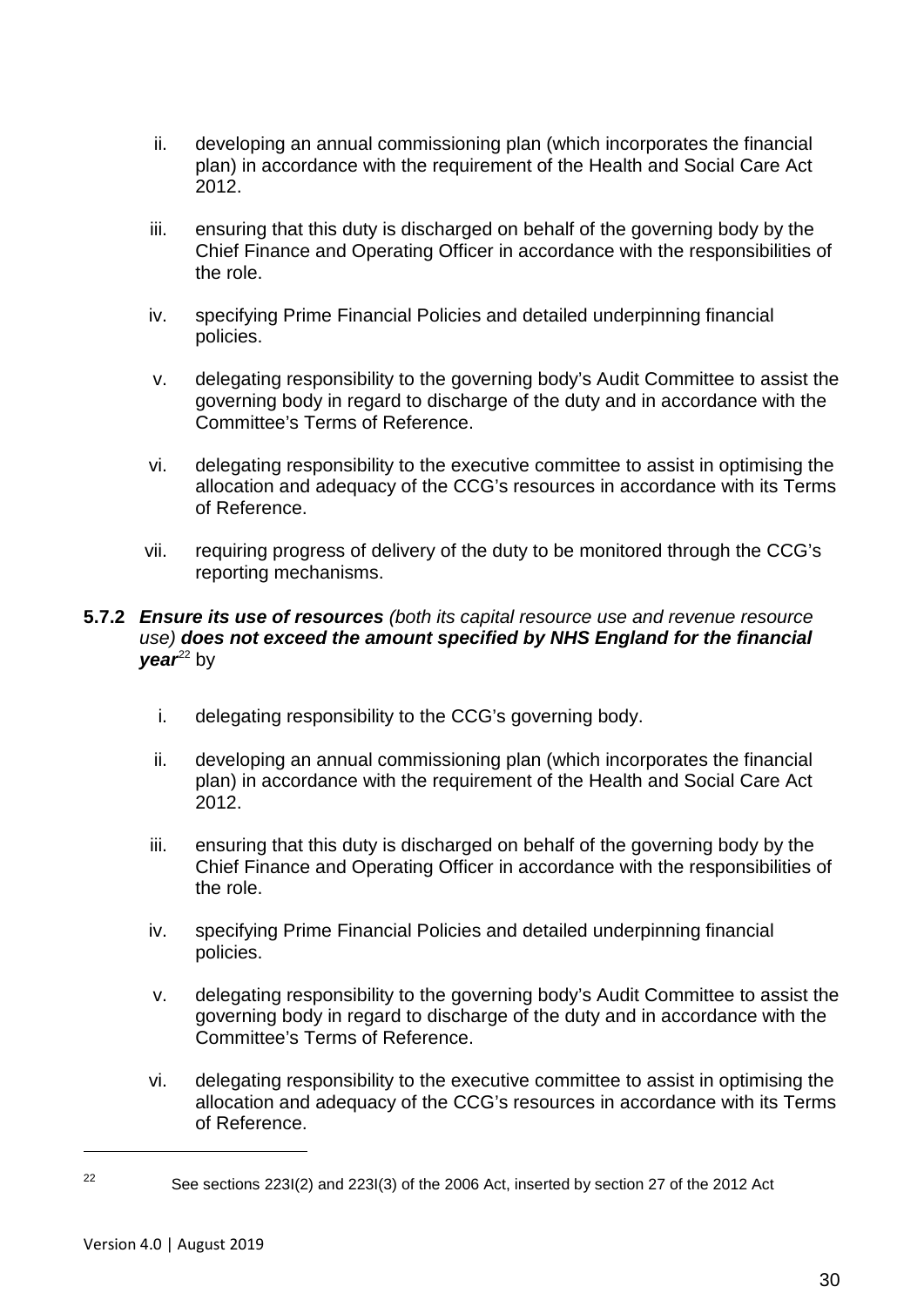ii. developing an annual commissioning plan (which incorporates the financial plan) in accordance with the requirement of the Health and Social Care Act 2012.

iii. ensuring that this duty is discharged on behalf of the governing body by the Chief Finance and Operating Officer in accordance with the responsibilities of the role.

iv. specifying Prime Financial Policies and detailed underpinning financial policies.

v. delegating responsibility to the governing body's Audit Committee to assist the governing body in regard to discharge of the duty and in accordance with the Committee's Terms of Reference.

vi. delegating responsibility to the executive committee to assist in optimising the allocation and adequacy of the CCG's resources in accordance with its Terms of Reference.

vii. requiring progress of delivery of the duty to be monitored through the CCG's reporting mechanisms.

**5.7.2** ***Ensure its use of resources*** *(both its capital resource use and revenue resource use)* ***does not exceed the amount specified by NHS England for the financial year***[22] by

i. delegating responsibility to the CCG's governing body.

ii. developing an annual commissioning plan (which incorporates the financial plan) in accordance with the requirement of the Health and Social Care Act 2012.

iii. ensuring that this duty is discharged on behalf of the governing body by the Chief Finance and Operating Officer in accordance with the responsibilities of the role.

iv. specifying Prime Financial Policies and detailed underpinning financial policies.

v. delegating responsibility to the governing body's Audit Committee to assist the governing body in regard to discharge of the duty and in accordance with the Committee's Terms of Reference.

vi. delegating responsibility to the executive committee to assist in optimising the allocation and adequacy of the CCG's resources in accordance with its Terms of Reference.

---

[22] See sections 223I(2) and 223I(3) of the 2006 Act, inserted by section 27 of the 2012 Act

Version 4.0 | August 2019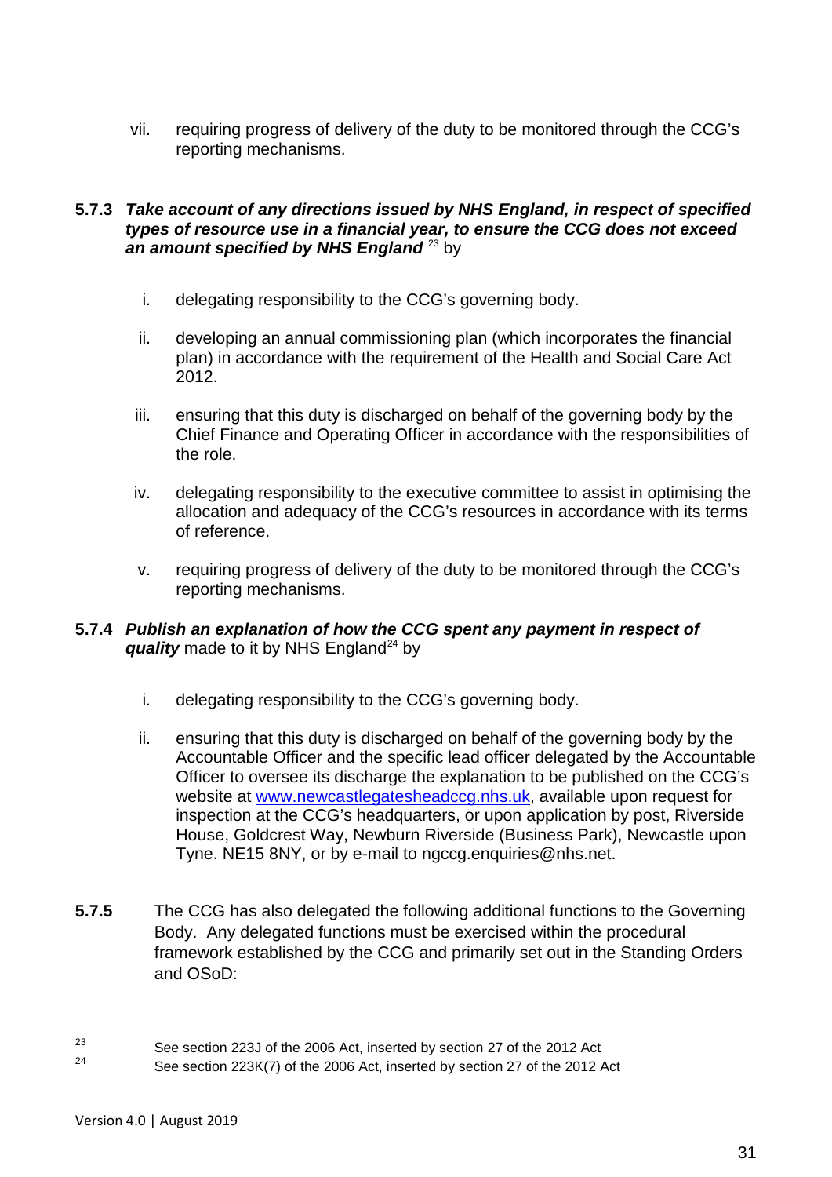vii. requiring progress of delivery of the duty to be monitored through the CCG's reporting mechanisms.

**5.7.3** ***Take account of any directions issued by NHS England, in respect of specified types of resource use in a financial year, to ensure the CCG does not exceed an amount specified by NHS England*** [23] by

i. delegating responsibility to the CCG's governing body.

ii. developing an annual commissioning plan (which incorporates the financial plan) in accordance with the requirement of the Health and Social Care Act 2012.

iii. ensuring that this duty is discharged on behalf of the governing body by the Chief Finance and Operating Officer in accordance with the responsibilities of the role.

iv. delegating responsibility to the executive committee to assist in optimising the allocation and adequacy of the CCG's resources in accordance with its terms of reference.

v. requiring progress of delivery of the duty to be monitored through the CCG's reporting mechanisms.

**5.7.4** ***Publish an explanation of how the CCG spent any payment in respect of quality*** made to it by NHS England[24] by

i. delegating responsibility to the CCG's governing body.

ii. ensuring that this duty is discharged on behalf of the governing body by the Accountable Officer and the specific lead officer delegated by the Accountable Officer to oversee its discharge the explanation to be published on the CCG's website at [www.newcastlegatesheadccg.nhs.uk](http://www.newcastlegatesheadccg.nhs.uk), available upon request for inspection at the CCG's headquarters, or upon application by post, Riverside House, Goldcrest Way, Newburn Riverside (Business Park), Newcastle upon Tyne. NE15 8NY, or by e-mail to ngccg.enquiries@nhs.net.

**5.7.5** The CCG has also delegated the following additional functions to the Governing Body. Any delegated functions must be exercised within the procedural framework established by the CCG and primarily set out in the Standing Orders and OSoD:

---

[23] See section 223J of the 2006 Act, inserted by section 27 of the 2012 Act

[24] See section 223K(7) of the 2006 Act, inserted by section 27 of the 2012 Act

Version 4.0 | August 2019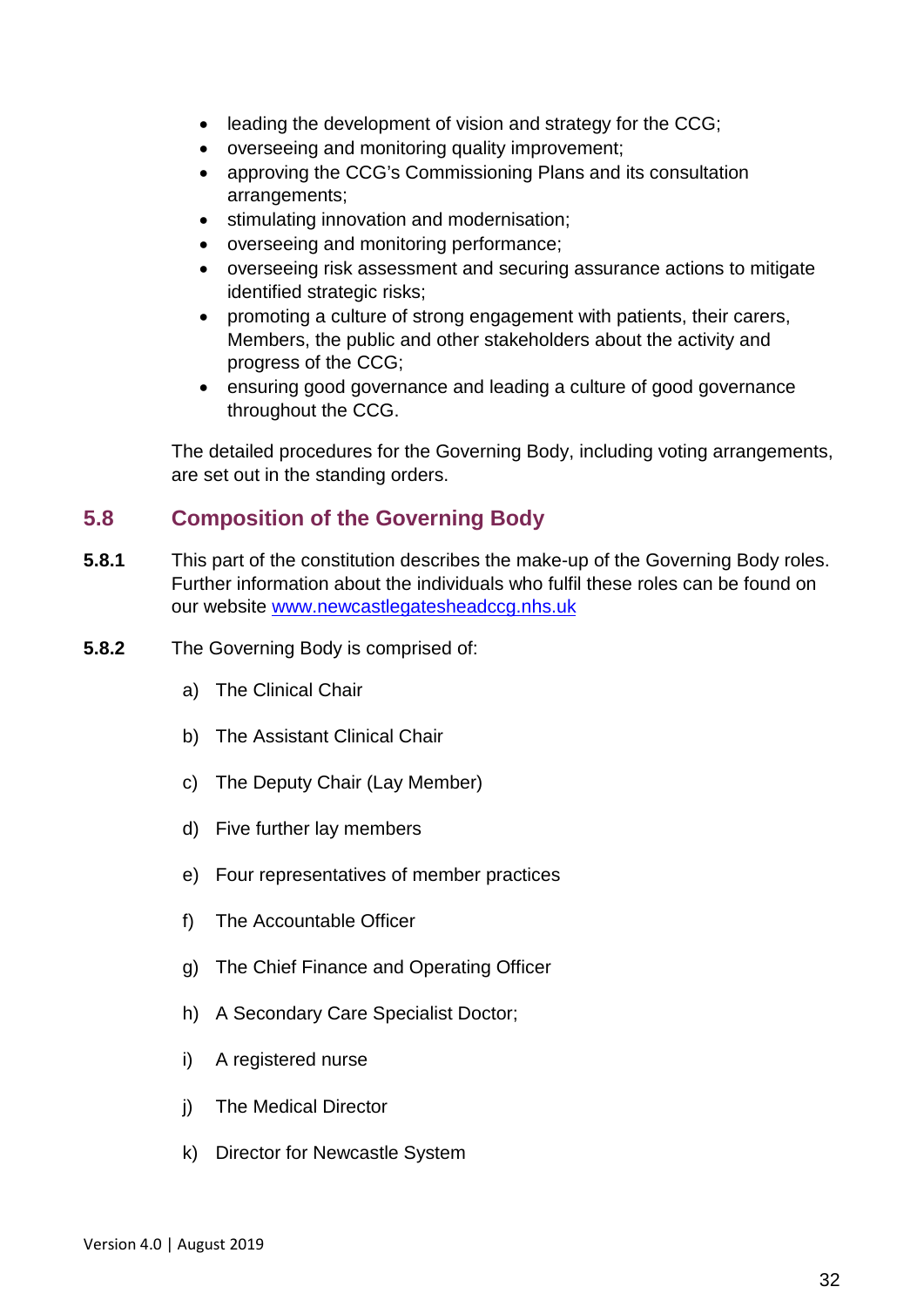- leading the development of vision and strategy for the CCG;
- overseeing and monitoring quality improvement;
- approving the CCG's Commissioning Plans and its consultation arrangements;
- stimulating innovation and modernisation;
- overseeing and monitoring performance;
- overseeing risk assessment and securing assurance actions to mitigate identified strategic risks;
- promoting a culture of strong engagement with patients, their carers, Members, the public and other stakeholders about the activity and progress of the CCG;
- ensuring good governance and leading a culture of good governance throughout the CCG.

The detailed procedures for the Governing Body, including voting arrangements, are set out in the standing orders.

## 5.8 Composition of the Governing Body

**5.8.1** This part of the constitution describes the make-up of the Governing Body roles. Further information about the individuals who fulfil these roles can be found on our website [www.newcastlegatesheadccg.nhs.uk](www.newcastlegatesheadccg.nhs.uk)

**5.8.2** The Governing Body is comprised of:

a) The Clinical Chair

b) The Assistant Clinical Chair

c) The Deputy Chair (Lay Member)

d) Five further lay members

e) Four representatives of member practices

f) The Accountable Officer

g) The Chief Finance and Operating Officer

h) A Secondary Care Specialist Doctor;

i) A registered nurse

j) The Medical Director

k) Director for Newcastle System

Version 4.0 | August 2019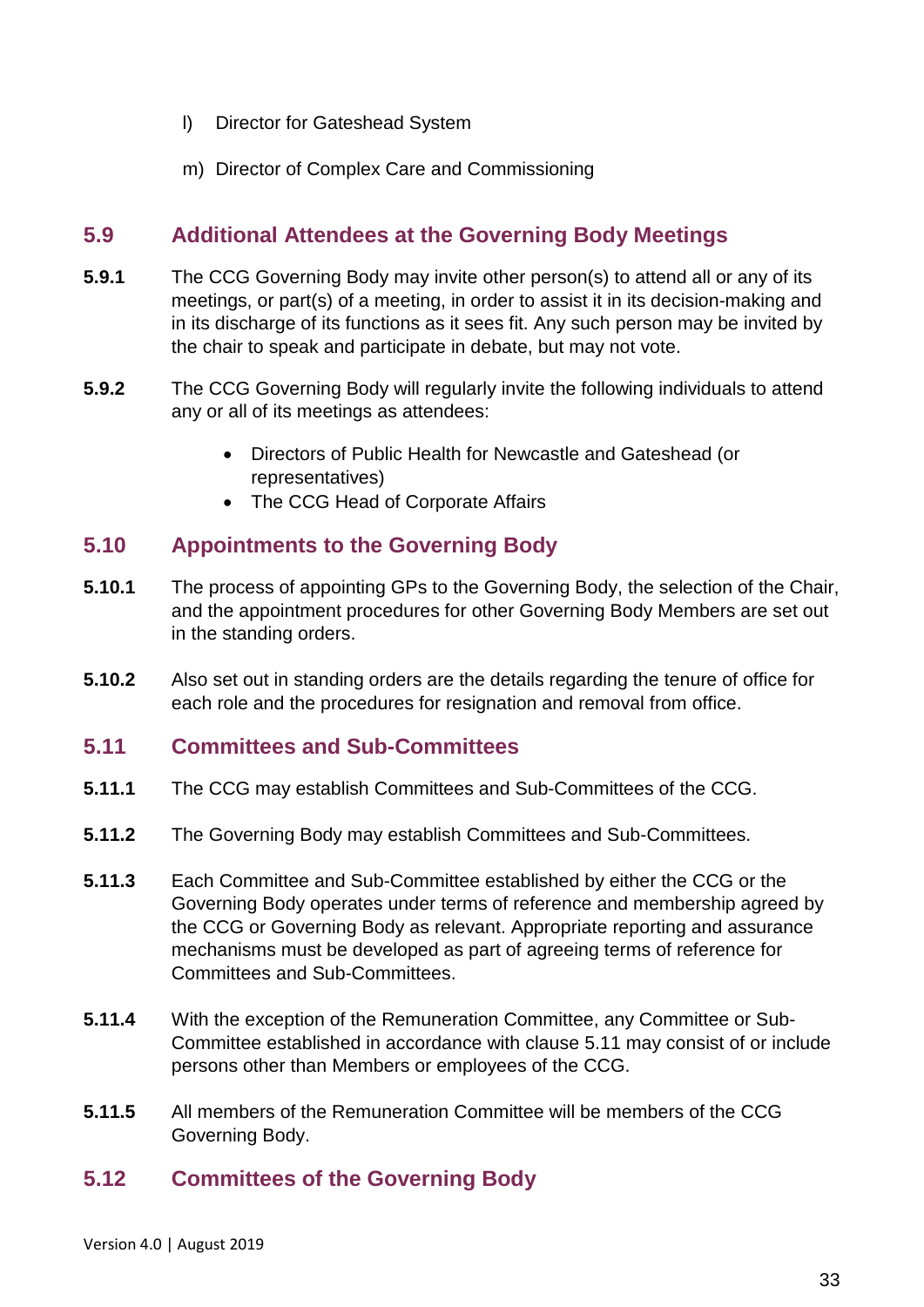l) Director for Gateshead System

m) Director of Complex Care and Commissioning

## 5.9 Additional Attendees at the Governing Body Meetings

**5.9.1** The CCG Governing Body may invite other person(s) to attend all or any of its meetings, or part(s) of a meeting, in order to assist it in its decision-making and in its discharge of its functions as it sees fit. Any such person may be invited by the chair to speak and participate in debate, but may not vote.

**5.9.2** The CCG Governing Body will regularly invite the following individuals to attend any or all of its meetings as attendees:

- Directors of Public Health for Newcastle and Gateshead (or representatives)
- The CCG Head of Corporate Affairs

## 5.10 Appointments to the Governing Body

**5.10.1** The process of appointing GPs to the Governing Body, the selection of the Chair, and the appointment procedures for other Governing Body Members are set out in the standing orders.

**5.10.2** Also set out in standing orders are the details regarding the tenure of office for each role and the procedures for resignation and removal from office.

## 5.11 Committees and Sub-Committees

**5.11.1** The CCG may establish Committees and Sub-Committees of the CCG.

**5.11.2** The Governing Body may establish Committees and Sub-Committees.

**5.11.3** Each Committee and Sub-Committee established by either the CCG or the Governing Body operates under terms of reference and membership agreed by the CCG or Governing Body as relevant. Appropriate reporting and assurance mechanisms must be developed as part of agreeing terms of reference for Committees and Sub-Committees.

**5.11.4** With the exception of the Remuneration Committee, any Committee or Sub-Committee established in accordance with clause 5.11 may consist of or include persons other than Members or employees of the CCG.

**5.11.5** All members of the Remuneration Committee will be members of the CCG Governing Body.

## 5.12 Committees of the Governing Body

Version 4.0 | August 2019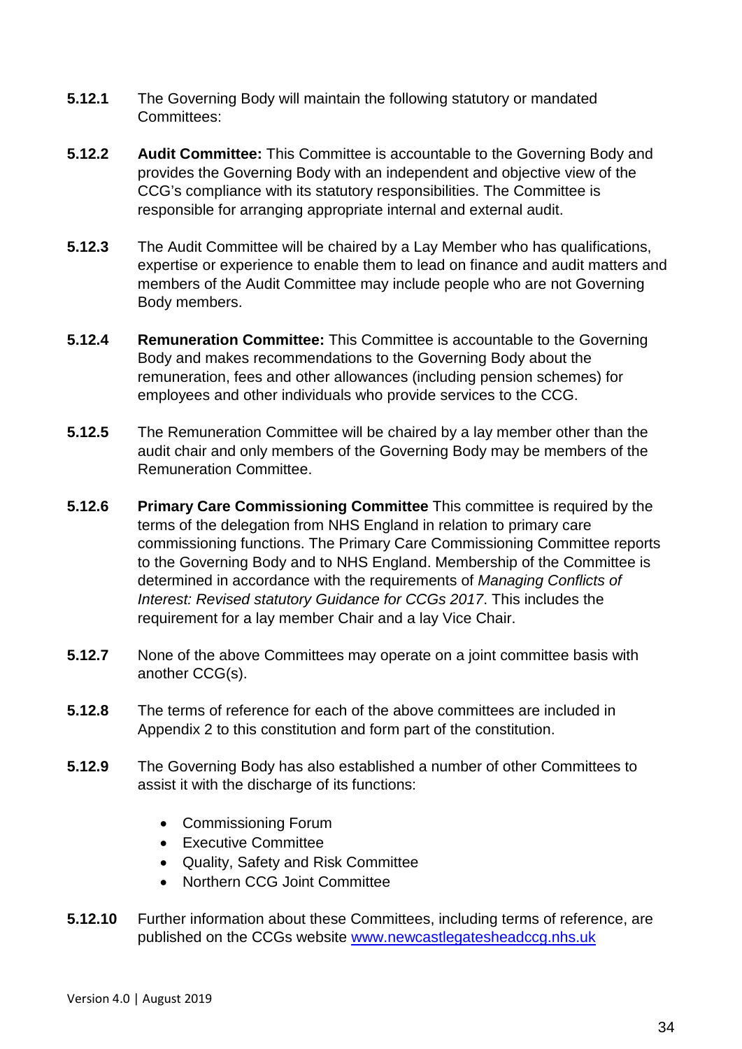**5.12.1** The Governing Body will maintain the following statutory or mandated Committees:

**5.12.2** **Audit Committee:** This Committee is accountable to the Governing Body and provides the Governing Body with an independent and objective view of the CCG's compliance with its statutory responsibilities. The Committee is responsible for arranging appropriate internal and external audit.

**5.12.3** The Audit Committee will be chaired by a Lay Member who has qualifications, expertise or experience to enable them to lead on finance and audit matters and members of the Audit Committee may include people who are not Governing Body members.

**5.12.4** **Remuneration Committee:** This Committee is accountable to the Governing Body and makes recommendations to the Governing Body about the remuneration, fees and other allowances (including pension schemes) for employees and other individuals who provide services to the CCG.

**5.12.5** The Remuneration Committee will be chaired by a lay member other than the audit chair and only members of the Governing Body may be members of the Remuneration Committee.

**5.12.6** **Primary Care Commissioning Committee** This committee is required by the terms of the delegation from NHS England in relation to primary care commissioning functions. The Primary Care Commissioning Committee reports to the Governing Body and to NHS England. Membership of the Committee is determined in accordance with the requirements of *Managing Conflicts of Interest: Revised statutory Guidance for CCGs 2017*. This includes the requirement for a lay member Chair and a lay Vice Chair.

**5.12.7** None of the above Committees may operate on a joint committee basis with another CCG(s).

**5.12.8** The terms of reference for each of the above committees are included in Appendix 2 to this constitution and form part of the constitution.

**5.12.9** The Governing Body has also established a number of other Committees to assist it with the discharge of its functions:

- Commissioning Forum
- Executive Committee
- Quality, Safety and Risk Committee
- Northern CCG Joint Committee

**5.12.10** Further information about these Committees, including terms of reference, are published on the CCGs website [www.newcastlegatesheadccg.nhs.uk](www.newcastlegatesheadccg.nhs.uk)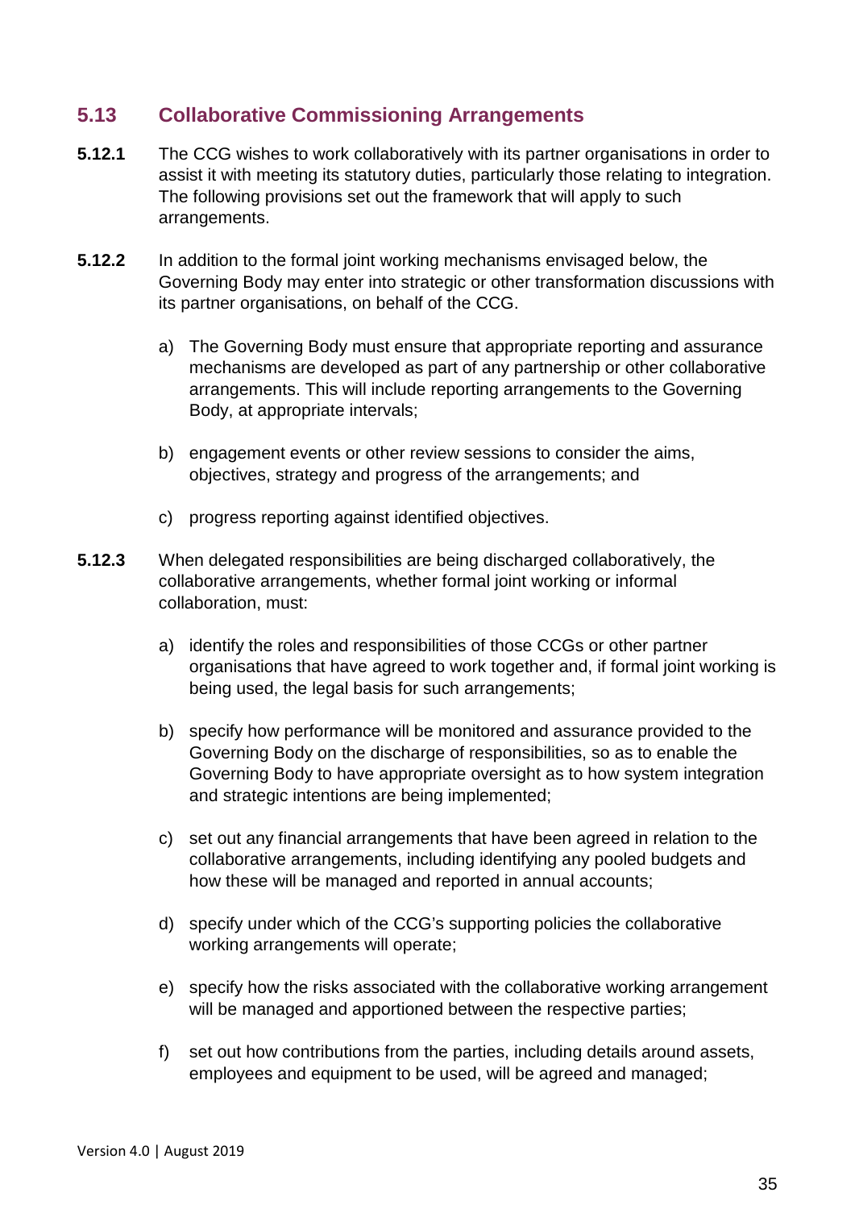## 5.13 Collaborative Commissioning Arrangements

**5.12.1** The CCG wishes to work collaboratively with its partner organisations in order to assist it with meeting its statutory duties, particularly those relating to integration. The following provisions set out the framework that will apply to such arrangements.

**5.12.2** In addition to the formal joint working mechanisms envisaged below, the Governing Body may enter into strategic or other transformation discussions with its partner organisations, on behalf of the CCG.

a) The Governing Body must ensure that appropriate reporting and assurance mechanisms are developed as part of any partnership or other collaborative arrangements. This will include reporting arrangements to the Governing Body, at appropriate intervals;

b) engagement events or other review sessions to consider the aims, objectives, strategy and progress of the arrangements; and

c) progress reporting against identified objectives.

**5.12.3** When delegated responsibilities are being discharged collaboratively, the collaborative arrangements, whether formal joint working or informal collaboration, must:

a) identify the roles and responsibilities of those CCGs or other partner organisations that have agreed to work together and, if formal joint working is being used, the legal basis for such arrangements;

b) specify how performance will be monitored and assurance provided to the Governing Body on the discharge of responsibilities, so as to enable the Governing Body to have appropriate oversight as to how system integration and strategic intentions are being implemented;

c) set out any financial arrangements that have been agreed in relation to the collaborative arrangements, including identifying any pooled budgets and how these will be managed and reported in annual accounts;

d) specify under which of the CCG's supporting policies the collaborative working arrangements will operate;

e) specify how the risks associated with the collaborative working arrangement will be managed and apportioned between the respective parties;

f) set out how contributions from the parties, including details around assets, employees and equipment to be used, will be agreed and managed;

Version 4.0 | August 2019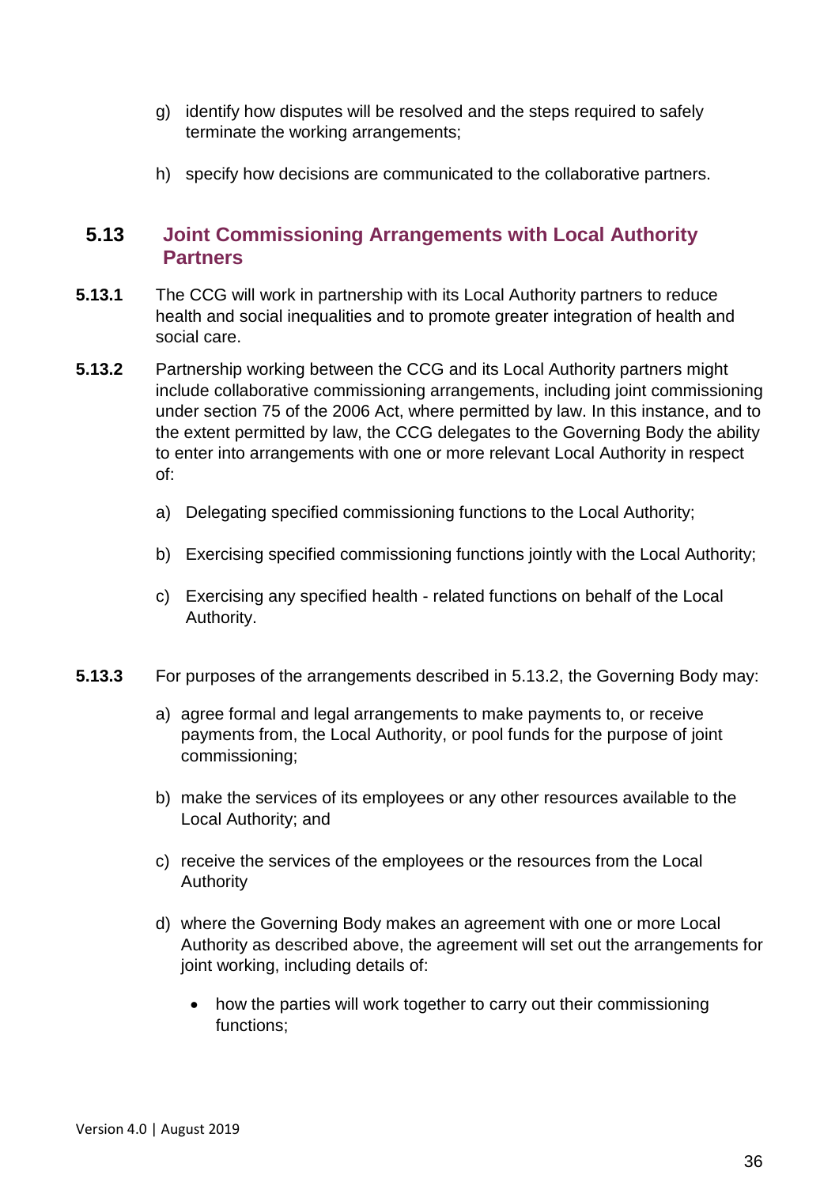g) identify how disputes will be resolved and the steps required to safely terminate the working arrangements;

h) specify how decisions are communicated to the collaborative partners.

## 5.13 Joint Commissioning Arrangements with Local Authority Partners

**5.13.1** The CCG will work in partnership with its Local Authority partners to reduce health and social inequalities and to promote greater integration of health and social care.

**5.13.2** Partnership working between the CCG and its Local Authority partners might include collaborative commissioning arrangements, including joint commissioning under section 75 of the 2006 Act, where permitted by law. In this instance, and to the extent permitted by law, the CCG delegates to the Governing Body the ability to enter into arrangements with one or more relevant Local Authority in respect of:

a) Delegating specified commissioning functions to the Local Authority;

b) Exercising specified commissioning functions jointly with the Local Authority;

c) Exercising any specified health - related functions on behalf of the Local Authority.

**5.13.3** For purposes of the arrangements described in 5.13.2, the Governing Body may:

a) agree formal and legal arrangements to make payments to, or receive payments from, the Local Authority, or pool funds for the purpose of joint commissioning;

b) make the services of its employees or any other resources available to the Local Authority; and

c) receive the services of the employees or the resources from the Local Authority

d) where the Governing Body makes an agreement with one or more Local Authority as described above, the agreement will set out the arrangements for joint working, including details of:

- how the parties will work together to carry out their commissioning functions;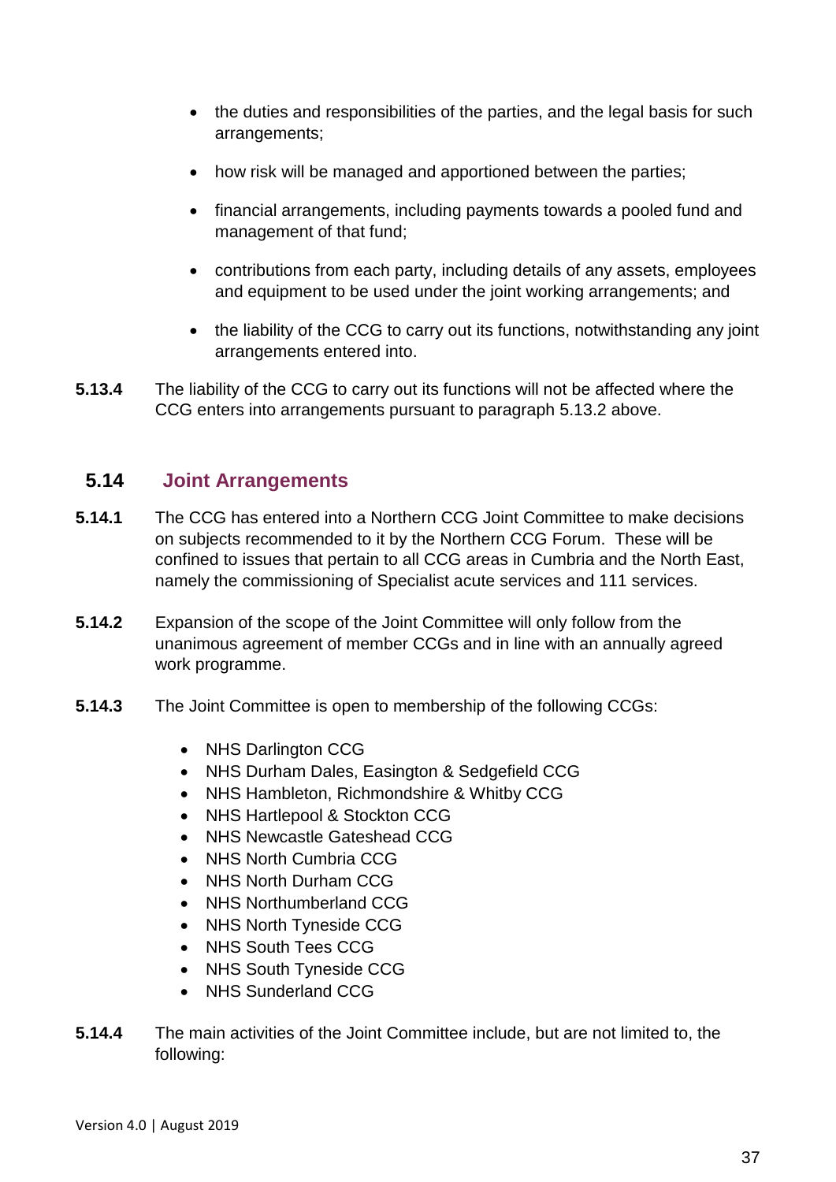- the duties and responsibilities of the parties, and the legal basis for such arrangements;
- how risk will be managed and apportioned between the parties;
- financial arrangements, including payments towards a pooled fund and management of that fund;
- contributions from each party, including details of any assets, employees and equipment to be used under the joint working arrangements; and
- the liability of the CCG to carry out its functions, notwithstanding any joint arrangements entered into.

**5.13.4** The liability of the CCG to carry out its functions will not be affected where the CCG enters into arrangements pursuant to paragraph 5.13.2 above.

## 5.14 Joint Arrangements

**5.14.1** The CCG has entered into a Northern CCG Joint Committee to make decisions on subjects recommended to it by the Northern CCG Forum. These will be confined to issues that pertain to all CCG areas in Cumbria and the North East, namely the commissioning of Specialist acute services and 111 services.

**5.14.2** Expansion of the scope of the Joint Committee will only follow from the unanimous agreement of member CCGs and in line with an annually agreed work programme.

**5.14.3** The Joint Committee is open to membership of the following CCGs:

- NHS Darlington CCG
- NHS Durham Dales, Easington & Sedgefield CCG
- NHS Hambleton, Richmondshire & Whitby CCG
- NHS Hartlepool & Stockton CCG
- NHS Newcastle Gateshead CCG
- NHS North Cumbria CCG
- NHS North Durham CCG
- NHS Northumberland CCG
- NHS North Tyneside CCG
- NHS South Tees CCG
- NHS South Tyneside CCG
- NHS Sunderland CCG

**5.14.4** The main activities of the Joint Committee include, but are not limited to, the following: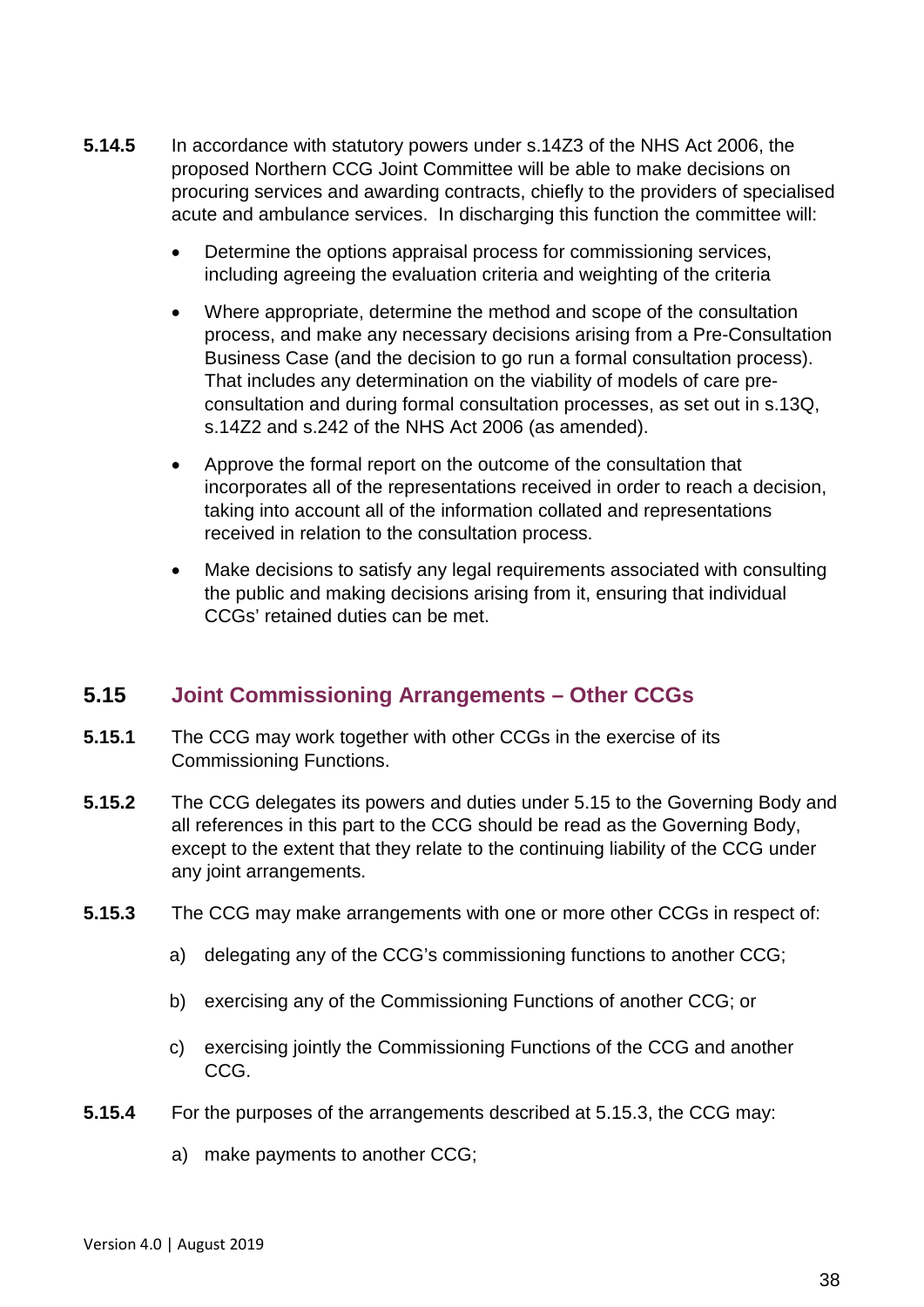**5.14.5** In accordance with statutory powers under s.14Z3 of the NHS Act 2006, the proposed Northern CCG Joint Committee will be able to make decisions on procuring services and awarding contracts, chiefly to the providers of specialised acute and ambulance services. In discharging this function the committee will:

- Determine the options appraisal process for commissioning services, including agreeing the evaluation criteria and weighting of the criteria
- Where appropriate, determine the method and scope of the consultation process, and make any necessary decisions arising from a Pre-Consultation Business Case (and the decision to go run a formal consultation process). That includes any determination on the viability of models of care pre-consultation and during formal consultation processes, as set out in s.13Q, s.14Z2 and s.242 of the NHS Act 2006 (as amended).
- Approve the formal report on the outcome of the consultation that incorporates all of the representations received in order to reach a decision, taking into account all of the information collated and representations received in relation to the consultation process.
- Make decisions to satisfy any legal requirements associated with consulting the public and making decisions arising from it, ensuring that individual CCGs' retained duties can be met.

## 5.15 Joint Commissioning Arrangements – Other CCGs

**5.15.1** The CCG may work together with other CCGs in the exercise of its Commissioning Functions.

**5.15.2** The CCG delegates its powers and duties under 5.15 to the Governing Body and all references in this part to the CCG should be read as the Governing Body, except to the extent that they relate to the continuing liability of the CCG under any joint arrangements.

**5.15.3** The CCG may make arrangements with one or more other CCGs in respect of:

a) delegating any of the CCG's commissioning functions to another CCG;

b) exercising any of the Commissioning Functions of another CCG; or

c) exercising jointly the Commissioning Functions of the CCG and another CCG.

**5.15.4** For the purposes of the arrangements described at 5.15.3, the CCG may:

a) make payments to another CCG;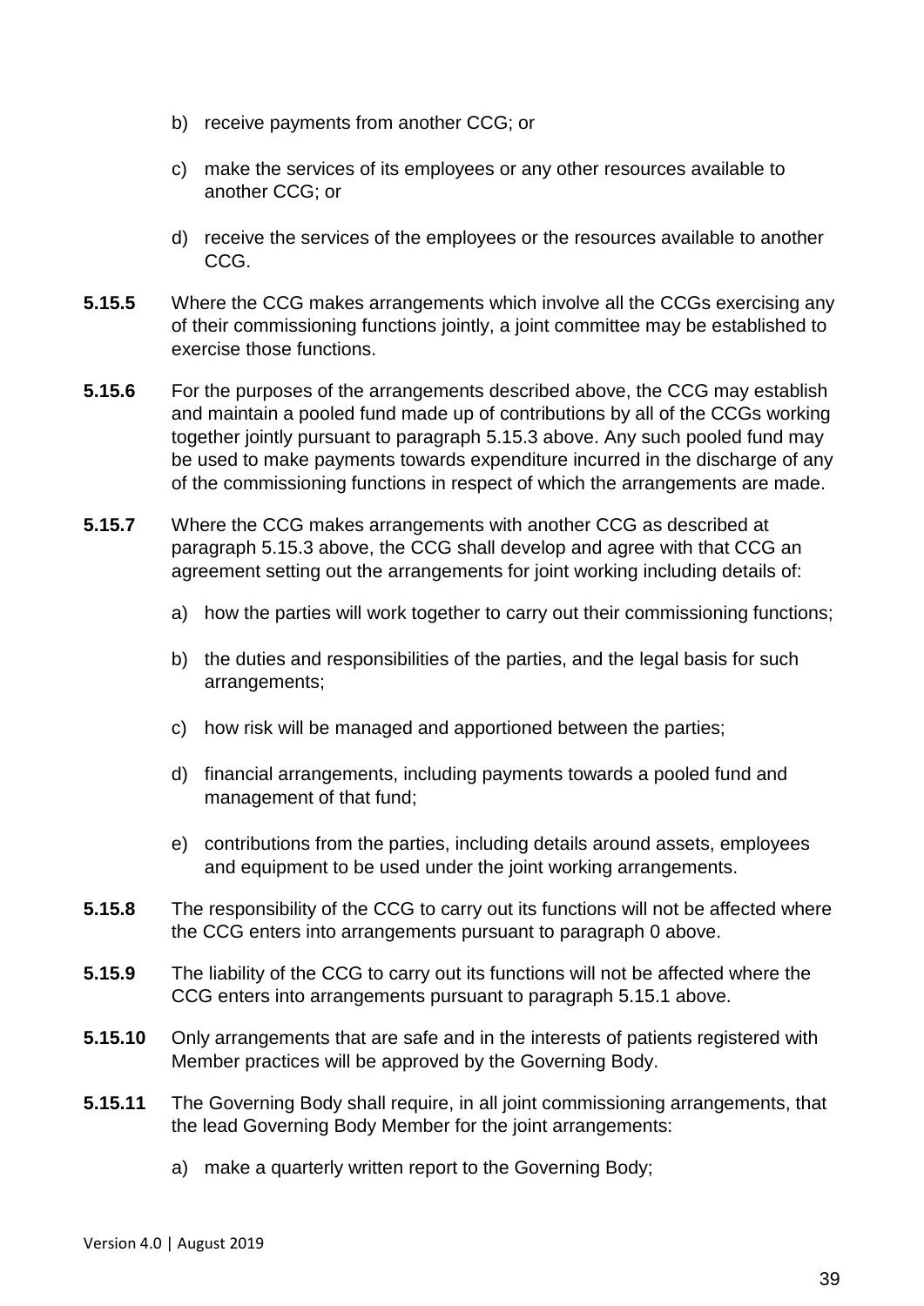b) receive payments from another CCG; or

c) make the services of its employees or any other resources available to another CCG; or

d) receive the services of the employees or the resources available to another CCG.

**5.15.5** Where the CCG makes arrangements which involve all the CCGs exercising any of their commissioning functions jointly, a joint committee may be established to exercise those functions.

**5.15.6** For the purposes of the arrangements described above, the CCG may establish and maintain a pooled fund made up of contributions by all of the CCGs working together jointly pursuant to paragraph 5.15.3 above. Any such pooled fund may be used to make payments towards expenditure incurred in the discharge of any of the commissioning functions in respect of which the arrangements are made.

**5.15.7** Where the CCG makes arrangements with another CCG as described at paragraph 5.15.3 above, the CCG shall develop and agree with that CCG an agreement setting out the arrangements for joint working including details of:

a) how the parties will work together to carry out their commissioning functions;

b) the duties and responsibilities of the parties, and the legal basis for such arrangements;

c) how risk will be managed and apportioned between the parties;

d) financial arrangements, including payments towards a pooled fund and management of that fund;

e) contributions from the parties, including details around assets, employees and equipment to be used under the joint working arrangements.

**5.15.8** The responsibility of the CCG to carry out its functions will not be affected where the CCG enters into arrangements pursuant to paragraph 0 above.

**5.15.9** The liability of the CCG to carry out its functions will not be affected where the CCG enters into arrangements pursuant to paragraph 5.15.1 above.

**5.15.10** Only arrangements that are safe and in the interests of patients registered with Member practices will be approved by the Governing Body.

**5.15.11** The Governing Body shall require, in all joint commissioning arrangements, that the lead Governing Body Member for the joint arrangements:

a) make a quarterly written report to the Governing Body;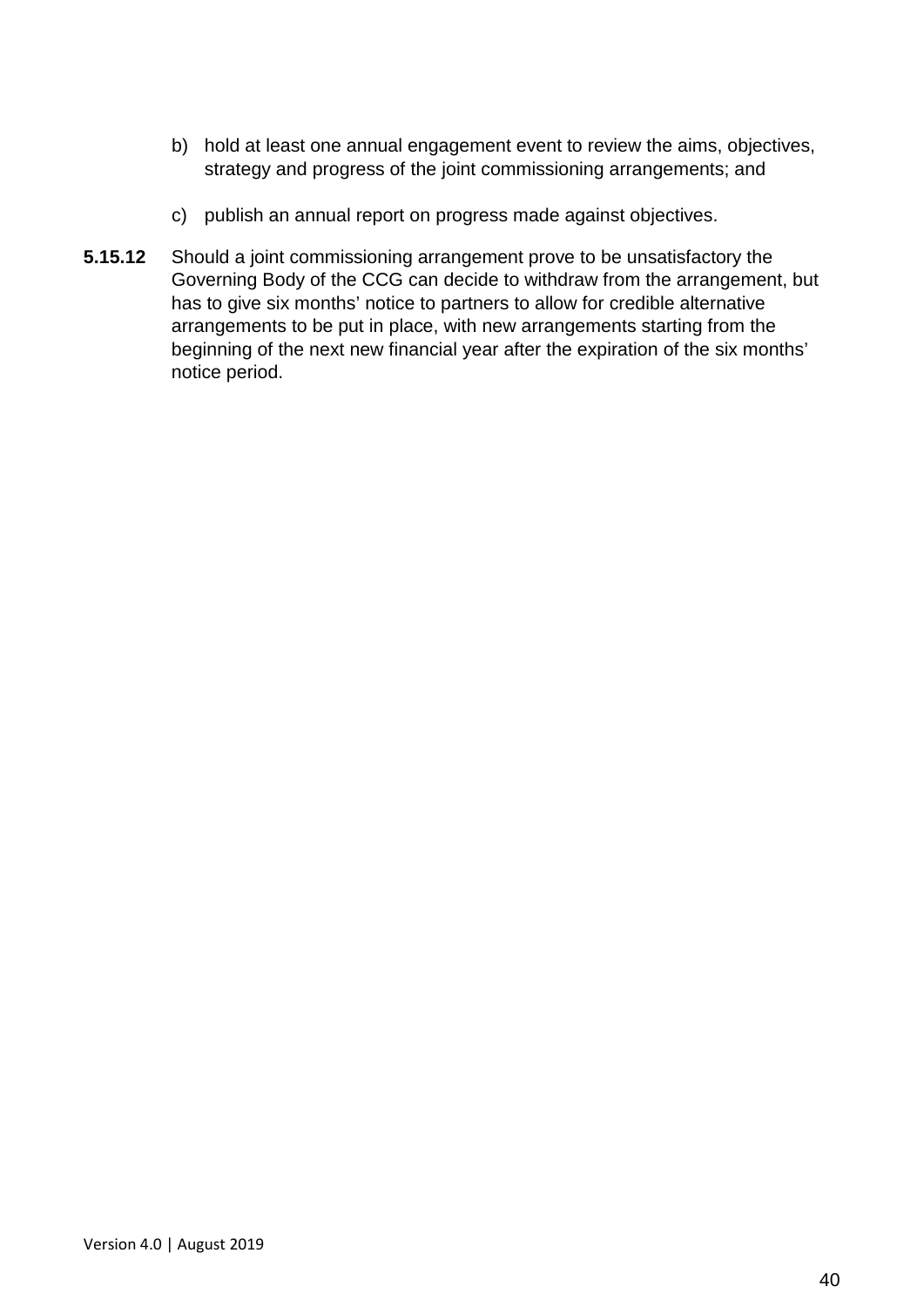b) hold at least one annual engagement event to review the aims, objectives, strategy and progress of the joint commissioning arrangements; and

c) publish an annual report on progress made against objectives.

**5.15.12** Should a joint commissioning arrangement prove to be unsatisfactory the Governing Body of the CCG can decide to withdraw from the arrangement, but has to give six months' notice to partners to allow for credible alternative arrangements to be put in place, with new arrangements starting from the beginning of the next new financial year after the expiration of the six months' notice period.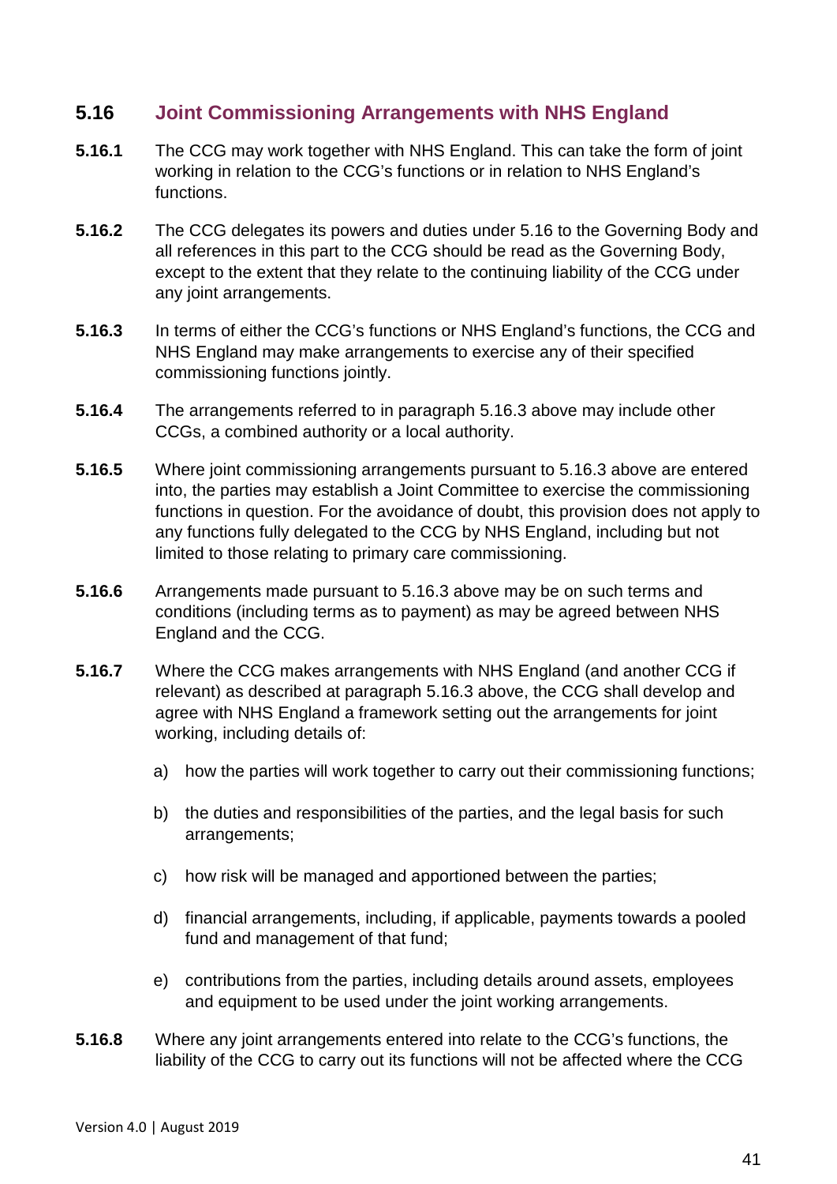## 5.16 Joint Commissioning Arrangements with NHS England

**5.16.1** The CCG may work together with NHS England. This can take the form of joint working in relation to the CCG's functions or in relation to NHS England's functions.

**5.16.2** The CCG delegates its powers and duties under 5.16 to the Governing Body and all references in this part to the CCG should be read as the Governing Body, except to the extent that they relate to the continuing liability of the CCG under any joint arrangements.

**5.16.3** In terms of either the CCG's functions or NHS England's functions, the CCG and NHS England may make arrangements to exercise any of their specified commissioning functions jointly.

**5.16.4** The arrangements referred to in paragraph 5.16.3 above may include other CCGs, a combined authority or a local authority.

**5.16.5** Where joint commissioning arrangements pursuant to 5.16.3 above are entered into, the parties may establish a Joint Committee to exercise the commissioning functions in question. For the avoidance of doubt, this provision does not apply to any functions fully delegated to the CCG by NHS England, including but not limited to those relating to primary care commissioning.

**5.16.6** Arrangements made pursuant to 5.16.3 above may be on such terms and conditions (including terms as to payment) as may be agreed between NHS England and the CCG.

**5.16.7** Where the CCG makes arrangements with NHS England (and another CCG if relevant) as described at paragraph 5.16.3 above, the CCG shall develop and agree with NHS England a framework setting out the arrangements for joint working, including details of:

a) how the parties will work together to carry out their commissioning functions;

b) the duties and responsibilities of the parties, and the legal basis for such arrangements;

c) how risk will be managed and apportioned between the parties;

d) financial arrangements, including, if applicable, payments towards a pooled fund and management of that fund;

e) contributions from the parties, including details around assets, employees and equipment to be used under the joint working arrangements.

**5.16.8** Where any joint arrangements entered into relate to the CCG's functions, the liability of the CCG to carry out its functions will not be affected where the CCG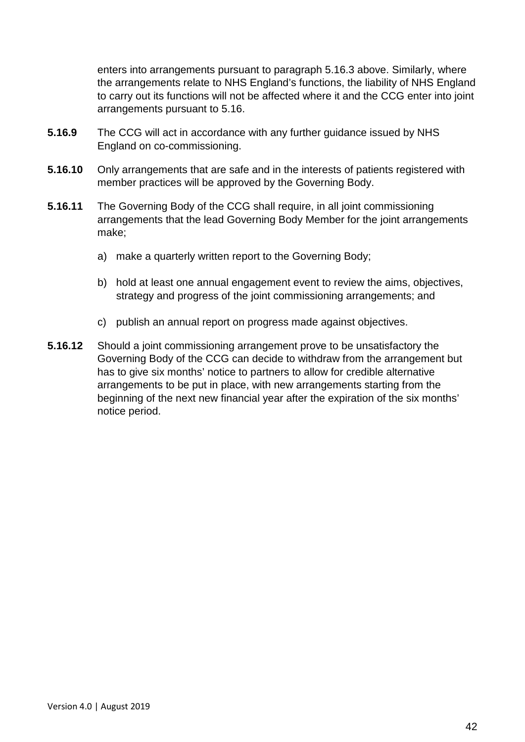enters into arrangements pursuant to paragraph 5.16.3 above. Similarly, where the arrangements relate to NHS England's functions, the liability of NHS England to carry out its functions will not be affected where it and the CCG enter into joint arrangements pursuant to 5.16.

**5.16.9** The CCG will act in accordance with any further guidance issued by NHS England on co-commissioning.

**5.16.10** Only arrangements that are safe and in the interests of patients registered with member practices will be approved by the Governing Body.

**5.16.11** The Governing Body of the CCG shall require, in all joint commissioning arrangements that the lead Governing Body Member for the joint arrangements make;

a) make a quarterly written report to the Governing Body;

b) hold at least one annual engagement event to review the aims, objectives, strategy and progress of the joint commissioning arrangements; and

c) publish an annual report on progress made against objectives.

**5.16.12** Should a joint commissioning arrangement prove to be unsatisfactory the Governing Body of the CCG can decide to withdraw from the arrangement but has to give six months' notice to partners to allow for credible alternative arrangements to be put in place, with new arrangements starting from the beginning of the next new financial year after the expiration of the six months' notice period.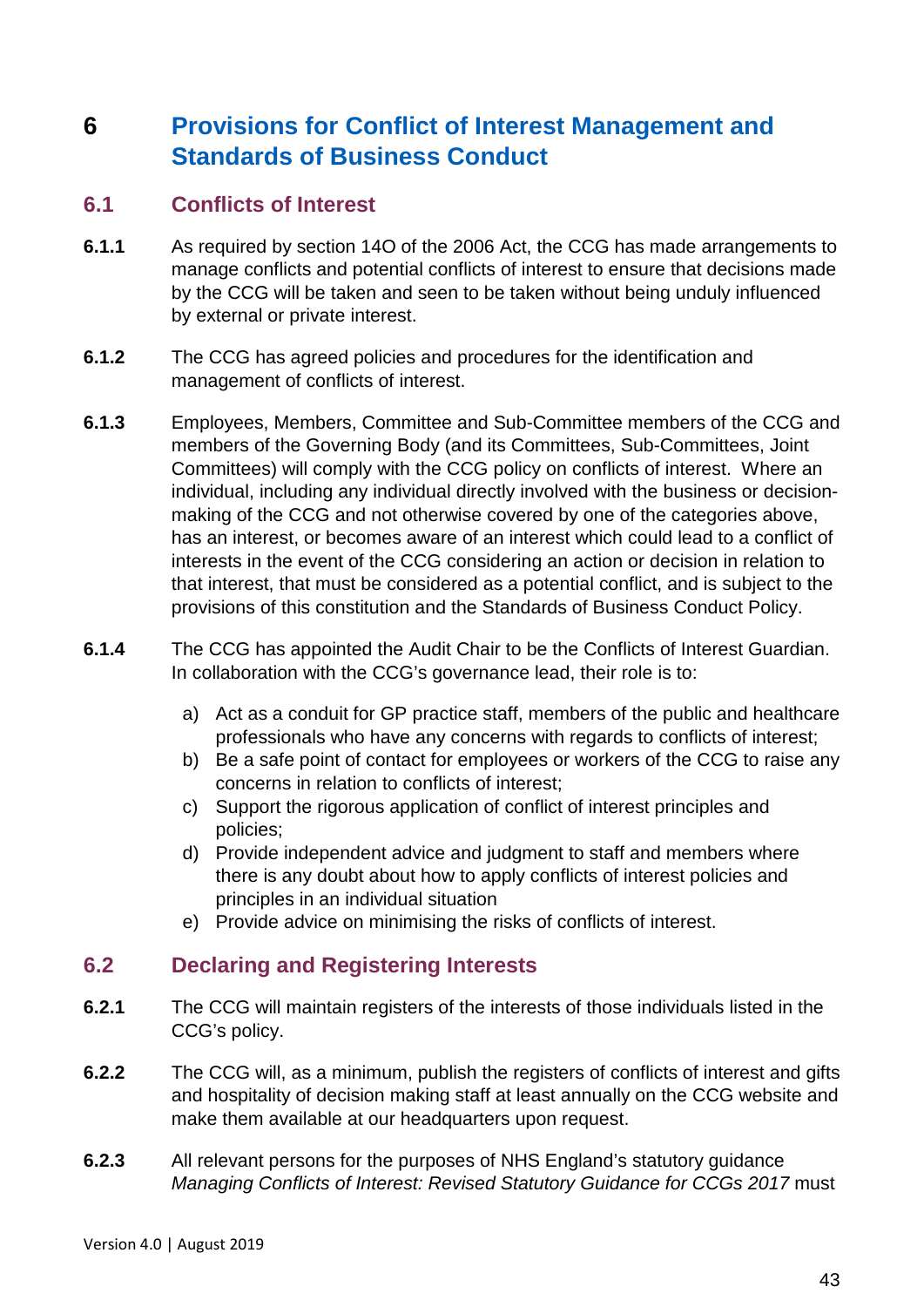# 6 Provisions for Conflict of Interest Management and Standards of Business Conduct

## 6.1 Conflicts of Interest

**6.1.1** As required by section 14O of the 2006 Act, the CCG has made arrangements to manage conflicts and potential conflicts of interest to ensure that decisions made by the CCG will be taken and seen to be taken without being unduly influenced by external or private interest.

**6.1.2** The CCG has agreed policies and procedures for the identification and management of conflicts of interest.

**6.1.3** Employees, Members, Committee and Sub-Committee members of the CCG and members of the Governing Body (and its Committees, Sub-Committees, Joint Committees) will comply with the CCG policy on conflicts of interest. Where an individual, including any individual directly involved with the business or decision-making of the CCG and not otherwise covered by one of the categories above, has an interest, or becomes aware of an interest which could lead to a conflict of interests in the event of the CCG considering an action or decision in relation to that interest, that must be considered as a potential conflict, and is subject to the provisions of this constitution and the Standards of Business Conduct Policy.

**6.1.4** The CCG has appointed the Audit Chair to be the Conflicts of Interest Guardian. In collaboration with the CCG's governance lead, their role is to:

a) Act as a conduit for GP practice staff, members of the public and healthcare professionals who have any concerns with regards to conflicts of interest;
b) Be a safe point of contact for employees or workers of the CCG to raise any concerns in relation to conflicts of interest;
c) Support the rigorous application of conflict of interest principles and policies;
d) Provide independent advice and judgment to staff and members where there is any doubt about how to apply conflicts of interest policies and principles in an individual situation
e) Provide advice on minimising the risks of conflicts of interest.

## 6.2 Declaring and Registering Interests

**6.2.1** The CCG will maintain registers of the interests of those individuals listed in the CCG's policy.

**6.2.2** The CCG will, as a minimum, publish the registers of conflicts of interest and gifts and hospitality of decision making staff at least annually on the CCG website and make them available at our headquarters upon request.

**6.2.3** All relevant persons for the purposes of NHS England's statutory guidance *Managing Conflicts of Interest: Revised Statutory Guidance for CCGs 2017* must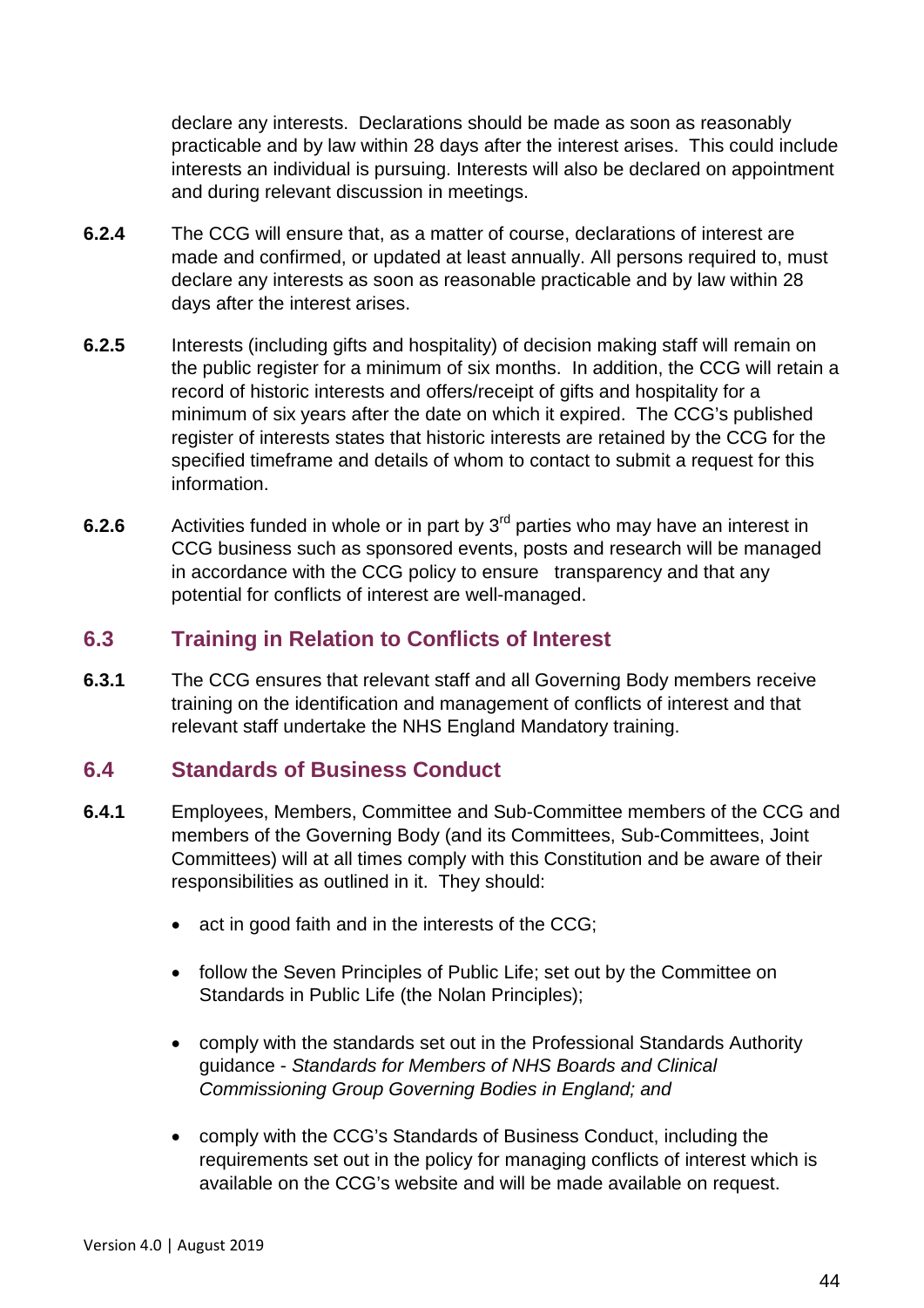declare any interests. Declarations should be made as soon as reasonably practicable and by law within 28 days after the interest arises. This could include interests an individual is pursuing. Interests will also be declared on appointment and during relevant discussion in meetings.

**6.2.4** The CCG will ensure that, as a matter of course, declarations of interest are made and confirmed, or updated at least annually. All persons required to, must declare any interests as soon as reasonable practicable and by law within 28 days after the interest arises.

**6.2.5** Interests (including gifts and hospitality) of decision making staff will remain on the public register for a minimum of six months. In addition, the CCG will retain a record of historic interests and offers/receipt of gifts and hospitality for a minimum of six years after the date on which it expired. The CCG's published register of interests states that historic interests are retained by the CCG for the specified timeframe and details of whom to contact to submit a request for this information.

**6.2.6** Activities funded in whole or in part by 3rd parties who may have an interest in CCG business such as sponsored events, posts and research will be managed in accordance with the CCG policy to ensure transparency and that any potential for conflicts of interest are well-managed.

## 6.3 Training in Relation to Conflicts of Interest

**6.3.1** The CCG ensures that relevant staff and all Governing Body members receive training on the identification and management of conflicts of interest and that relevant staff undertake the NHS England Mandatory training.

## 6.4 Standards of Business Conduct

**6.4.1** Employees, Members, Committee and Sub-Committee members of the CCG and members of the Governing Body (and its Committees, Sub-Committees, Joint Committees) will at all times comply with this Constitution and be aware of their responsibilities as outlined in it. They should:

- act in good faith and in the interests of the CCG;
- follow the Seven Principles of Public Life; set out by the Committee on Standards in Public Life (the Nolan Principles);
- comply with the standards set out in the Professional Standards Authority guidance - *Standards for Members of NHS Boards and Clinical Commissioning Group Governing Bodies in England; and*
- comply with the CCG's Standards of Business Conduct, including the requirements set out in the policy for managing conflicts of interest which is available on the CCG's website and will be made available on request.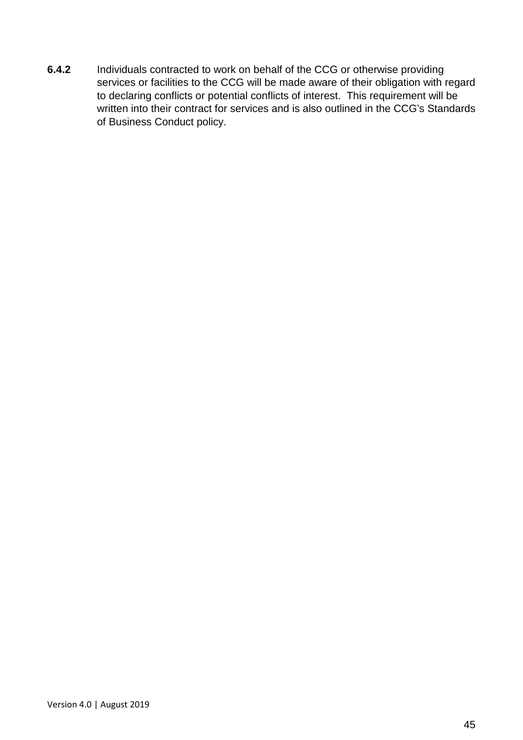**6.4.2** Individuals contracted to work on behalf of the CCG or otherwise providing services or facilities to the CCG will be made aware of their obligation with regard to declaring conflicts or potential conflicts of interest. This requirement will be written into their contract for services and is also outlined in the CCG's Standards of Business Conduct policy.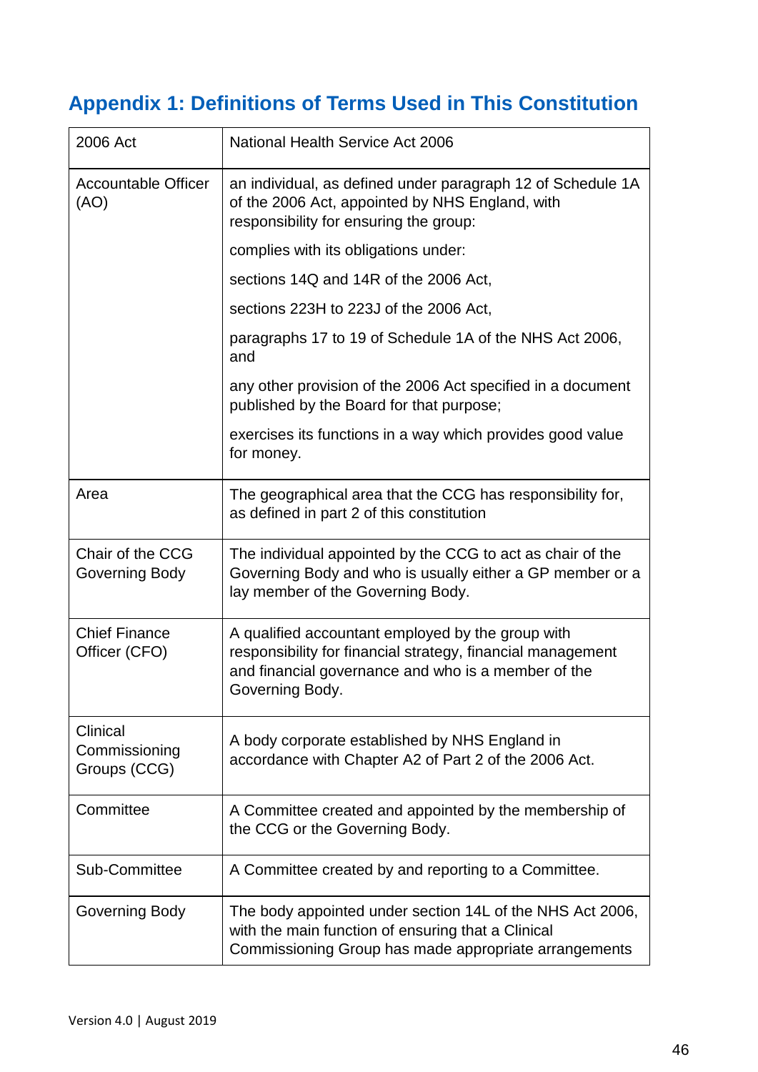## Appendix 1: Definitions of Terms Used in This Constitution

| | |
|---|---|
| 2006 Act | National Health Service Act 2006 |
| Accountable Officer (AO) | an individual, as defined under paragraph 12 of Schedule 1A of the 2006 Act, appointed by NHS England, with responsibility for ensuring the group:<br><br>complies with its obligations under:<br><br>sections 14Q and 14R of the 2006 Act,<br><br>sections 223H to 223J of the 2006 Act,<br><br>paragraphs 17 to 19 of Schedule 1A of the NHS Act 2006, and<br><br>any other provision of the 2006 Act specified in a document published by the Board for that purpose;<br><br>exercises its functions in a way which provides good value for money. |
| Area | The geographical area that the CCG has responsibility for, as defined in part 2 of this constitution |
| Chair of the CCG Governing Body | The individual appointed by the CCG to act as chair of the Governing Body and who is usually either a GP member or a lay member of the Governing Body. |
| Chief Finance Officer (CFO) | A qualified accountant employed by the group with responsibility for financial strategy, financial management and financial governance and who is a member of the Governing Body. |
| Clinical Commissioning Groups (CCG) | A body corporate established by NHS England in accordance with Chapter A2 of Part 2 of the 2006 Act. |
| Committee | A Committee created and appointed by the membership of the CCG or the Governing Body. |
| Sub-Committee | A Committee created by and reporting to a Committee. |
| Governing Body | The body appointed under section 14L of the NHS Act 2006, with the main function of ensuring that a Clinical Commissioning Group has made appropriate arrangements |

Version 4.0 | August 2019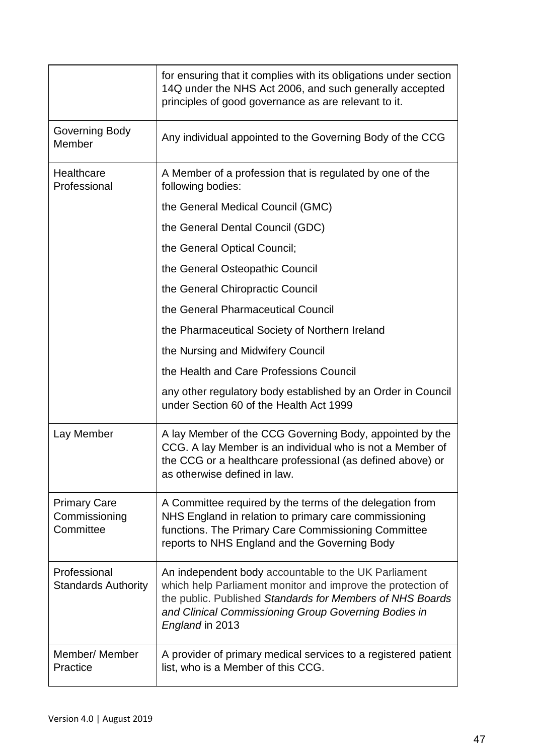| | |
|---|---|
| | for ensuring that it complies with its obligations under section 14Q under the NHS Act 2006, and such generally accepted principles of good governance as are relevant to it. |
| Governing Body Member | Any individual appointed to the Governing Body of the CCG |
| Healthcare Professional | A Member of a profession that is regulated by one of the following bodies:<br>the General Medical Council (GMC)<br>the General Dental Council (GDC)<br>the General Optical Council;<br>the General Osteopathic Council<br>the General Chiropractic Council<br>the General Pharmaceutical Council<br>the Pharmaceutical Society of Northern Ireland<br>the Nursing and Midwifery Council<br>the Health and Care Professions Council<br>any other regulatory body established by an Order in Council under Section 60 of the Health Act 1999 |
| Lay Member | A lay Member of the CCG Governing Body, appointed by the CCG. A lay Member is an individual who is not a Member of the CCG or a healthcare professional (as defined above) or as otherwise defined in law. |
| Primary Care Commissioning Committee | A Committee required by the terms of the delegation from NHS England in relation to primary care commissioning functions. The Primary Care Commissioning Committee reports to NHS England and the Governing Body |
| Professional Standards Authority | An independent body accountable to the UK Parliament which help Parliament monitor and improve the protection of the public. Published *Standards for Members of NHS Boards and Clinical Commissioning Group Governing Bodies in England* in 2013 |
| Member/ Member Practice | A provider of primary medical services to a registered patient list, who is a Member of this CCG. |

Version 4.0 | August 2019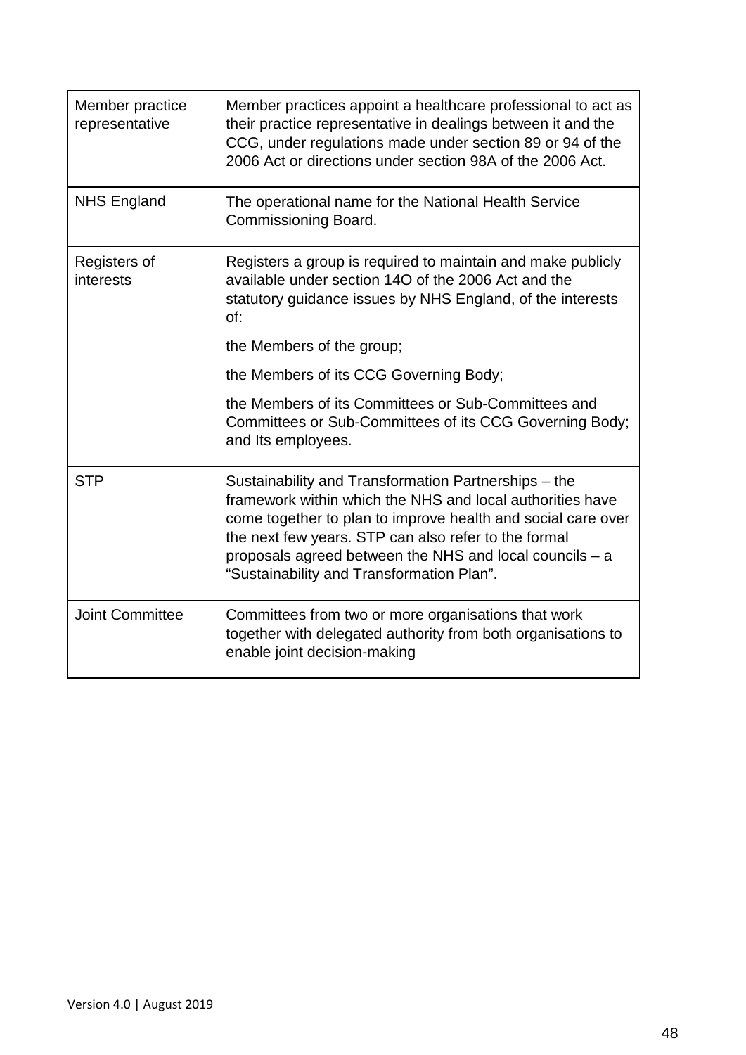| Member practice representative | Member practices appoint a healthcare professional to act as their practice representative in dealings between it and the CCG, under regulations made under section 89 or 94 of the 2006 Act or directions under section 98A of the 2006 Act. |
|---|---|
| NHS England | The operational name for the National Health Service Commissioning Board. |
| Registers of interests | Registers a group is required to maintain and make publicly available under section 14O of the 2006 Act and the statutory guidance issues by NHS England, of the interests of:<br><br>the Members of the group;<br><br>the Members of its CCG Governing Body;<br><br>the Members of its Committees or Sub-Committees and Committees or Sub-Committees of its CCG Governing Body; and Its employees. |
| STP | Sustainability and Transformation Partnerships – the framework within which the NHS and local authorities have come together to plan to improve health and social care over the next few years. STP can also refer to the formal proposals agreed between the NHS and local councils – a "Sustainability and Transformation Plan". |
| Joint Committee | Committees from two or more organisations that work together with delegated authority from both organisations to enable joint decision-making |

Version 4.0 | August 2019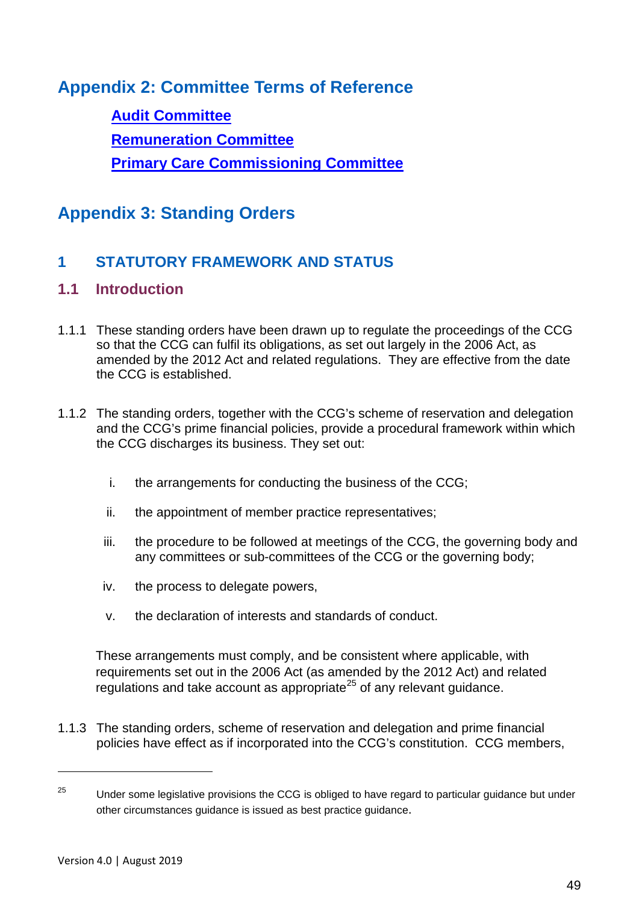## Appendix 2: Committee Terms of Reference

**Audit Committee**

**Remuneration Committee**

**Primary Care Commissioning Committee**

## Appendix 3: Standing Orders

### 1 STATUTORY FRAMEWORK AND STATUS

#### 1.1 Introduction

1.1.1 These standing orders have been drawn up to regulate the proceedings of the CCG so that the CCG can fulfil its obligations, as set out largely in the 2006 Act, as amended by the 2012 Act and related regulations. They are effective from the date the CCG is established.

1.1.2 The standing orders, together with the CCG's scheme of reservation and delegation and the CCG's prime financial policies, provide a procedural framework within which the CCG discharges its business. They set out:

i. the arrangements for conducting the business of the CCG;

ii. the appointment of member practice representatives;

iii. the procedure to be followed at meetings of the CCG, the governing body and any committees or sub-committees of the CCG or the governing body;

iv. the process to delegate powers,

v. the declaration of interests and standards of conduct.

These arrangements must comply, and be consistent where applicable, with requirements set out in the 2006 Act (as amended by the 2012 Act) and related regulations and take account as appropriate[25] of any relevant guidance.

1.1.3 The standing orders, scheme of reservation and delegation and prime financial policies have effect as if incorporated into the CCG's constitution. CCG members,

---

[25] Under some legislative provisions the CCG is obliged to have regard to particular guidance but under other circumstances guidance is issued as best practice guidance.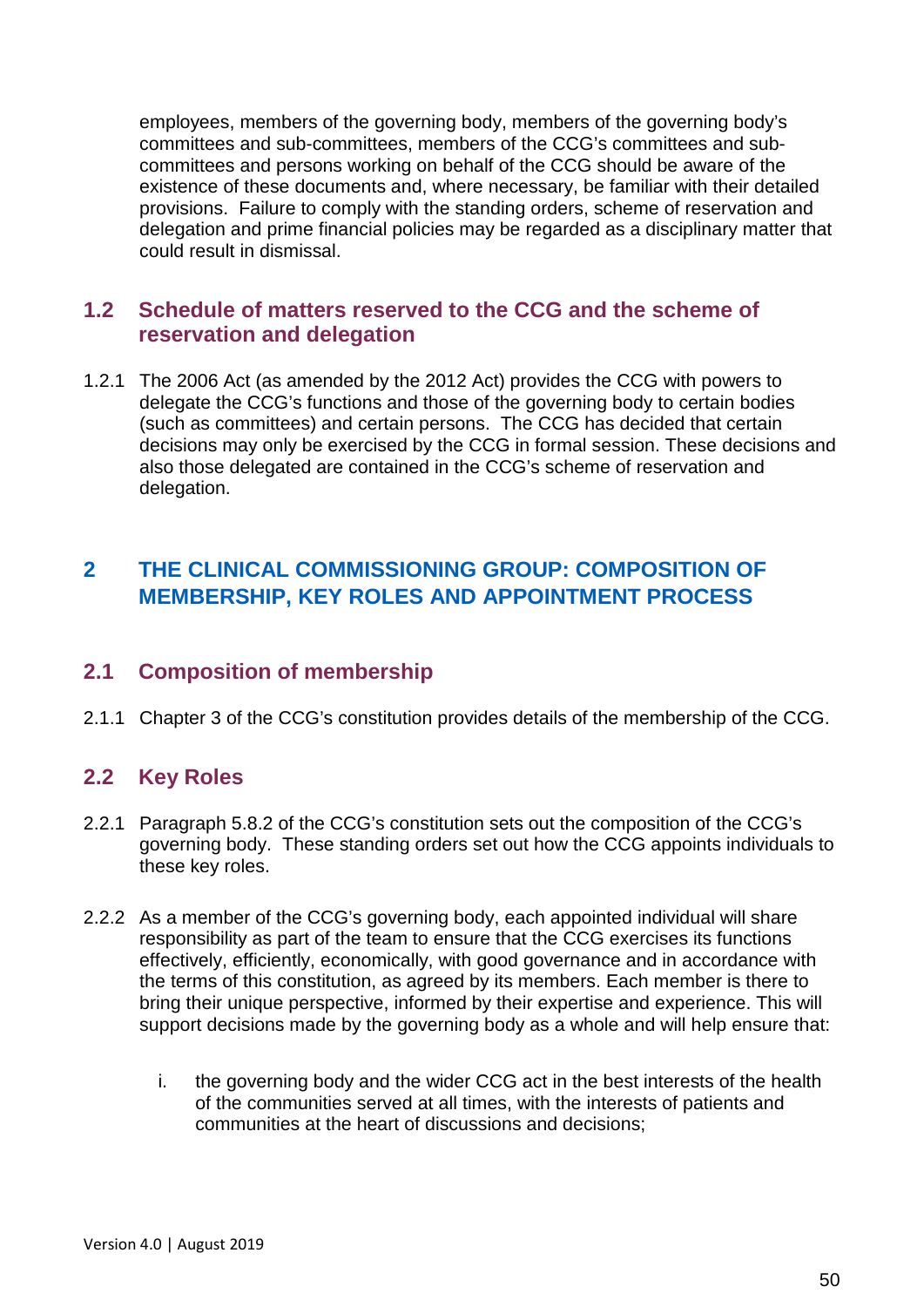employees, members of the governing body, members of the governing body's committees and sub-committees, members of the CCG's committees and sub-committees and persons working on behalf of the CCG should be aware of the existence of these documents and, where necessary, be familiar with their detailed provisions. Failure to comply with the standing orders, scheme of reservation and delegation and prime financial policies may be regarded as a disciplinary matter that could result in dismissal.

### 1.2 Schedule of matters reserved to the CCG and the scheme of reservation and delegation

1.2.1 The 2006 Act (as amended by the 2012 Act) provides the CCG with powers to delegate the CCG's functions and those of the governing body to certain bodies (such as committees) and certain persons. The CCG has decided that certain decisions may only be exercised by the CCG in formal session. These decisions and also those delegated are contained in the CCG's scheme of reservation and delegation.

## 2 THE CLINICAL COMMISSIONING GROUP: COMPOSITION OF MEMBERSHIP, KEY ROLES AND APPOINTMENT PROCESS

### 2.1 Composition of membership

2.1.1 Chapter 3 of the CCG's constitution provides details of the membership of the CCG.

### 2.2 Key Roles

2.2.1 Paragraph 5.8.2 of the CCG's constitution sets out the composition of the CCG's governing body. These standing orders set out how the CCG appoints individuals to these key roles.

2.2.2 As a member of the CCG's governing body, each appointed individual will share responsibility as part of the team to ensure that the CCG exercises its functions effectively, efficiently, economically, with good governance and in accordance with the terms of this constitution, as agreed by its members. Each member is there to bring their unique perspective, informed by their expertise and experience. This will support decisions made by the governing body as a whole and will help ensure that:

i. the governing body and the wider CCG act in the best interests of the health of the communities served at all times, with the interests of patients and communities at the heart of discussions and decisions;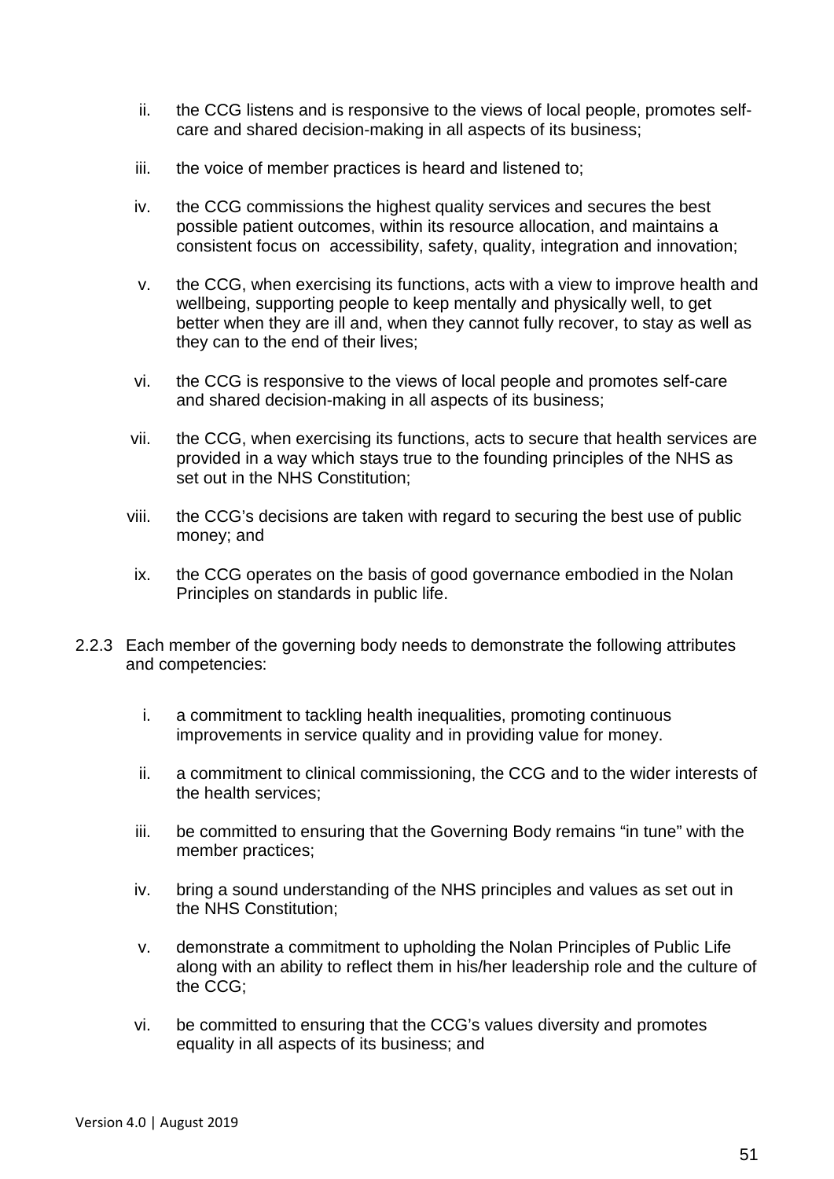ii. the CCG listens and is responsive to the views of local people, promotes self-care and shared decision-making in all aspects of its business;

iii. the voice of member practices is heard and listened to;

iv. the CCG commissions the highest quality services and secures the best possible patient outcomes, within its resource allocation, and maintains a consistent focus on accessibility, safety, quality, integration and innovation;

v. the CCG, when exercising its functions, acts with a view to improve health and wellbeing, supporting people to keep mentally and physically well, to get better when they are ill and, when they cannot fully recover, to stay as well as they can to the end of their lives;

vi. the CCG is responsive to the views of local people and promotes self-care and shared decision-making in all aspects of its business;

vii. the CCG, when exercising its functions, acts to secure that health services are provided in a way which stays true to the founding principles of the NHS as set out in the NHS Constitution;

viii. the CCG's decisions are taken with regard to securing the best use of public money; and

ix. the CCG operates on the basis of good governance embodied in the Nolan Principles on standards in public life.

2.2.3 Each member of the governing body needs to demonstrate the following attributes and competencies:

i. a commitment to tackling health inequalities, promoting continuous improvements in service quality and in providing value for money.

ii. a commitment to clinical commissioning, the CCG and to the wider interests of the health services;

iii. be committed to ensuring that the Governing Body remains "in tune" with the member practices;

iv. bring a sound understanding of the NHS principles and values as set out in the NHS Constitution;

v. demonstrate a commitment to upholding the Nolan Principles of Public Life along with an ability to reflect them in his/her leadership role and the culture of the CCG;

vi. be committed to ensuring that the CCG's values diversity and promotes equality in all aspects of its business; and

Version 4.0 | August 2019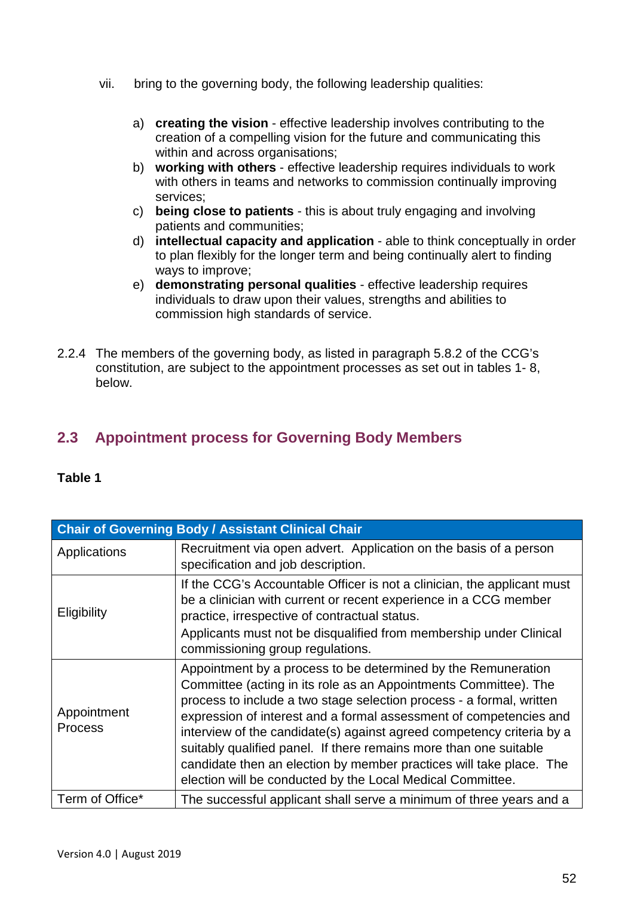vii. bring to the governing body, the following leadership qualities:

a) **creating the vision** - effective leadership involves contributing to the creation of a compelling vision for the future and communicating this within and across organisations;
b) **working with others** - effective leadership requires individuals to work with others in teams and networks to commission continually improving services;
c) **being close to patients** - this is about truly engaging and involving patients and communities;
d) **intellectual capacity and application** - able to think conceptually in order to plan flexibly for the longer term and being continually alert to finding ways to improve;
e) **demonstrating personal qualities** - effective leadership requires individuals to draw upon their values, strengths and abilities to commission high standards of service.

2.2.4 The members of the governing body, as listed in paragraph 5.8.2 of the CCG's constitution, are subject to the appointment processes as set out in tables 1- 8, below.

## 2.3 Appointment process for Governing Body Members

**Table 1**

| Chair of Governing Body / Assistant Clinical Chair | |
|---|---|
| Applications | Recruitment via open advert. Application on the basis of a person specification and job description. |
| Eligibility | If the CCG's Accountable Officer is not a clinician, the applicant must be a clinician with current or recent experience in a CCG member practice, irrespective of contractual status.<br>Applicants must not be disqualified from membership under Clinical commissioning group regulations. |
| Appointment Process | Appointment by a process to be determined by the Remuneration Committee (acting in its role as an Appointments Committee). The process to include a two stage selection process - a formal, written expression of interest and a formal assessment of competencies and interview of the candidate(s) against agreed competency criteria by a suitably qualified panel. If there remains more than one suitable candidate then an election by member practices will take place. The election will be conducted by the Local Medical Committee. |
| Term of Office* | The successful applicant shall serve a minimum of three years and a |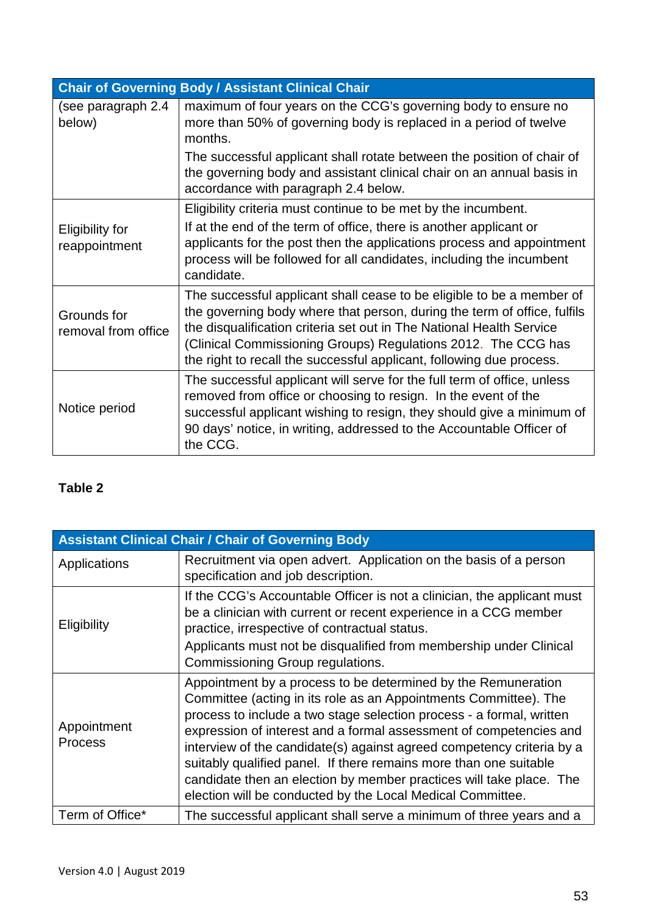| Chair of Governing Body / Assistant Clinical Chair | |
|---|---|
| (see paragraph 2.4 below) | maximum of four years on the CCG's governing body to ensure no more than 50% of governing body is replaced in a period of twelve months.<br>The successful applicant shall rotate between the position of chair of the governing body and assistant clinical chair on an annual basis in accordance with paragraph 2.4 below. |
| Eligibility for reappointment | Eligibility criteria must continue to be met by the incumbent.<br>If at the end of the term of office, there is another applicant or applicants for the post then the applications process and appointment process will be followed for all candidates, including the incumbent candidate. |
| Grounds for removal from office | The successful applicant shall cease to be eligible to be a member of the governing body where that person, during the term of office, fulfils the disqualification criteria set out in The National Health Service (Clinical Commissioning Groups) Regulations 2012. The CCG has the right to recall the successful applicant, following due process. |
| Notice period | The successful applicant will serve for the full term of office, unless removed from office or choosing to resign. In the event of the successful applicant wishing to resign, they should give a minimum of 90 days' notice, in writing, addressed to the Accountable Officer of the CCG. |

**Table 2**

| Assistant Clinical Chair / Chair of Governing Body | |
|---|---|
| Applications | Recruitment via open advert. Application on the basis of a person specification and job description. |
| Eligibility | If the CCG's Accountable Officer is not a clinician, the applicant must be a clinician with current or recent experience in a CCG member practice, irrespective of contractual status.<br>Applicants must not be disqualified from membership under Clinical Commissioning Group regulations. |
| Appointment Process | Appointment by a process to be determined by the Remuneration Committee (acting in its role as an Appointments Committee). The process to include a two stage selection process - a formal, written expression of interest and a formal assessment of competencies and interview of the candidate(s) against agreed competency criteria by a suitably qualified panel. If there remains more than one suitable candidate then an election by member practices will take place. The election will be conducted by the Local Medical Committee. |
| Term of Office* | The successful applicant shall serve a minimum of three years and a |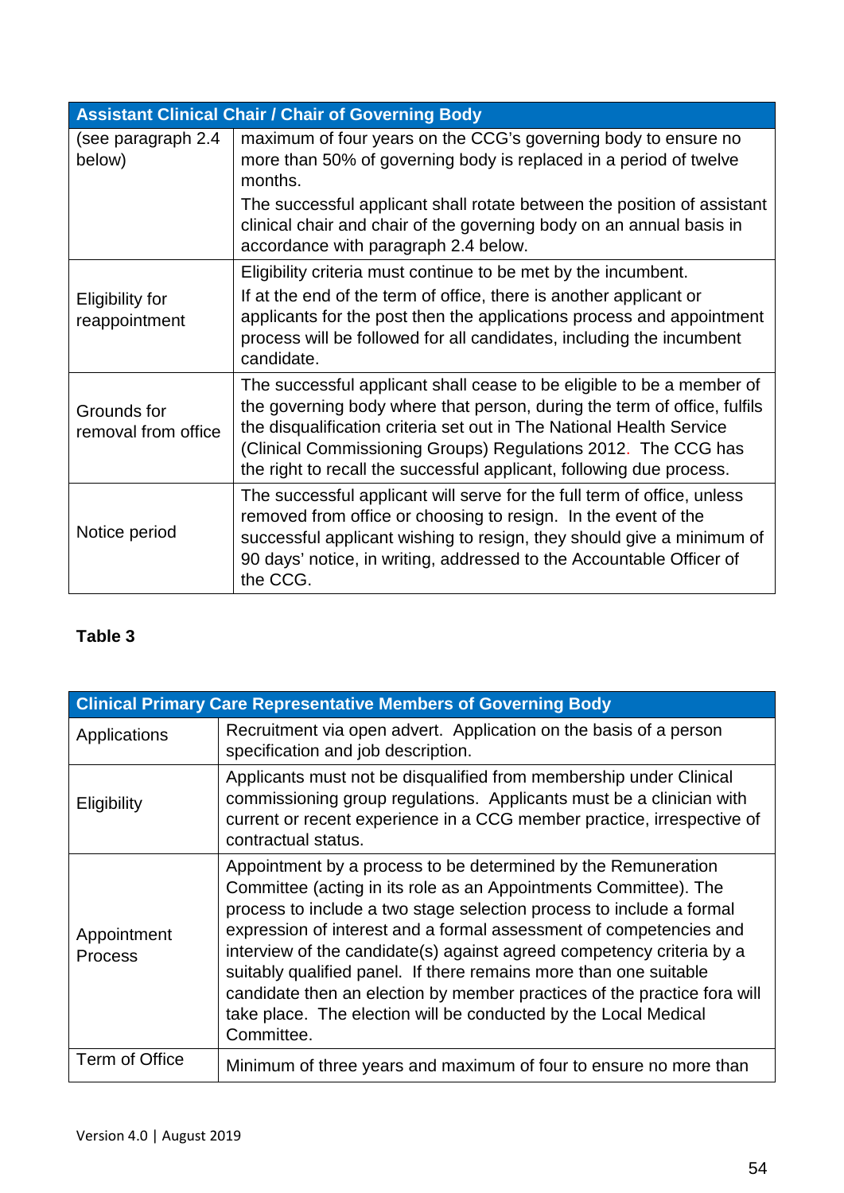| Assistant Clinical Chair / Chair of Governing Body | |
|---|---|
| (see paragraph 2.4 below) | maximum of four years on the CCG's governing body to ensure no more than 50% of governing body is replaced in a period of twelve months.<br>The successful applicant shall rotate between the position of assistant clinical chair and chair of the governing body on an annual basis in accordance with paragraph 2.4 below. |
| Eligibility for reappointment | Eligibility criteria must continue to be met by the incumbent.<br>If at the end of the term of office, there is another applicant or applicants for the post then the applications process and appointment process will be followed for all candidates, including the incumbent candidate. |
| Grounds for removal from office | The successful applicant shall cease to be eligible to be a member of the governing body where that person, during the term of office, fulfils the disqualification criteria set out in The National Health Service (Clinical Commissioning Groups) Regulations 2012. The CCG has the right to recall the successful applicant, following due process. |
| Notice period | The successful applicant will serve for the full term of office, unless removed from office or choosing to resign. In the event of the successful applicant wishing to resign, they should give a minimum of 90 days' notice, in writing, addressed to the Accountable Officer of the CCG. |

**Table 3**

| Clinical Primary Care Representative Members of Governing Body | |
|---|---|
| Applications | Recruitment via open advert. Application on the basis of a person specification and job description. |
| Eligibility | Applicants must not be disqualified from membership under Clinical commissioning group regulations. Applicants must be a clinician with current or recent experience in a CCG member practice, irrespective of contractual status. |
| Appointment Process | Appointment by a process to be determined by the Remuneration Committee (acting in its role as an Appointments Committee). The process to include a two stage selection process to include a formal expression of interest and a formal assessment of competencies and interview of the candidate(s) against agreed competency criteria by a suitably qualified panel. If there remains more than one suitable candidate then an election by member practices of the practice fora will take place. The election will be conducted by the Local Medical Committee. |
| Term of Office | Minimum of three years and maximum of four to ensure no more than |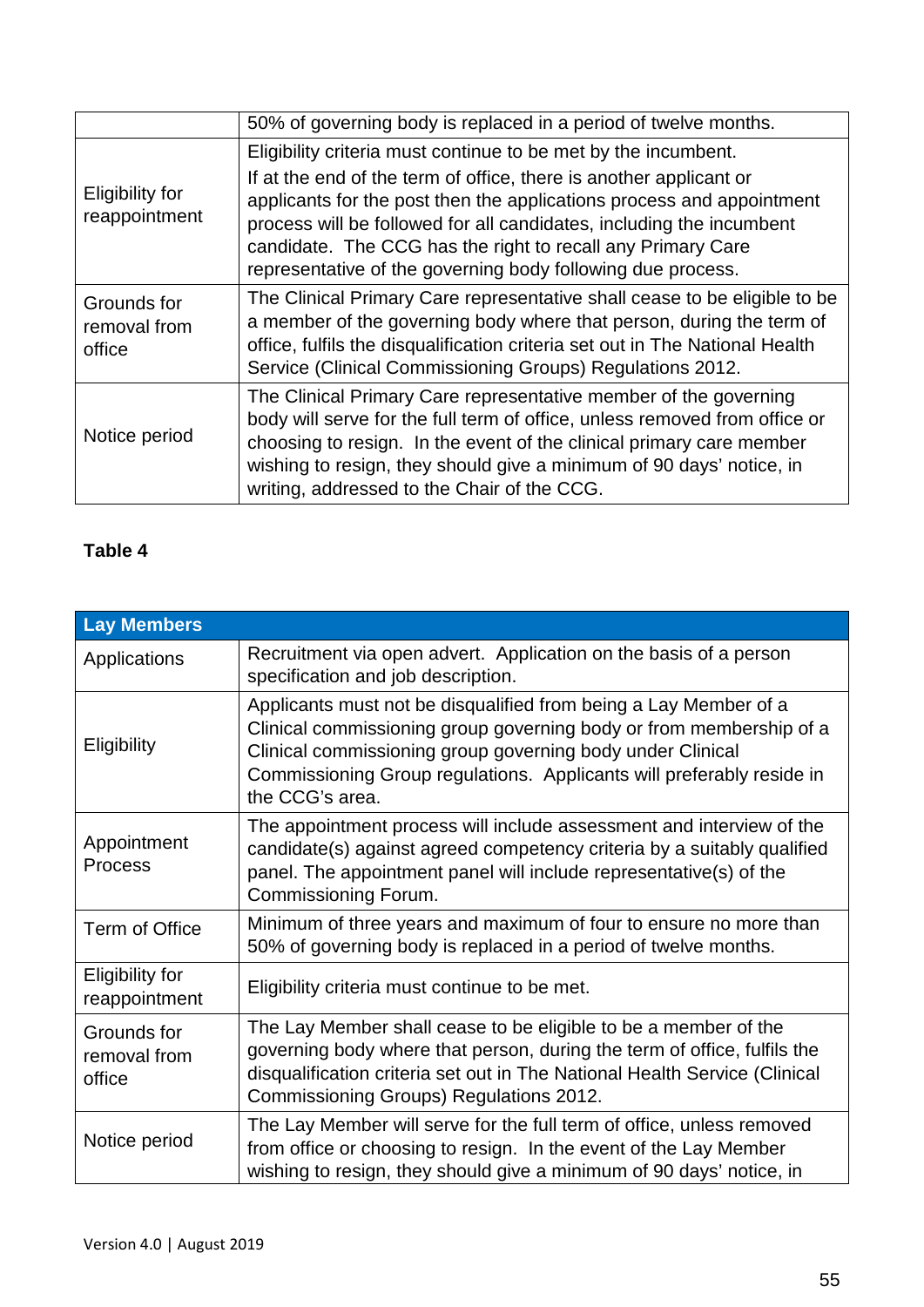| | |
|---|---|
| | 50% of governing body is replaced in a period of twelve months. |
| Eligibility for reappointment | Eligibility criteria must continue to be met by the incumbent.<br>If at the end of the term of office, there is another applicant or applicants for the post then the applications process and appointment process will be followed for all candidates, including the incumbent candidate. The CCG has the right to recall any Primary Care representative of the governing body following due process. |
| Grounds for removal from office | The Clinical Primary Care representative shall cease to be eligible to be a member of the governing body where that person, during the term of office, fulfils the disqualification criteria set out in The National Health Service (Clinical Commissioning Groups) Regulations 2012. |
| Notice period | The Clinical Primary Care representative member of the governing body will serve for the full term of office, unless removed from office or choosing to resign. In the event of the clinical primary care member wishing to resign, they should give a minimum of 90 days' notice, in writing, addressed to the Chair of the CCG. |

**Table 4**

| Lay Members | |
|---|---|
| Applications | Recruitment via open advert. Application on the basis of a person specification and job description. |
| Eligibility | Applicants must not be disqualified from being a Lay Member of a Clinical commissioning group governing body or from membership of a Clinical commissioning group governing body under Clinical Commissioning Group regulations. Applicants will preferably reside in the CCG's area. |
| Appointment Process | The appointment process will include assessment and interview of the candidate(s) against agreed competency criteria by a suitably qualified panel. The appointment panel will include representative(s) of the Commissioning Forum. |
| Term of Office | Minimum of three years and maximum of four to ensure no more than 50% of governing body is replaced in a period of twelve months. |
| Eligibility for reappointment | Eligibility criteria must continue to be met. |
| Grounds for removal from office | The Lay Member shall cease to be eligible to be a member of the governing body where that person, during the term of office, fulfils the disqualification criteria set out in The National Health Service (Clinical Commissioning Groups) Regulations 2012. |
| Notice period | The Lay Member will serve for the full term of office, unless removed from office or choosing to resign. In the event of the Lay Member wishing to resign, they should give a minimum of 90 days' notice, in |

Version 4.0 | August 2019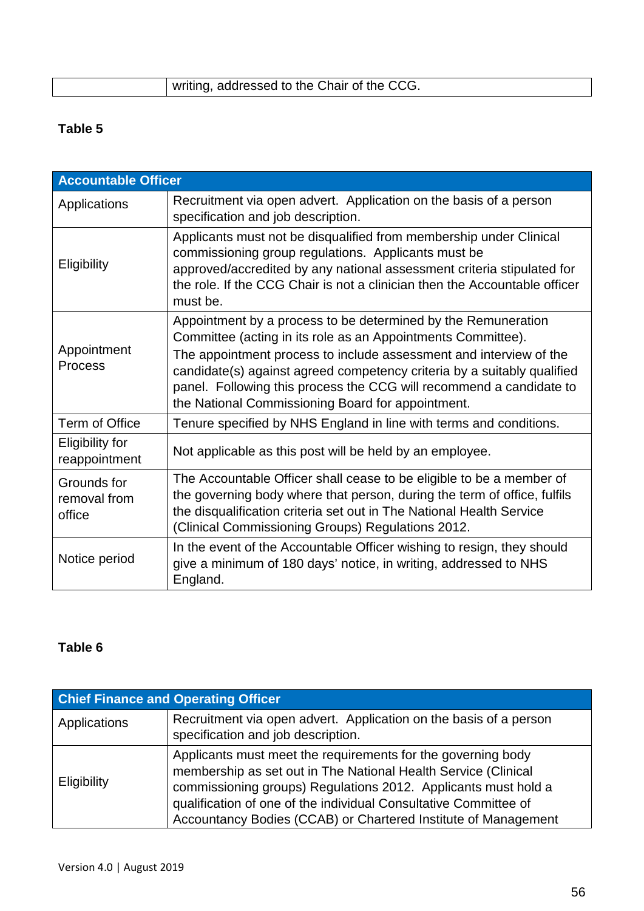| | writing, addressed to the Chair of the CCG. |
|---|---|

**Table 5**

| Accountable Officer | |
|---|---|
| Applications | Recruitment via open advert.  Application on the basis of a person specification and job description. |
| Eligibility | Applicants must not be disqualified from membership under Clinical commissioning group regulations.  Applicants must be approved/accredited by any national assessment criteria stipulated for the role. If the CCG Chair is not a clinician then the Accountable officer must be. |
| Appointment Process | Appointment by a process to be determined by the Remuneration Committee (acting in its role as an Appointments Committee). The appointment process to include assessment and interview of the candidate(s) against agreed competency criteria by a suitably qualified panel.  Following this process the CCG will recommend a candidate to the National Commissioning Board for appointment. |
| Term of Office | Tenure specified by NHS England in line with terms and conditions. |
| Eligibility for reappointment | Not applicable as this post will be held by an employee. |
| Grounds for removal from office | The Accountable Officer shall cease to be eligible to be a member of the governing body where that person, during the term of office, fulfils the disqualification criteria set out in The National Health Service (Clinical Commissioning Groups) Regulations 2012. |
| Notice period | In the event of the Accountable Officer wishing to resign, they should give a minimum of 180 days' notice, in writing, addressed to NHS England. |

**Table 6**

| Chief Finance and Operating Officer | |
|---|---|
| Applications | Recruitment via open advert.  Application on the basis of a person specification and job description. |
| Eligibility | Applicants must meet the requirements for the governing body membership as set out in The National Health Service (Clinical commissioning groups) Regulations 2012.  Applicants must hold a qualification of one of the individual Consultative Committee of Accountancy Bodies (CCAB) or Chartered Institute of Management |

Version 4.0 | August 2019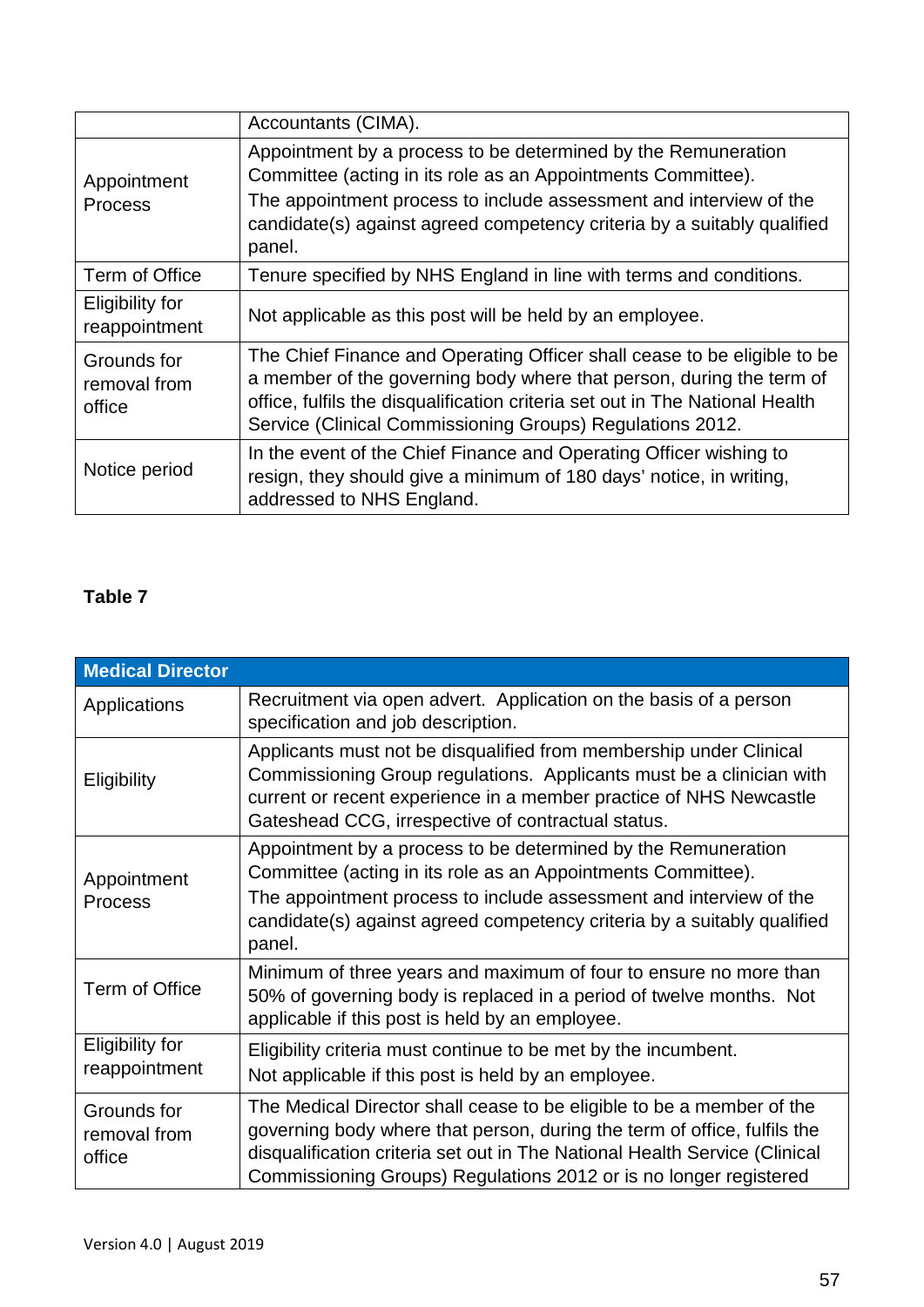|  |  |
|---|---|
|  | Accountants (CIMA). |
| Appointment Process | Appointment by a process to be determined by the Remuneration Committee (acting in its role as an Appointments Committee).<br>The appointment process to include assessment and interview of the candidate(s) against agreed competency criteria by a suitably qualified panel. |
| Term of Office | Tenure specified by NHS England in line with terms and conditions. |
| Eligibility for reappointment | Not applicable as this post will be held by an employee. |
| Grounds for removal from office | The Chief Finance and Operating Officer shall cease to be eligible to be a member of the governing body where that person, during the term of office, fulfils the disqualification criteria set out in The National Health Service (Clinical Commissioning Groups) Regulations 2012. |
| Notice period | In the event of the Chief Finance and Operating Officer wishing to resign, they should give a minimum of 180 days' notice, in writing, addressed to NHS England. |

**Table 7**

| Medical Director |  |
|---|---|
| Applications | Recruitment via open advert. Application on the basis of a person specification and job description. |
| Eligibility | Applicants must not be disqualified from membership under Clinical Commissioning Group regulations. Applicants must be a clinician with current or recent experience in a member practice of NHS Newcastle Gateshead CCG, irrespective of contractual status. |
| Appointment Process | Appointment by a process to be determined by the Remuneration Committee (acting in its role as an Appointments Committee).<br>The appointment process to include assessment and interview of the candidate(s) against agreed competency criteria by a suitably qualified panel. |
| Term of Office | Minimum of three years and maximum of four to ensure no more than 50% of governing body is replaced in a period of twelve months. Not applicable if this post is held by an employee. |
| Eligibility for reappointment | Eligibility criteria must continue to be met by the incumbent.<br>Not applicable if this post is held by an employee. |
| Grounds for removal from office | The Medical Director shall cease to be eligible to be a member of the governing body where that person, during the term of office, fulfils the disqualification criteria set out in The National Health Service (Clinical Commissioning Groups) Regulations 2012 or is no longer registered |

Version 4.0 | August 2019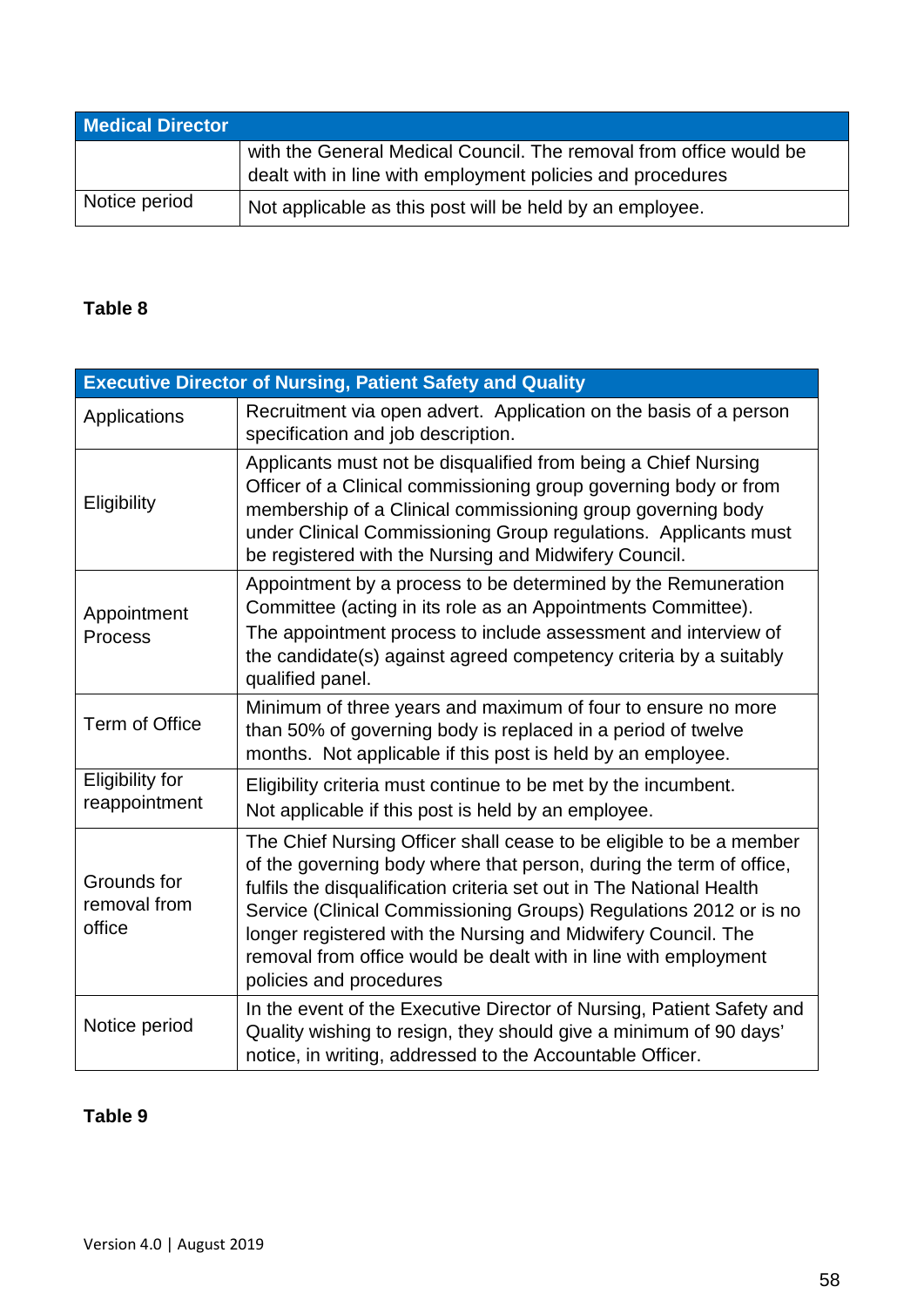| Medical Director | |
|---|---|
| | with the General Medical Council. The removal from office would be dealt with in line with employment policies and procedures |
| Notice period | Not applicable as this post will be held by an employee. |

**Table 8**

| Executive Director of Nursing, Patient Safety and Quality | |
|---|---|
| Applications | Recruitment via open advert. Application on the basis of a person specification and job description. |
| Eligibility | Applicants must not be disqualified from being a Chief Nursing Officer of a Clinical commissioning group governing body or from membership of a Clinical commissioning group governing body under Clinical Commissioning Group regulations. Applicants must be registered with the Nursing and Midwifery Council. |
| Appointment Process | Appointment by a process to be determined by the Remuneration Committee (acting in its role as an Appointments Committee). The appointment process to include assessment and interview of the candidate(s) against agreed competency criteria by a suitably qualified panel. |
| Term of Office | Minimum of three years and maximum of four to ensure no more than 50% of governing body is replaced in a period of twelve months. Not applicable if this post is held by an employee. |
| Eligibility for reappointment | Eligibility criteria must continue to be met by the incumbent. Not applicable if this post is held by an employee. |
| Grounds for removal from office | The Chief Nursing Officer shall cease to be eligible to be a member of the governing body where that person, during the term of office, fulfils the disqualification criteria set out in The National Health Service (Clinical Commissioning Groups) Regulations 2012 or is no longer registered with the Nursing and Midwifery Council. The removal from office would be dealt with in line with employment policies and procedures |
| Notice period | In the event of the Executive Director of Nursing, Patient Safety and Quality wishing to resign, they should give a minimum of 90 days' notice, in writing, addressed to the Accountable Officer. |

**Table 9**

Version 4.0 | August 2019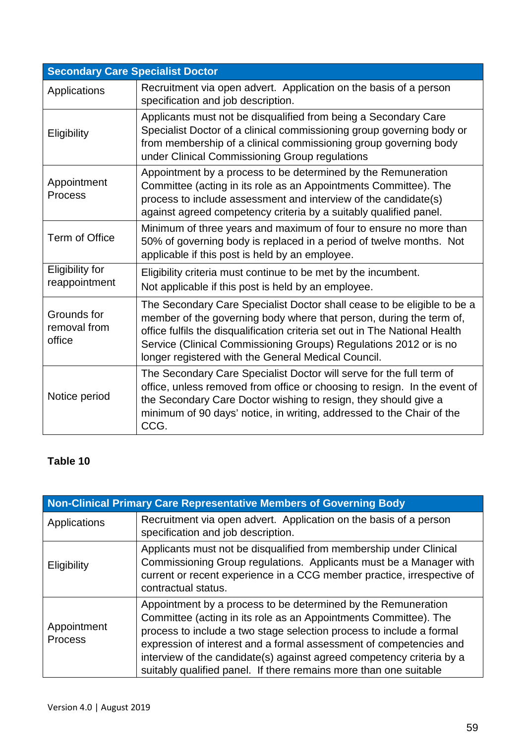| Secondary Care Specialist Doctor | |
|---|---|
| Applications | Recruitment via open advert. Application on the basis of a person specification and job description. |
| Eligibility | Applicants must not be disqualified from being a Secondary Care Specialist Doctor of a clinical commissioning group governing body or from membership of a clinical commissioning group governing body under Clinical Commissioning Group regulations |
| Appointment Process | Appointment by a process to be determined by the Remuneration Committee (acting in its role as an Appointments Committee). The process to include assessment and interview of the candidate(s) against agreed competency criteria by a suitably qualified panel. |
| Term of Office | Minimum of three years and maximum of four to ensure no more than 50% of governing body is replaced in a period of twelve months. Not applicable if this post is held by an employee. |
| Eligibility for reappointment | Eligibility criteria must continue to be met by the incumbent.<br>Not applicable if this post is held by an employee. |
| Grounds for removal from office | The Secondary Care Specialist Doctor shall cease to be eligible to be a member of the governing body where that person, during the term of, office fulfils the disqualification criteria set out in The National Health Service (Clinical Commissioning Groups) Regulations 2012 or is no longer registered with the General Medical Council. |
| Notice period | The Secondary Care Specialist Doctor will serve for the full term of office, unless removed from office or choosing to resign. In the event of the Secondary Care Doctor wishing to resign, they should give a minimum of 90 days' notice, in writing, addressed to the Chair of the CCG. |

**Table 10**

| Non-Clinical Primary Care Representative Members of Governing Body | |
|---|---|
| Applications | Recruitment via open advert. Application on the basis of a person specification and job description. |
| Eligibility | Applicants must not be disqualified from membership under Clinical Commissioning Group regulations. Applicants must be a Manager with current or recent experience in a CCG member practice, irrespective of contractual status. |
| Appointment Process | Appointment by a process to be determined by the Remuneration Committee (acting in its role as an Appointments Committee). The process to include a two stage selection process to include a formal expression of interest and a formal assessment of competencies and interview of the candidate(s) against agreed competency criteria by a suitably qualified panel. If there remains more than one suitable |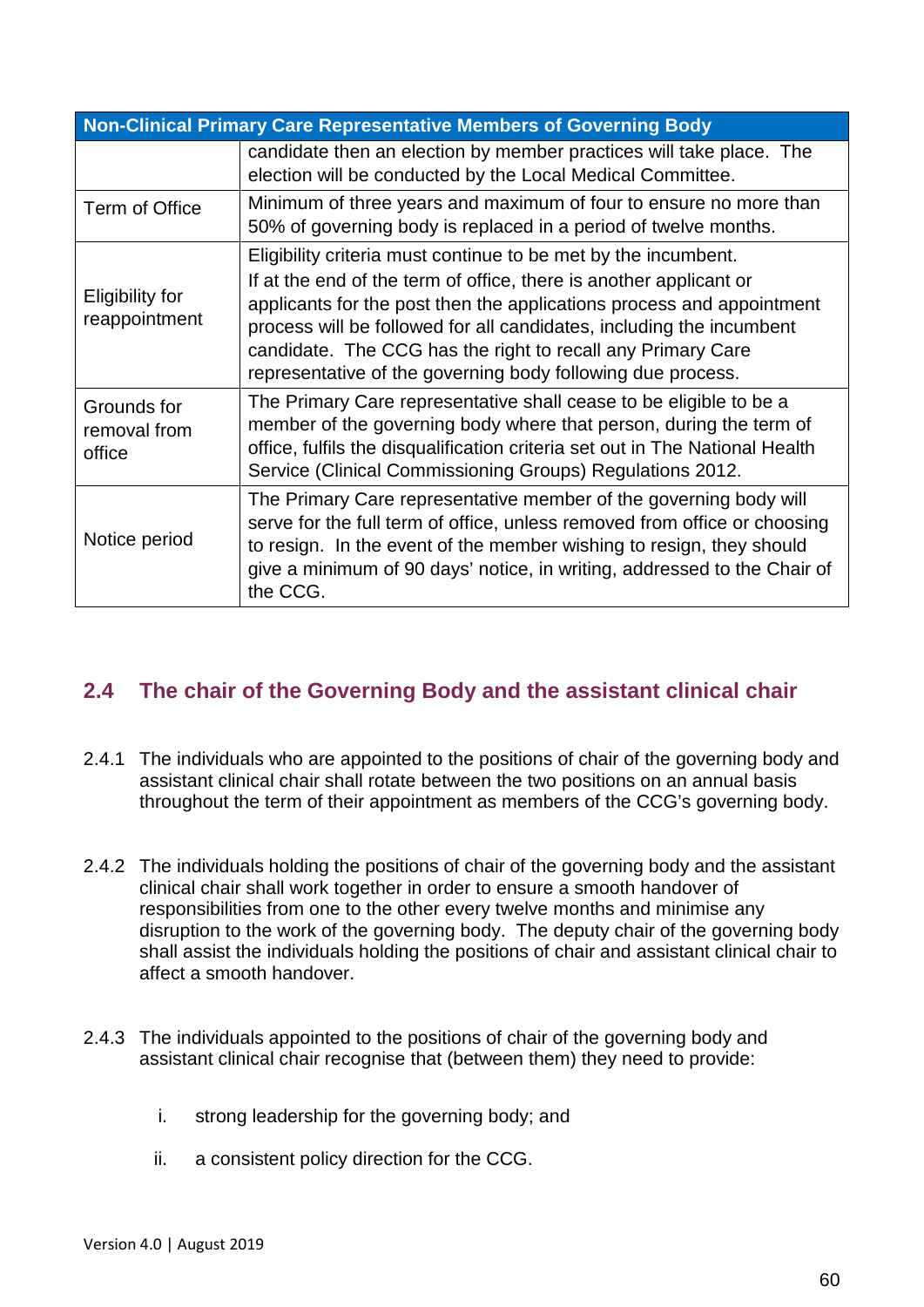| Non-Clinical Primary Care Representative Members of Governing Body | |
|---|---|
| | candidate then an election by member practices will take place. The election will be conducted by the Local Medical Committee. |
| Term of Office | Minimum of three years and maximum of four to ensure no more than 50% of governing body is replaced in a period of twelve months. |
| Eligibility for reappointment | Eligibility criteria must continue to be met by the incumbent.<br>If at the end of the term of office, there is another applicant or applicants for the post then the applications process and appointment process will be followed for all candidates, including the incumbent candidate. The CCG has the right to recall any Primary Care representative of the governing body following due process. |
| Grounds for removal from office | The Primary Care representative shall cease to be eligible to be a member of the governing body where that person, during the term of office, fulfils the disqualification criteria set out in The National Health Service (Clinical Commissioning Groups) Regulations 2012. |
| Notice period | The Primary Care representative member of the governing body will serve for the full term of office, unless removed from office or choosing to resign. In the event of the member wishing to resign, they should give a minimum of 90 days' notice, in writing, addressed to the Chair of the CCG. |

## 2.4 The chair of the Governing Body and the assistant clinical chair

2.4.1 The individuals who are appointed to the positions of chair of the governing body and assistant clinical chair shall rotate between the two positions on an annual basis throughout the term of their appointment as members of the CCG's governing body.

2.4.2 The individuals holding the positions of chair of the governing body and the assistant clinical chair shall work together in order to ensure a smooth handover of responsibilities from one to the other every twelve months and minimise any disruption to the work of the governing body. The deputy chair of the governing body shall assist the individuals holding the positions of chair and assistant clinical chair to affect a smooth handover.

2.4.3 The individuals appointed to the positions of chair of the governing body and assistant clinical chair recognise that (between them) they need to provide:

i. strong leadership for the governing body; and

ii. a consistent policy direction for the CCG.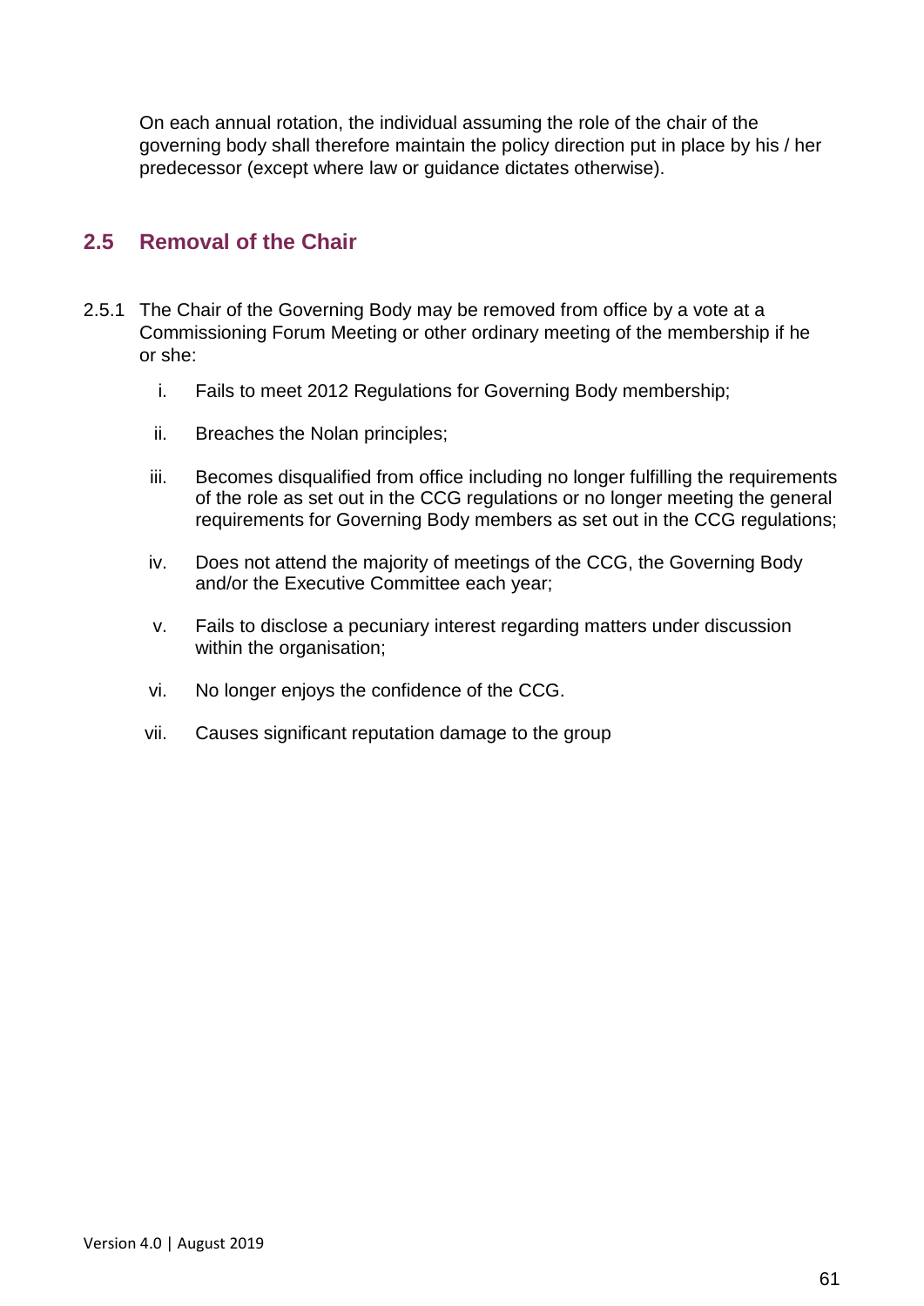On each annual rotation, the individual assuming the role of the chair of the governing body shall therefore maintain the policy direction put in place by his / her predecessor (except where law or guidance dictates otherwise).

## 2.5 Removal of the Chair

2.5.1 The Chair of the Governing Body may be removed from office by a vote at a Commissioning Forum Meeting or other ordinary meeting of the membership if he or she:

i. Fails to meet 2012 Regulations for Governing Body membership;

ii. Breaches the Nolan principles;

iii. Becomes disqualified from office including no longer fulfilling the requirements of the role as set out in the CCG regulations or no longer meeting the general requirements for Governing Body members as set out in the CCG regulations;

iv. Does not attend the majority of meetings of the CCG, the Governing Body and/or the Executive Committee each year;

v. Fails to disclose a pecuniary interest regarding matters under discussion within the organisation;

vi. No longer enjoys the confidence of the CCG.

vii. Causes significant reputation damage to the group

Version 4.0 | August 2019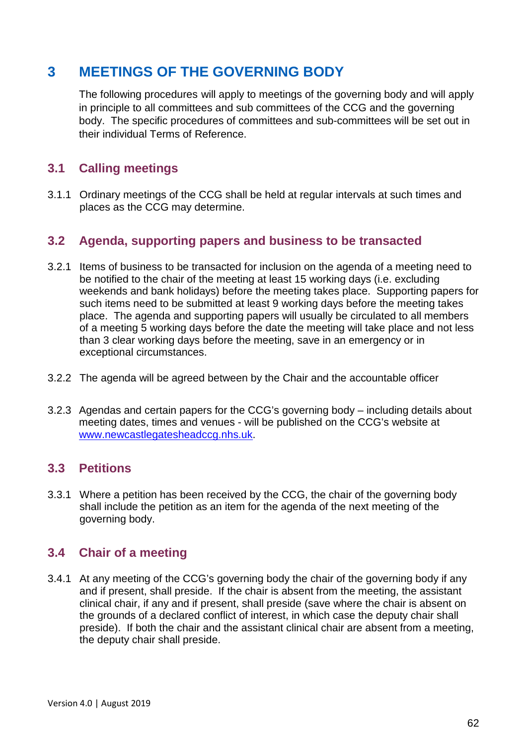# 3 MEETINGS OF THE GOVERNING BODY

The following procedures will apply to meetings of the governing body and will apply in principle to all committees and sub committees of the CCG and the governing body. The specific procedures of committees and sub-committees will be set out in their individual Terms of Reference.

## 3.1 Calling meetings

3.1.1 Ordinary meetings of the CCG shall be held at regular intervals at such times and places as the CCG may determine.

## 3.2 Agenda, supporting papers and business to be transacted

3.2.1 Items of business to be transacted for inclusion on the agenda of a meeting need to be notified to the chair of the meeting at least 15 working days (i.e. excluding weekends and bank holidays) before the meeting takes place. Supporting papers for such items need to be submitted at least 9 working days before the meeting takes place. The agenda and supporting papers will usually be circulated to all members of a meeting 5 working days before the date the meeting will take place and not less than 3 clear working days before the meeting, save in an emergency or in exceptional circumstances.

3.2.2 The agenda will be agreed between by the Chair and the accountable officer

3.2.3 Agendas and certain papers for the CCG's governing body – including details about meeting dates, times and venues - will be published on the CCG's website at [www.newcastlegatesheadccg.nhs.uk](www.newcastlegatesheadccg.nhs.uk).

## 3.3 Petitions

3.3.1 Where a petition has been received by the CCG, the chair of the governing body shall include the petition as an item for the agenda of the next meeting of the governing body.

## 3.4 Chair of a meeting

3.4.1 At any meeting of the CCG's governing body the chair of the governing body if any and if present, shall preside. If the chair is absent from the meeting, the assistant clinical chair, if any and if present, shall preside (save where the chair is absent on the grounds of a declared conflict of interest, in which case the deputy chair shall preside). If both the chair and the assistant clinical chair are absent from a meeting, the deputy chair shall preside.

Version 4.0 | August 2019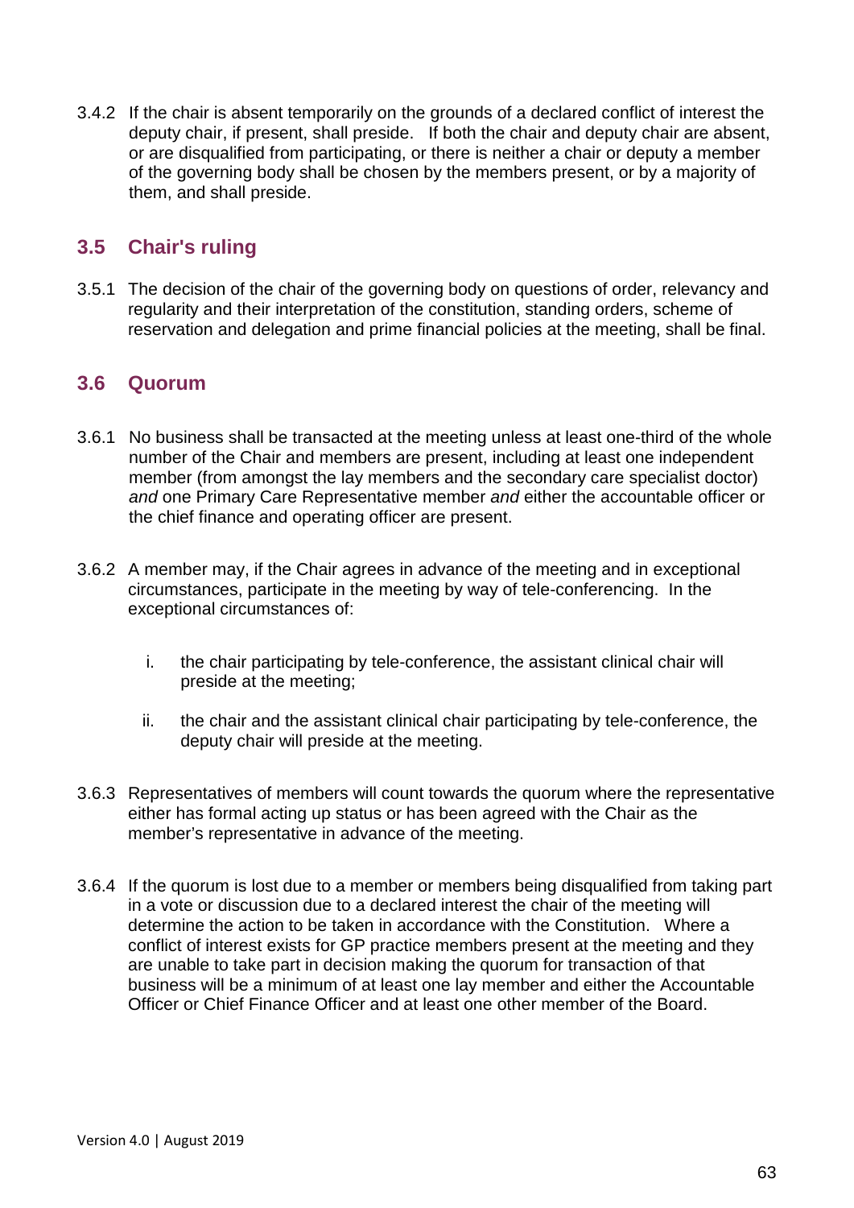3.4.2 If the chair is absent temporarily on the grounds of a declared conflict of interest the deputy chair, if present, shall preside. If both the chair and deputy chair are absent, or are disqualified from participating, or there is neither a chair or deputy a member of the governing body shall be chosen by the members present, or by a majority of them, and shall preside.

## 3.5 Chair's ruling

3.5.1 The decision of the chair of the governing body on questions of order, relevancy and regularity and their interpretation of the constitution, standing orders, scheme of reservation and delegation and prime financial policies at the meeting, shall be final.

## 3.6 Quorum

3.6.1 No business shall be transacted at the meeting unless at least one-third of the whole number of the Chair and members are present, including at least one independent member (from amongst the lay members and the secondary care specialist doctor) *and* one Primary Care Representative member *and* either the accountable officer or the chief finance and operating officer are present.

3.6.2 A member may, if the Chair agrees in advance of the meeting and in exceptional circumstances, participate in the meeting by way of tele-conferencing. In the exceptional circumstances of:

  i. the chair participating by tele-conference, the assistant clinical chair will preside at the meeting;

  ii. the chair and the assistant clinical chair participating by tele-conference, the deputy chair will preside at the meeting.

3.6.3 Representatives of members will count towards the quorum where the representative either has formal acting up status or has been agreed with the Chair as the member's representative in advance of the meeting.

3.6.4 If the quorum is lost due to a member or members being disqualified from taking part in a vote or discussion due to a declared interest the chair of the meeting will determine the action to be taken in accordance with the Constitution. Where a conflict of interest exists for GP practice members present at the meeting and they are unable to take part in decision making the quorum for transaction of that business will be a minimum of at least one lay member and either the Accountable Officer or Chief Finance Officer and at least one other member of the Board.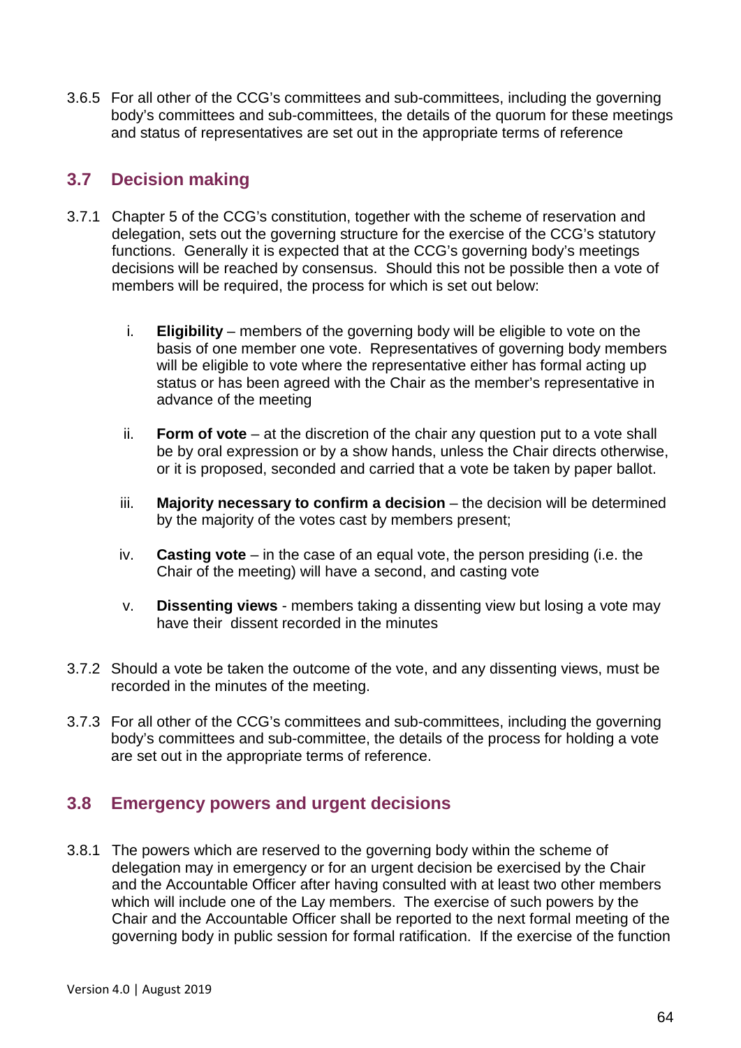3.6.5 For all other of the CCG's committees and sub-committees, including the governing body's committees and sub-committees, the details of the quorum for these meetings and status of representatives are set out in the appropriate terms of reference

## 3.7 Decision making

3.7.1 Chapter 5 of the CCG's constitution, together with the scheme of reservation and delegation, sets out the governing structure for the exercise of the CCG's statutory functions. Generally it is expected that at the CCG's governing body's meetings decisions will be reached by consensus. Should this not be possible then a vote of members will be required, the process for which is set out below:

i. **Eligibility** – members of the governing body will be eligible to vote on the basis of one member one vote. Representatives of governing body members will be eligible to vote where the representative either has formal acting up status or has been agreed with the Chair as the member's representative in advance of the meeting

ii. **Form of vote** – at the discretion of the chair any question put to a vote shall be by oral expression or by a show hands, unless the Chair directs otherwise, or it is proposed, seconded and carried that a vote be taken by paper ballot.

iii. **Majority necessary to confirm a decision** – the decision will be determined by the majority of the votes cast by members present;

iv. **Casting vote** – in the case of an equal vote, the person presiding (i.e. the Chair of the meeting) will have a second, and casting vote

v. **Dissenting views** - members taking a dissenting view but losing a vote may have their dissent recorded in the minutes

3.7.2 Should a vote be taken the outcome of the vote, and any dissenting views, must be recorded in the minutes of the meeting.

3.7.3 For all other of the CCG's committees and sub-committees, including the governing body's committees and sub-committee, the details of the process for holding a vote are set out in the appropriate terms of reference.

## 3.8 Emergency powers and urgent decisions

3.8.1 The powers which are reserved to the governing body within the scheme of delegation may in emergency or for an urgent decision be exercised by the Chair and the Accountable Officer after having consulted with at least two other members which will include one of the Lay members. The exercise of such powers by the Chair and the Accountable Officer shall be reported to the next formal meeting of the governing body in public session for formal ratification. If the exercise of the function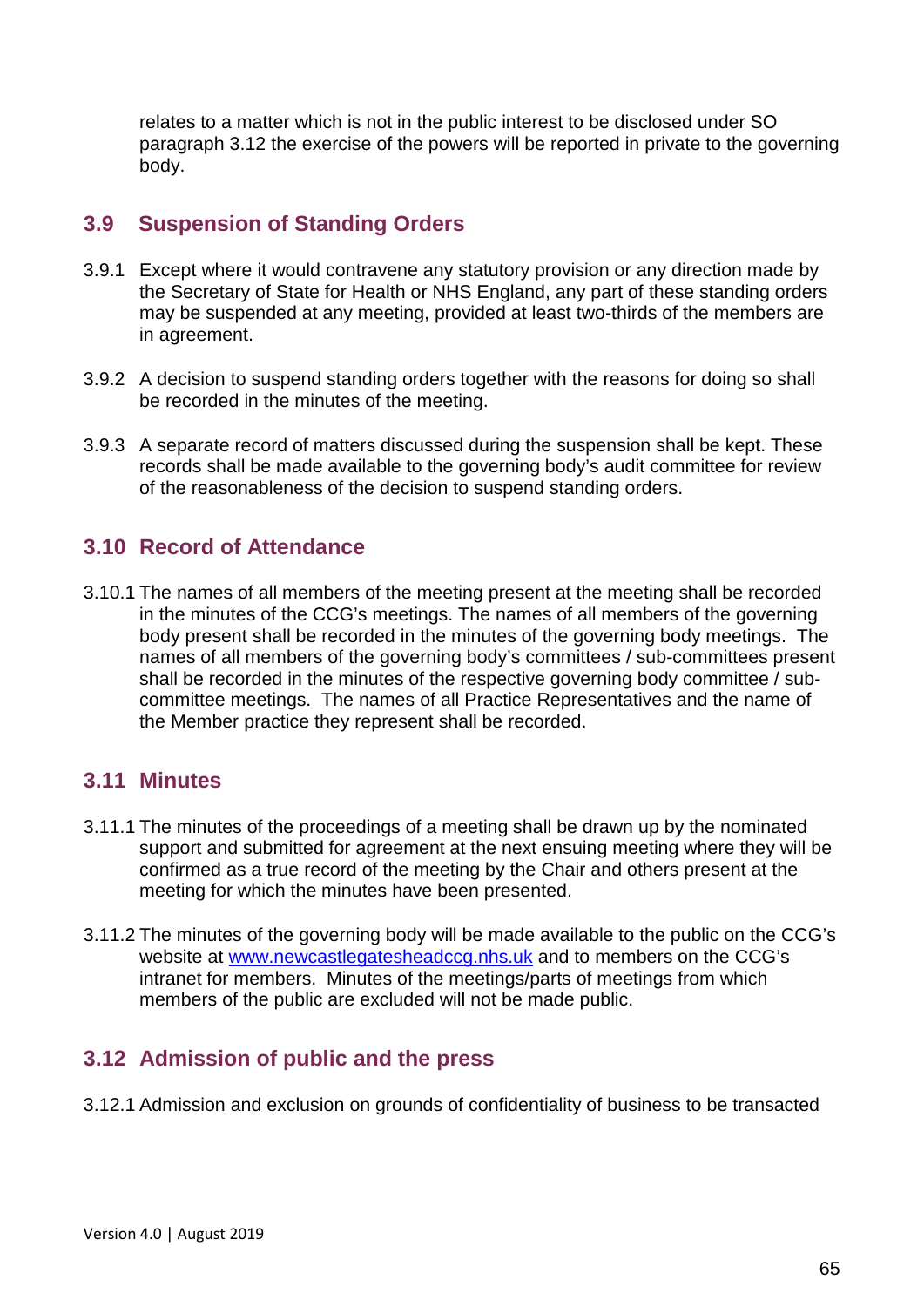relates to a matter which is not in the public interest to be disclosed under SO paragraph 3.12 the exercise of the powers will be reported in private to the governing body.

## 3.9 Suspension of Standing Orders

3.9.1 Except where it would contravene any statutory provision or any direction made by the Secretary of State for Health or NHS England, any part of these standing orders may be suspended at any meeting, provided at least two-thirds of the members are in agreement.

3.9.2 A decision to suspend standing orders together with the reasons for doing so shall be recorded in the minutes of the meeting.

3.9.3 A separate record of matters discussed during the suspension shall be kept. These records shall be made available to the governing body's audit committee for review of the reasonableness of the decision to suspend standing orders.

## 3.10 Record of Attendance

3.10.1 The names of all members of the meeting present at the meeting shall be recorded in the minutes of the CCG's meetings. The names of all members of the governing body present shall be recorded in the minutes of the governing body meetings. The names of all members of the governing body's committees / sub-committees present shall be recorded in the minutes of the respective governing body committee / sub-committee meetings. The names of all Practice Representatives and the name of the Member practice they represent shall be recorded.

## 3.11 Minutes

3.11.1 The minutes of the proceedings of a meeting shall be drawn up by the nominated support and submitted for agreement at the next ensuing meeting where they will be confirmed as a true record of the meeting by the Chair and others present at the meeting for which the minutes have been presented.

3.11.2 The minutes of the governing body will be made available to the public on the CCG's website at [www.newcastlegatesheadccg.nhs.uk](http://www.newcastlegatesheadccg.nhs.uk) and to members on the CCG's intranet for members. Minutes of the meetings/parts of meetings from which members of the public are excluded will not be made public.

## 3.12 Admission of public and the press

3.12.1 Admission and exclusion on grounds of confidentiality of business to be transacted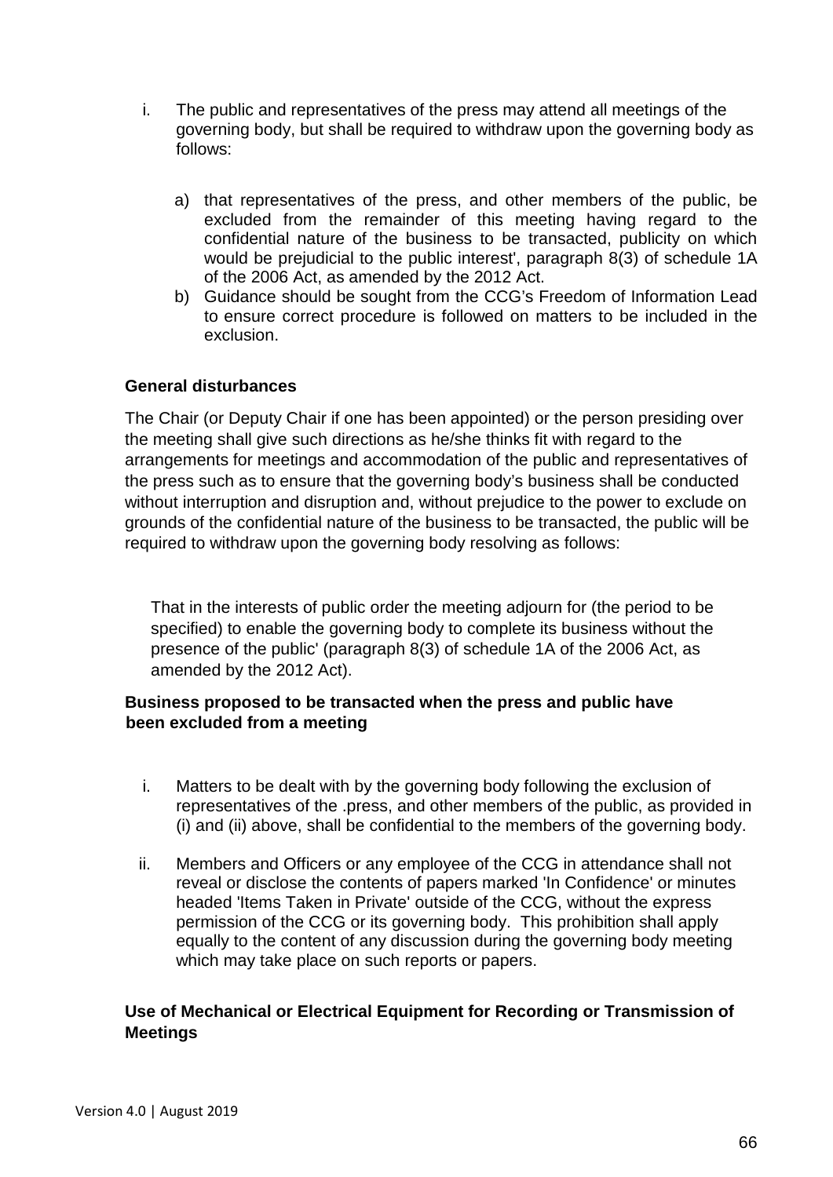i. The public and representatives of the press may attend all meetings of the governing body, but shall be required to withdraw upon the governing body as follows:

   a) that representatives of the press, and other members of the public, be excluded from the remainder of this meeting having regard to the confidential nature of the business to be transacted, publicity on which would be prejudicial to the public interest', paragraph 8(3) of schedule 1A of the 2006 Act, as amended by the 2012 Act.
   b) Guidance should be sought from the CCG's Freedom of Information Lead to ensure correct procedure is followed on matters to be included in the exclusion.

**General disturbances**

The Chair (or Deputy Chair if one has been appointed) or the person presiding over the meeting shall give such directions as he/she thinks fit with regard to the arrangements for meetings and accommodation of the public and representatives of the press such as to ensure that the governing body's business shall be conducted without interruption and disruption and, without prejudice to the power to exclude on grounds of the confidential nature of the business to be transacted, the public will be required to withdraw upon the governing body resolving as follows:

That in the interests of public order the meeting adjourn for (the period to be specified) to enable the governing body to complete its business without the presence of the public' (paragraph 8(3) of schedule 1A of the 2006 Act, as amended by the 2012 Act).

**Business proposed to be transacted when the press and public have been excluded from a meeting**

i. Matters to be dealt with by the governing body following the exclusion of representatives of the .press, and other members of the public, as provided in (i) and (ii) above, shall be confidential to the members of the governing body.

ii. Members and Officers or any employee of the CCG in attendance shall not reveal or disclose the contents of papers marked 'In Confidence' or minutes headed 'Items Taken in Private' outside of the CCG, without the express permission of the CCG or its governing body. This prohibition shall apply equally to the content of any discussion during the governing body meeting which may take place on such reports or papers.

**Use of Mechanical or Electrical Equipment for Recording or Transmission of Meetings**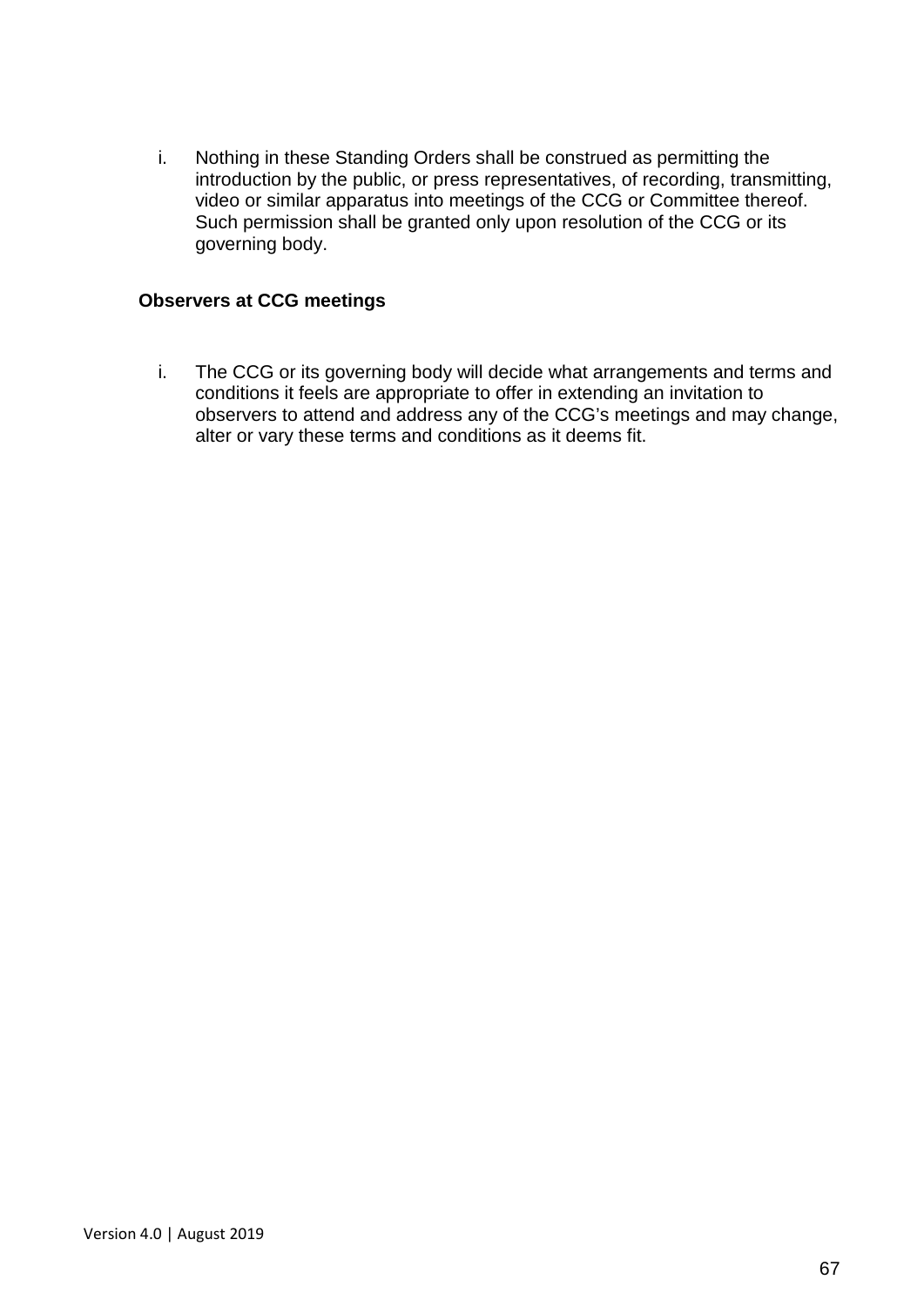i. Nothing in these Standing Orders shall be construed as permitting the introduction by the public, or press representatives, of recording, transmitting, video or similar apparatus into meetings of the CCG or Committee thereof. Such permission shall be granted only upon resolution of the CCG or its governing body.

**Observers at CCG meetings**

i. The CCG or its governing body will decide what arrangements and terms and conditions it feels are appropriate to offer in extending an invitation to observers to attend and address any of the CCG's meetings and may change, alter or vary these terms and conditions as it deems fit.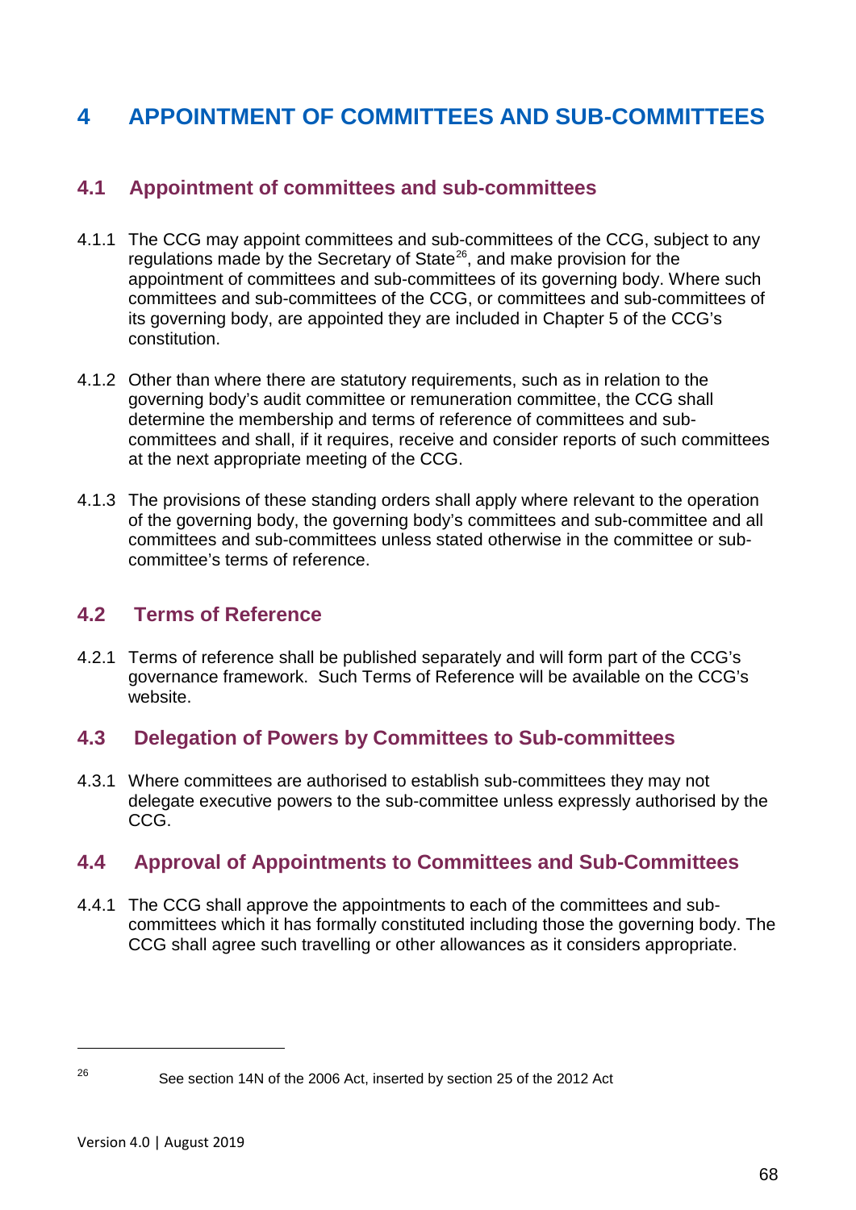# 4 APPOINTMENT OF COMMITTEES AND SUB-COMMITTEES

## 4.1 Appointment of committees and sub-committees

4.1.1 The CCG may appoint committees and sub-committees of the CCG, subject to any regulations made by the Secretary of State[26], and make provision for the appointment of committees and sub-committees of its governing body. Where such committees and sub-committees of the CCG, or committees and sub-committees of its governing body, are appointed they are included in Chapter 5 of the CCG's constitution.

4.1.2 Other than where there are statutory requirements, such as in relation to the governing body's audit committee or remuneration committee, the CCG shall determine the membership and terms of reference of committees and sub-committees and shall, if it requires, receive and consider reports of such committees at the next appropriate meeting of the CCG.

4.1.3 The provisions of these standing orders shall apply where relevant to the operation of the governing body, the governing body's committees and sub-committee and all committees and sub-committees unless stated otherwise in the committee or sub-committee's terms of reference.

## 4.2 Terms of Reference

4.2.1 Terms of reference shall be published separately and will form part of the CCG's governance framework. Such Terms of Reference will be available on the CCG's website.

## 4.3 Delegation of Powers by Committees to Sub-committees

4.3.1 Where committees are authorised to establish sub-committees they may not delegate executive powers to the sub-committee unless expressly authorised by the CCG.

## 4.4 Approval of Appointments to Committees and Sub-Committees

4.4.1 The CCG shall approve the appointments to each of the committees and sub-committees which it has formally constituted including those the governing body. The CCG shall agree such travelling or other allowances as it considers appropriate.

---

[26] See section 14N of the 2006 Act, inserted by section 25 of the 2012 Act

Version 4.0 | August 2019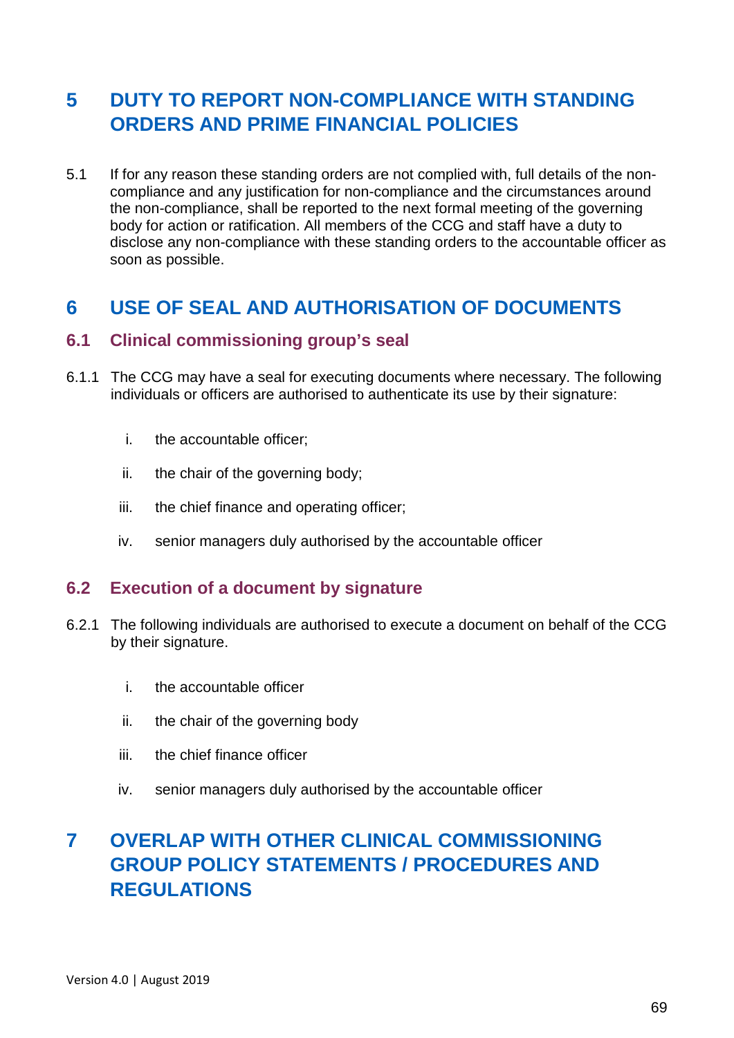# 5 DUTY TO REPORT NON-COMPLIANCE WITH STANDING ORDERS AND PRIME FINANCIAL POLICIES

5.1 If for any reason these standing orders are not complied with, full details of the non-compliance and any justification for non-compliance and the circumstances around the non-compliance, shall be reported to the next formal meeting of the governing body for action or ratification. All members of the CCG and staff have a duty to disclose any non-compliance with these standing orders to the accountable officer as soon as possible.

# 6 USE OF SEAL AND AUTHORISATION OF DOCUMENTS

## 6.1 Clinical commissioning group's seal

6.1.1 The CCG may have a seal for executing documents where necessary. The following individuals or officers are authorised to authenticate its use by their signature:

i. the accountable officer;

ii. the chair of the governing body;

iii. the chief finance and operating officer;

iv. senior managers duly authorised by the accountable officer

## 6.2 Execution of a document by signature

6.2.1 The following individuals are authorised to execute a document on behalf of the CCG by their signature.

i. the accountable officer

ii. the chair of the governing body

iii. the chief finance officer

iv. senior managers duly authorised by the accountable officer

# 7 OVERLAP WITH OTHER CLINICAL COMMISSIONING GROUP POLICY STATEMENTS / PROCEDURES AND REGULATIONS

Version 4.0 | August 2019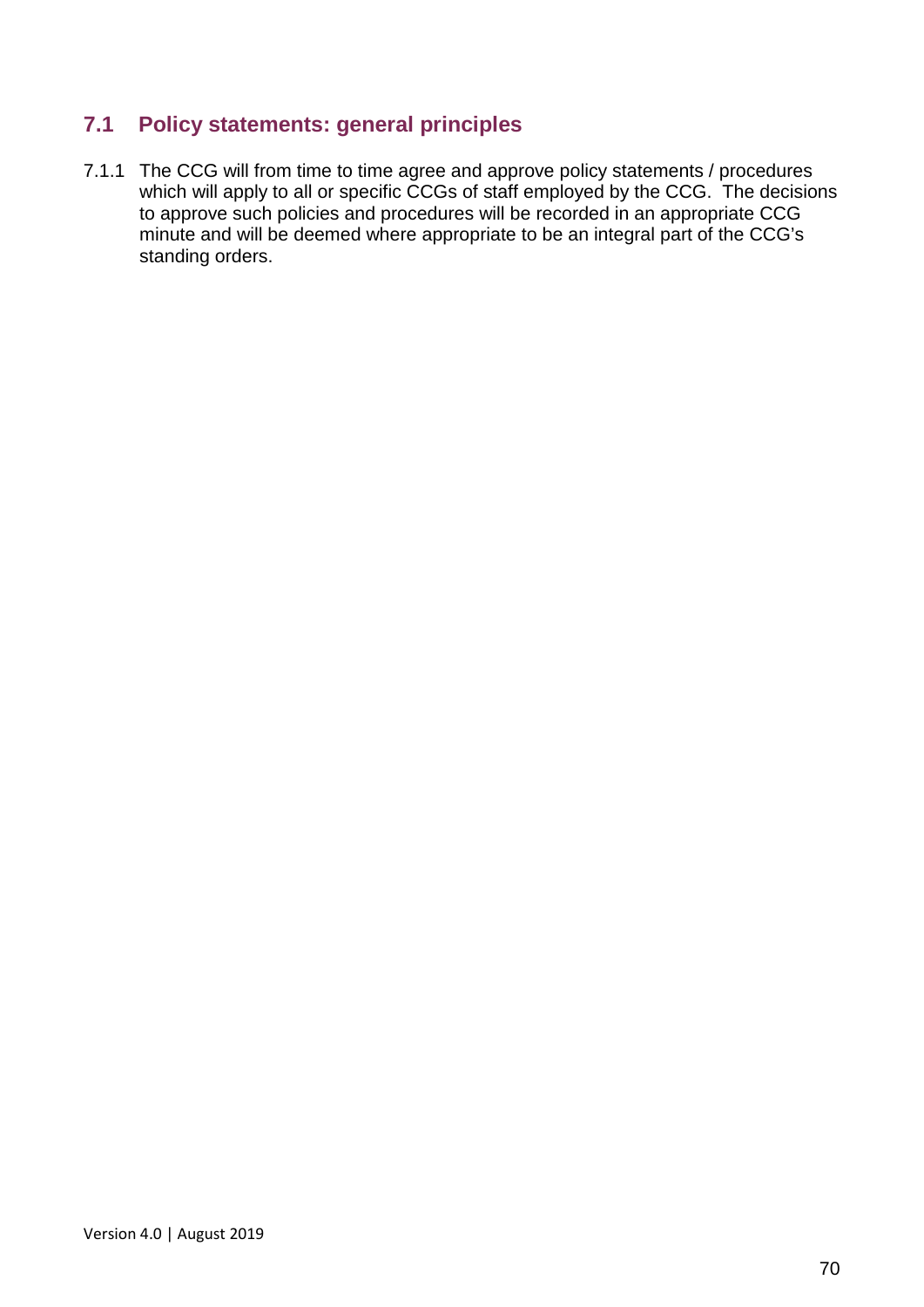## 7.1 Policy statements: general principles

7.1.1 The CCG will from time to time agree and approve policy statements / procedures which will apply to all or specific CCGs of staff employed by the CCG. The decisions to approve such policies and procedures will be recorded in an appropriate CCG minute and will be deemed where appropriate to be an integral part of the CCG's standing orders.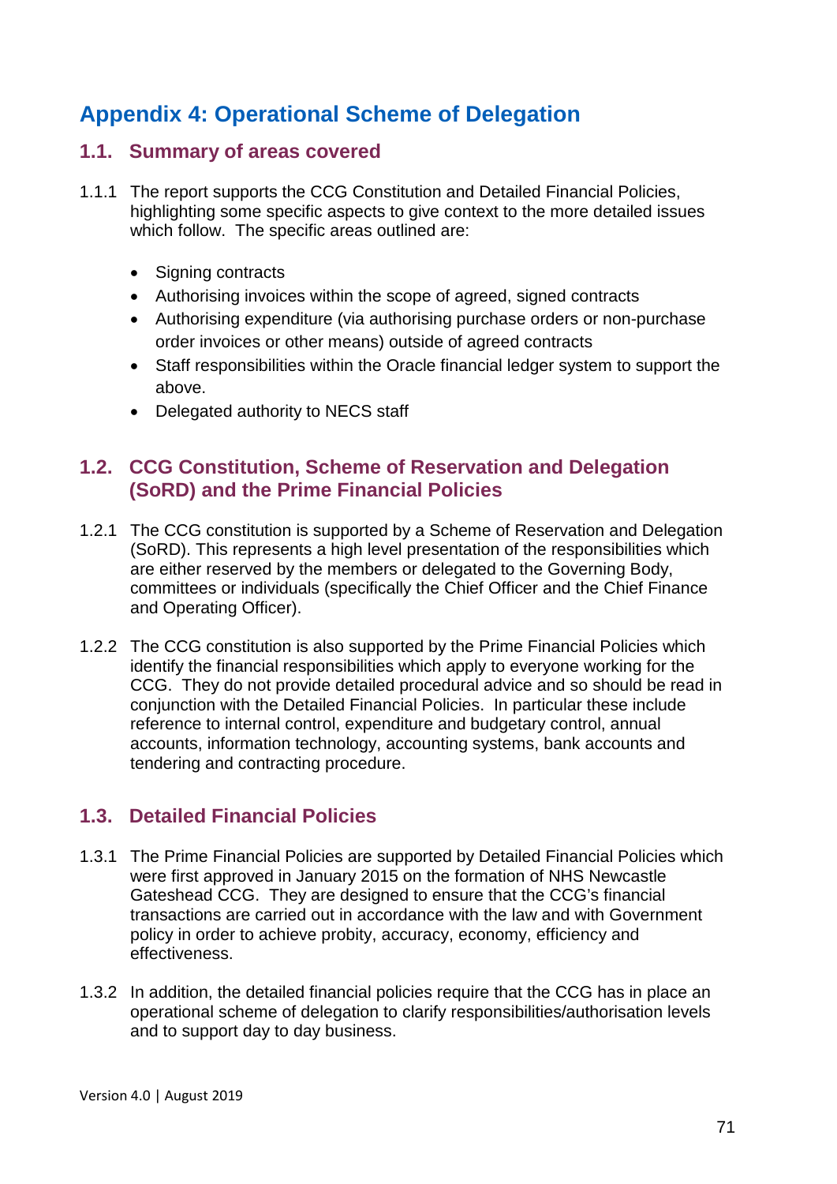# Appendix 4: Operational Scheme of Delegation

## 1.1. Summary of areas covered

1.1.1 The report supports the CCG Constitution and Detailed Financial Policies, highlighting some specific aspects to give context to the more detailed issues which follow. The specific areas outlined are:

- Signing contracts
- Authorising invoices within the scope of agreed, signed contracts
- Authorising expenditure (via authorising purchase orders or non-purchase order invoices or other means) outside of agreed contracts
- Staff responsibilities within the Oracle financial ledger system to support the above.
- Delegated authority to NECS staff

## 1.2. CCG Constitution, Scheme of Reservation and Delegation (SoRD) and the Prime Financial Policies

1.2.1 The CCG constitution is supported by a Scheme of Reservation and Delegation (SoRD). This represents a high level presentation of the responsibilities which are either reserved by the members or delegated to the Governing Body, committees or individuals (specifically the Chief Officer and the Chief Finance and Operating Officer).

1.2.2 The CCG constitution is also supported by the Prime Financial Policies which identify the financial responsibilities which apply to everyone working for the CCG. They do not provide detailed procedural advice and so should be read in conjunction with the Detailed Financial Policies. In particular these include reference to internal control, expenditure and budgetary control, annual accounts, information technology, accounting systems, bank accounts and tendering and contracting procedure.

## 1.3. Detailed Financial Policies

1.3.1 The Prime Financial Policies are supported by Detailed Financial Policies which were first approved in January 2015 on the formation of NHS Newcastle Gateshead CCG. They are designed to ensure that the CCG's financial transactions are carried out in accordance with the law and with Government policy in order to achieve probity, accuracy, economy, efficiency and effectiveness.

1.3.2 In addition, the detailed financial policies require that the CCG has in place an operational scheme of delegation to clarify responsibilities/authorisation levels and to support day to day business.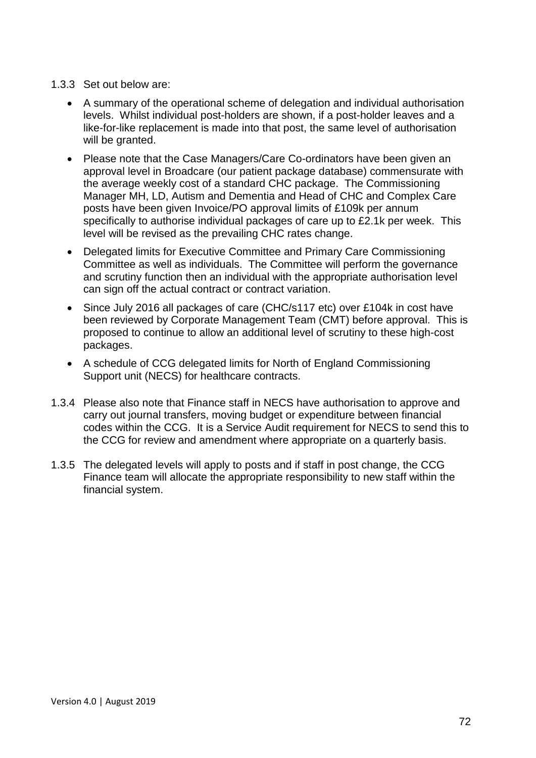1.3.3 Set out below are:

- A summary of the operational scheme of delegation and individual authorisation levels. Whilst individual post-holders are shown, if a post-holder leaves and a like-for-like replacement is made into that post, the same level of authorisation will be granted.
- Please note that the Case Managers/Care Co-ordinators have been given an approval level in Broadcare (our patient package database) commensurate with the average weekly cost of a standard CHC package. The Commissioning Manager MH, LD, Autism and Dementia and Head of CHC and Complex Care posts have been given Invoice/PO approval limits of £109k per annum specifically to authorise individual packages of care up to £2.1k per week. This level will be revised as the prevailing CHC rates change.
- Delegated limits for Executive Committee and Primary Care Commissioning Committee as well as individuals. The Committee will perform the governance and scrutiny function then an individual with the appropriate authorisation level can sign off the actual contract or contract variation.
- Since July 2016 all packages of care (CHC/s117 etc) over £104k in cost have been reviewed by Corporate Management Team (CMT) before approval. This is proposed to continue to allow an additional level of scrutiny to these high-cost packages.
- A schedule of CCG delegated limits for North of England Commissioning Support unit (NECS) for healthcare contracts.

1.3.4 Please also note that Finance staff in NECS have authorisation to approve and carry out journal transfers, moving budget or expenditure between financial codes within the CCG. It is a Service Audit requirement for NECS to send this to the CCG for review and amendment where appropriate on a quarterly basis.

1.3.5 The delegated levels will apply to posts and if staff in post change, the CCG Finance team will allocate the appropriate responsibility to new staff within the financial system.

Version 4.0 | August 2019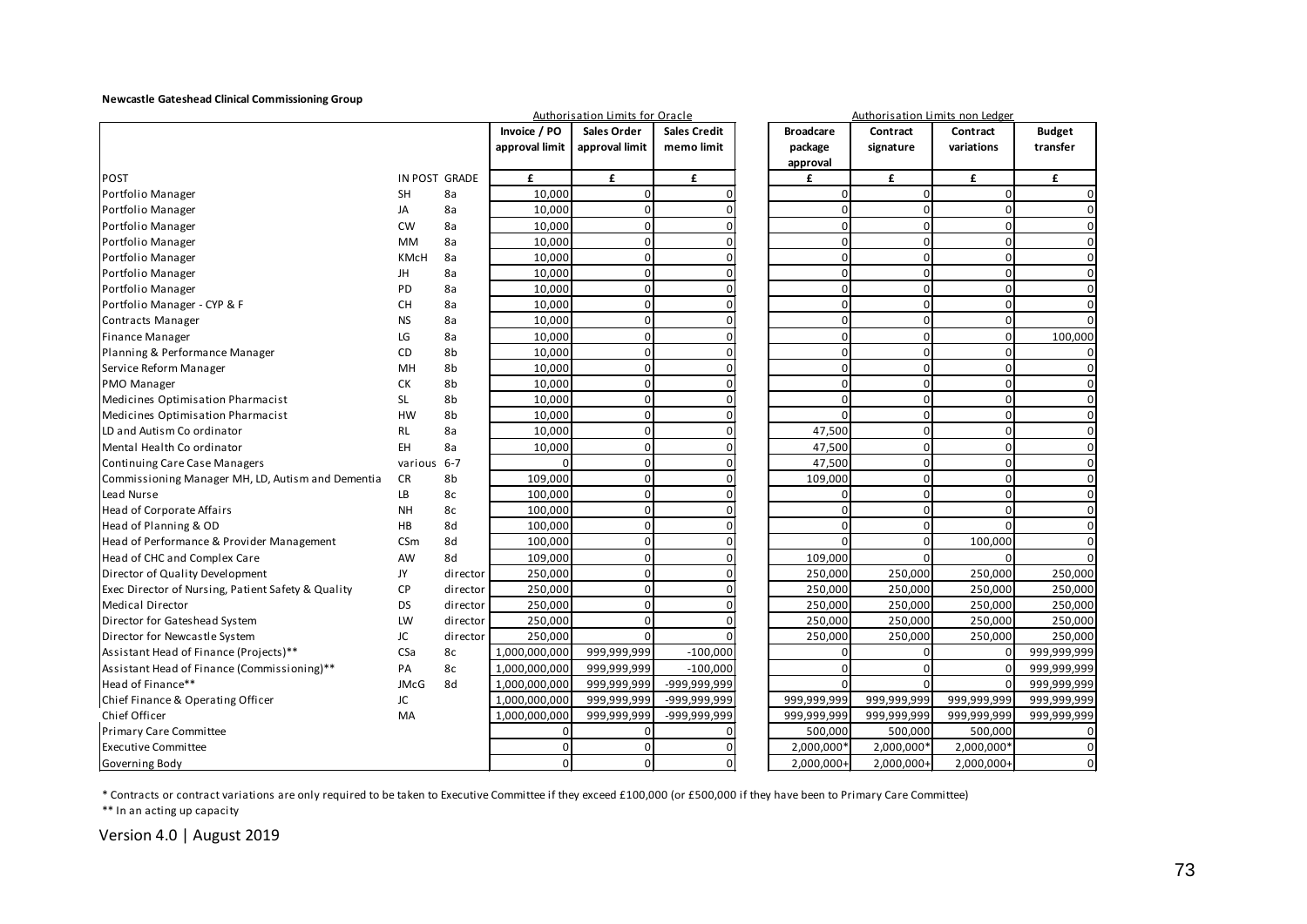**Newcastle Gateshead Clinical Commissioning Group**

| POST | IN POST | GRADE | Authorisation Limits for Oracle | | | Authorisation Limits non Ledger | | | |
|---|---|---|---|---|---|---|---|---|---|
| | | | Invoice / PO approval limit | Sales Order approval limit | Sales Credit memo limit | Broadcare package approval | Contract signature | Contract variations | Budget transfer |
| | | | £ | £ | £ | £ | £ | £ | £ |
| Portfolio Manager | SH | 8a | 10,000 | 0 | 0 | 0 | 0 | 0 | 0 |
| Portfolio Manager | JA | 8a | 10,000 | 0 | 0 | 0 | 0 | 0 | 0 |
| Portfolio Manager | CW | 8a | 10,000 | 0 | 0 | 0 | 0 | 0 | 0 |
| Portfolio Manager | MM | 8a | 10,000 | 0 | 0 | 0 | 0 | 0 | 0 |
| Portfolio Manager | KMcH | 8a | 10,000 | 0 | 0 | 0 | 0 | 0 | 0 |
| Portfolio Manager | JH | 8a | 10,000 | 0 | 0 | 0 | 0 | 0 | 0 |
| Portfolio Manager | PD | 8a | 10,000 | 0 | 0 | 0 | 0 | 0 | 0 |
| Portfolio Manager - CYP & F | CH | 8a | 10,000 | 0 | 0 | 0 | 0 | 0 | 0 |
| Contracts Manager | NS | 8a | 10,000 | 0 | 0 | 0 | 0 | 0 | 0 |
| Finance Manager | LG | 8a | 10,000 | 0 | 0 | 0 | 0 | 0 | 100,000 |
| Planning & Performance Manager | CD | 8b | 10,000 | 0 | 0 | 0 | 0 | 0 | 0 |
| Service Reform Manager | MH | 8b | 10,000 | 0 | 0 | 0 | 0 | 0 | 0 |
| PMO Manager | CK | 8b | 10,000 | 0 | 0 | 0 | 0 | 0 | 0 |
| Medicines Optimisation Pharmacist | SL | 8b | 10,000 | 0 | 0 | 0 | 0 | 0 | 0 |
| Medicines Optimisation Pharmacist | HW | 8b | 10,000 | 0 | 0 | 0 | 0 | 0 | 0 |
| LD and Autism Co ordinator | RL | 8a | 10,000 | 0 | 0 | 47,500 | 0 | 0 | 0 |
| Mental Health Co ordinator | EH | 8a | 10,000 | 0 | 0 | 47,500 | 0 | 0 | 0 |
| Continuing Care Case Managers | various | 6-7 | 0 | 0 | 0 | 47,500 | 0 | 0 | 0 |
| Commissioning Manager MH, LD, Autism and Dementia | CR | 8b | 109,000 | 0 | 0 | 109,000 | 0 | 0 | 0 |
| Lead Nurse | LB | 8c | 100,000 | 0 | 0 | 0 | 0 | 0 | 0 |
| Head of Corporate Affairs | NH | 8c | 100,000 | 0 | 0 | 0 | 0 | 0 | 0 |
| Head of Planning & OD | HB | 8d | 100,000 | 0 | 0 | 0 | 0 | 0 | 0 |
| Head of Performance & Provider Management | CSm | 8d | 100,000 | 0 | 0 | 0 | 0 | 100,000 | 0 |
| Head of CHC and Complex Care | AW | 8d | 109,000 | 0 | 0 | 109,000 | 0 | 0 | 0 |
| Director of Quality Development | JY | director | 250,000 | 0 | 0 | 250,000 | 250,000 | 250,000 | 250,000 |
| Exec Director of Nursing, Patient Safety & Quality | CP | director | 250,000 | 0 | 0 | 250,000 | 250,000 | 250,000 | 250,000 |
| Medical Director | DS | director | 250,000 | 0 | 0 | 250,000 | 250,000 | 250,000 | 250,000 |
| Director for Gateshead System | LW | director | 250,000 | 0 | 0 | 250,000 | 250,000 | 250,000 | 250,000 |
| Director for Newcastle System | JC | director | 250,000 | 0 | 0 | 250,000 | 250,000 | 250,000 | 250,000 |
| Assistant Head of Finance (Projects)** | CSa | 8c | 1,000,000,000 | 999,999,999 | -100,000 | 0 | 0 | 0 | 999,999,999 |
| Assistant Head of Finance (Commissioning)** | PA | 8c | 1,000,000,000 | 999,999,999 | -100,000 | 0 | 0 | 0 | 999,999,999 |
| Head of Finance** | JMcG | 8d | 1,000,000,000 | 999,999,999 | -999,999,999 | 0 | 0 | 0 | 999,999,999 |
| Chief Finance & Operating Officer | JC | | 1,000,000,000 | 999,999,999 | -999,999,999 | 999,999,999 | 999,999,999 | 999,999,999 | 999,999,999 |
| Chief Officer | MA | | 1,000,000,000 | 999,999,999 | -999,999,999 | 999,999,999 | 999,999,999 | 999,999,999 | 999,999,999 |
| Primary Care Committee | | | 0 | 0 | 0 | 500,000 | 500,000 | 500,000 | 0 |
| Executive Committee | | | 0 | 0 | 0 | 2,000,000* | 2,000,000* | 2,000,000* | 0 |
| Governing Body | | | 0 | 0 | 0 | 2,000,000+ | 2,000,000+ | 2,000,000+ | 0 |

* Contracts or contract variations are only required to be taken to Executive Committee if they exceed £100,000 (or £500,000 if they have been to Primary Care Committee)

** In an acting up capacity

Version 4.0 | August 2019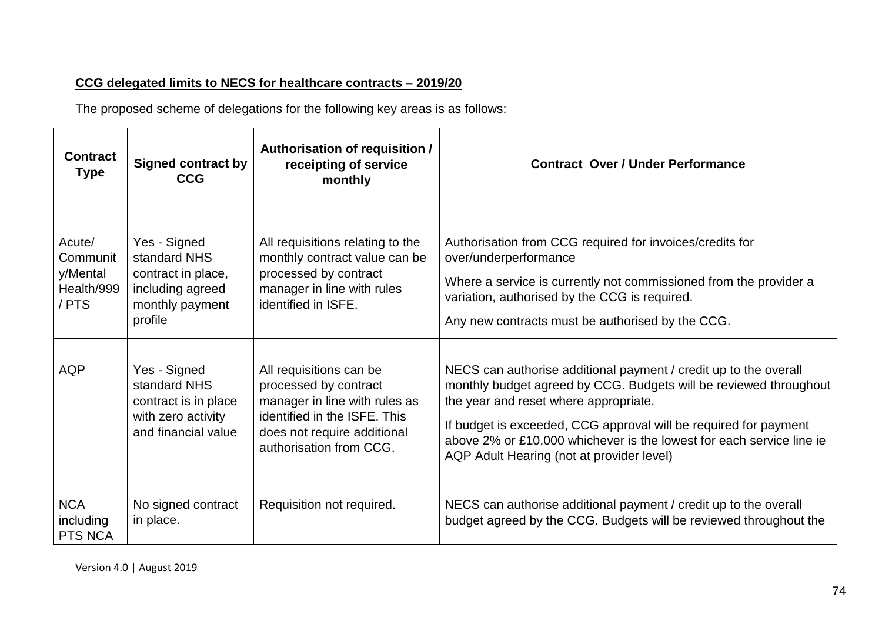**CCG delegated limits to NECS for healthcare contracts – 2019/20**

The proposed scheme of delegations for the following key areas is as follows:

| Contract Type | Signed contract by CCG | Authorisation of requisition / receipting of service monthly | Contract Over / Under Performance |
|---|---|---|---|
| Acute/ Community/Mental Health/999 / PTS | Yes - Signed standard NHS contract in place, including agreed monthly payment profile | All requisitions relating to the monthly contract value can be processed by contract manager in line with rules identified in ISFE. | Authorisation from CCG required for invoices/credits for over/underperformance<br><br>Where a service is currently not commissioned from the provider a variation, authorised by the CCG is required.<br><br>Any new contracts must be authorised by the CCG. |
| AQP | Yes - Signed standard NHS contract is in place with zero activity and financial value | All requisitions can be processed by contract manager in line with rules as identified in the ISFE. This does not require additional authorisation from CCG. | NECS can authorise additional payment / credit up to the overall monthly budget agreed by CCG. Budgets will be reviewed throughout the year and reset where appropriate.<br><br>If budget is exceeded, CCG approval will be required for payment above 2% or £10,000 whichever is the lowest for each service line ie AQP Adult Hearing (not at provider level) |
| NCA including PTS NCA | No signed contract in place. | Requisition not required. | NECS can authorise additional payment / credit up to the overall budget agreed by the CCG. Budgets will be reviewed throughout the |

Version 4.0 | August 2019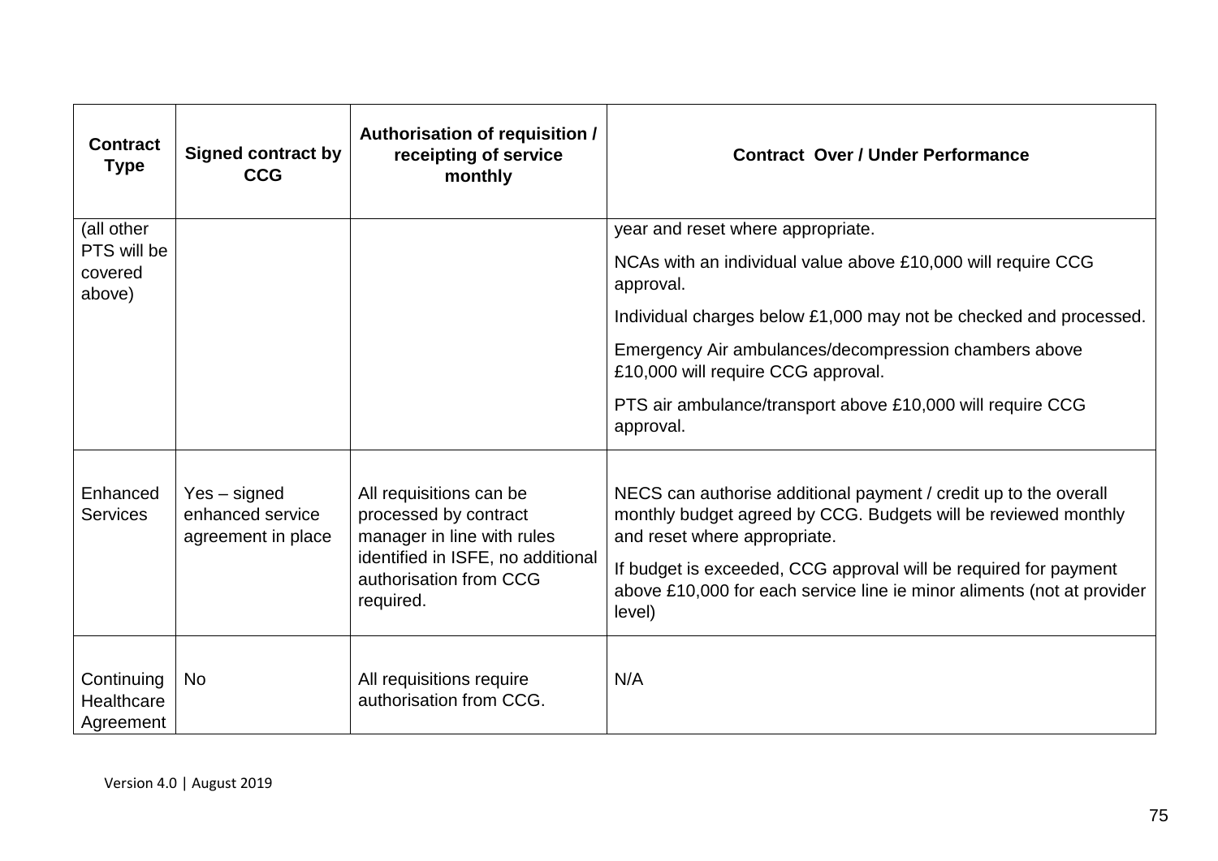| Contract Type | Signed contract by CCG | Authorisation of requisition / receipting of service monthly | Contract Over / Under Performance |
|---|---|---|---|
| (all other PTS will be covered above) | | | year and reset where appropriate.<br><br>NCAs with an individual value above £10,000 will require CCG approval.<br><br>Individual charges below £1,000 may not be checked and processed.<br><br>Emergency Air ambulances/decompression chambers above £10,000 will require CCG approval.<br><br>PTS air ambulance/transport above £10,000 will require CCG approval. |
| Enhanced Services | Yes – signed enhanced service agreement in place | All requisitions can be processed by contract manager in line with rules identified in ISFE, no additional authorisation from CCG required. | NECS can authorise additional payment / credit up to the overall monthly budget agreed by CCG. Budgets will be reviewed monthly and reset where appropriate.<br><br>If budget is exceeded, CCG approval will be required for payment above £10,000 for each service line ie minor aliments (not at provider level) |
| Continuing Healthcare Agreement | No | All requisitions require authorisation from CCG. | N/A |

Version 4.0 | August 2019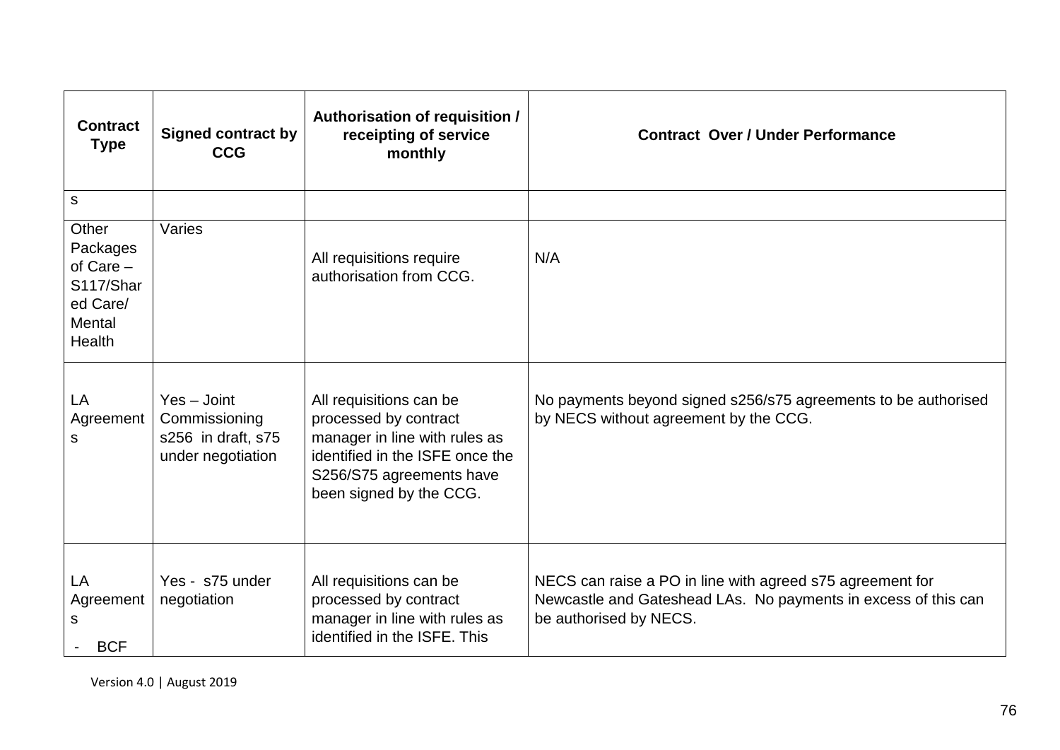| Contract Type | Signed contract by CCG | Authorisation of requisition / receipting of service monthly | Contract Over / Under Performance |
|---|---|---|---|
| s | | | |
| Other Packages of Care – S117/Shared Care/ Mental Health | Varies | All requisitions require authorisation from CCG. | N/A |
| LA Agreements | Yes – Joint Commissioning s256 in draft, s75 under negotiation | All requisitions can be processed by contract manager in line with rules as identified in the ISFE once the S256/S75 agreements have been signed by the CCG. | No payments beyond signed s256/s75 agreements to be authorised by NECS without agreement by the CCG. |
| LA Agreements<br>- BCF | Yes - s75 under negotiation | All requisitions can be processed by contract manager in line with rules as identified in the ISFE. This | NECS can raise a PO in line with agreed s75 agreement for Newcastle and Gateshead LAs. No payments in excess of this can be authorised by NECS. |

Version 4.0 | August 2019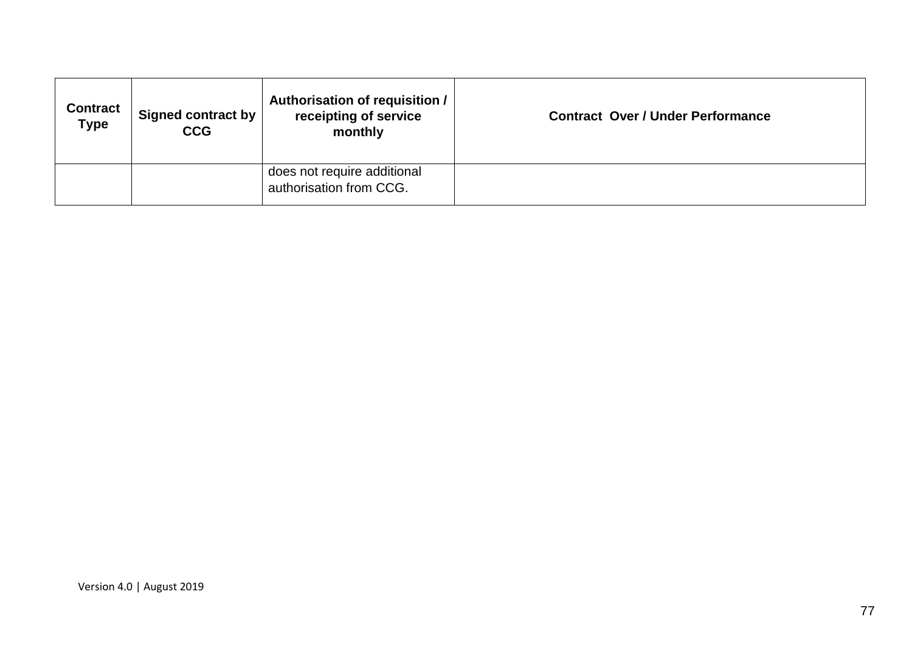| Contract Type | Signed contract by CCG | Authorisation of requisition / receipting of service monthly | Contract Over / Under Performance |
|---|---|---|---|
| | | does not require additional authorisation from CCG. | |

Version 4.0 | August 2019